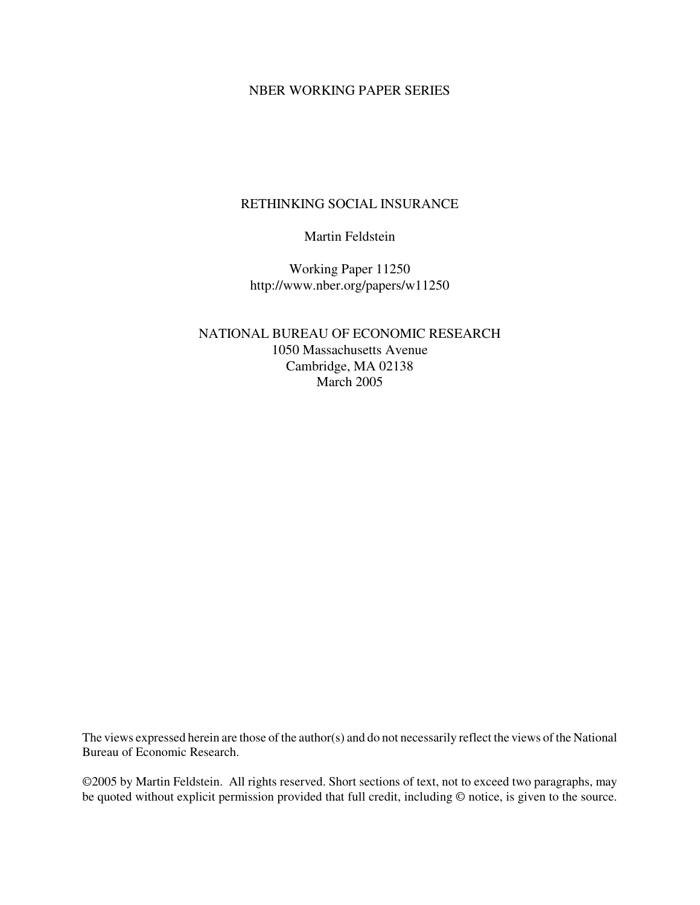NBER WORKING PAPER SERIES

# RETHINKING SOCIAL INSURANCE

Martin Feldstein

Working Paper 11250
http://www.nber.org/papers/w11250

NATIONAL BUREAU OF ECONOMIC RESEARCH
1050 Massachusetts Avenue
Cambridge, MA 02138
March 2005

The views expressed herein are those of the author(s) and do not necessarily reflect the views of the National Bureau of Economic Research.

©2005 by Martin Feldstein. All rights reserved. Short sections of text, not to exceed two paragraphs, may be quoted without explicit permission provided that full credit, including © notice, is given to the source.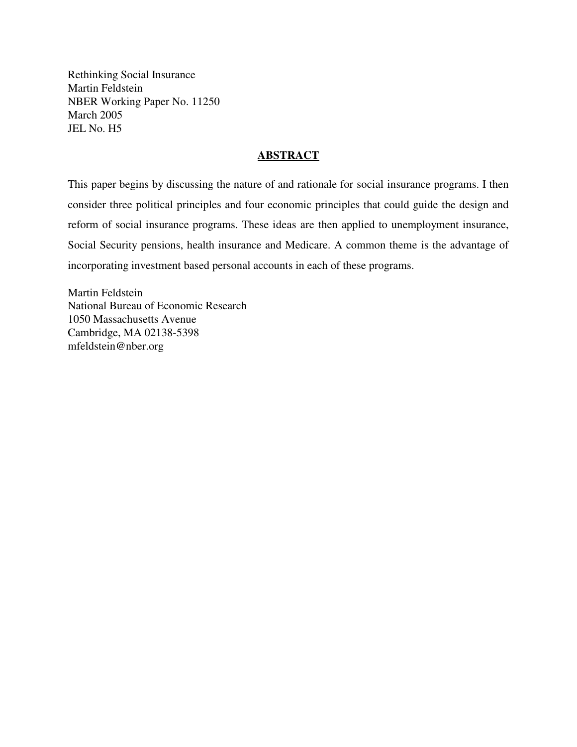Rethinking Social Insurance
Martin Feldstein
NBER Working Paper No. 11250
March 2005
JEL No. H5

## ABSTRACT

This paper begins by discussing the nature of and rationale for social insurance programs. I then consider three political principles and four economic principles that could guide the design and reform of social insurance programs. These ideas are then applied to unemployment insurance, Social Security pensions, health insurance and Medicare. A common theme is the advantage of incorporating investment based personal accounts in each of these programs.

Martin Feldstein
National Bureau of Economic Research
1050 Massachusetts Avenue
Cambridge, MA 02138-5398
mfeldstein@nber.org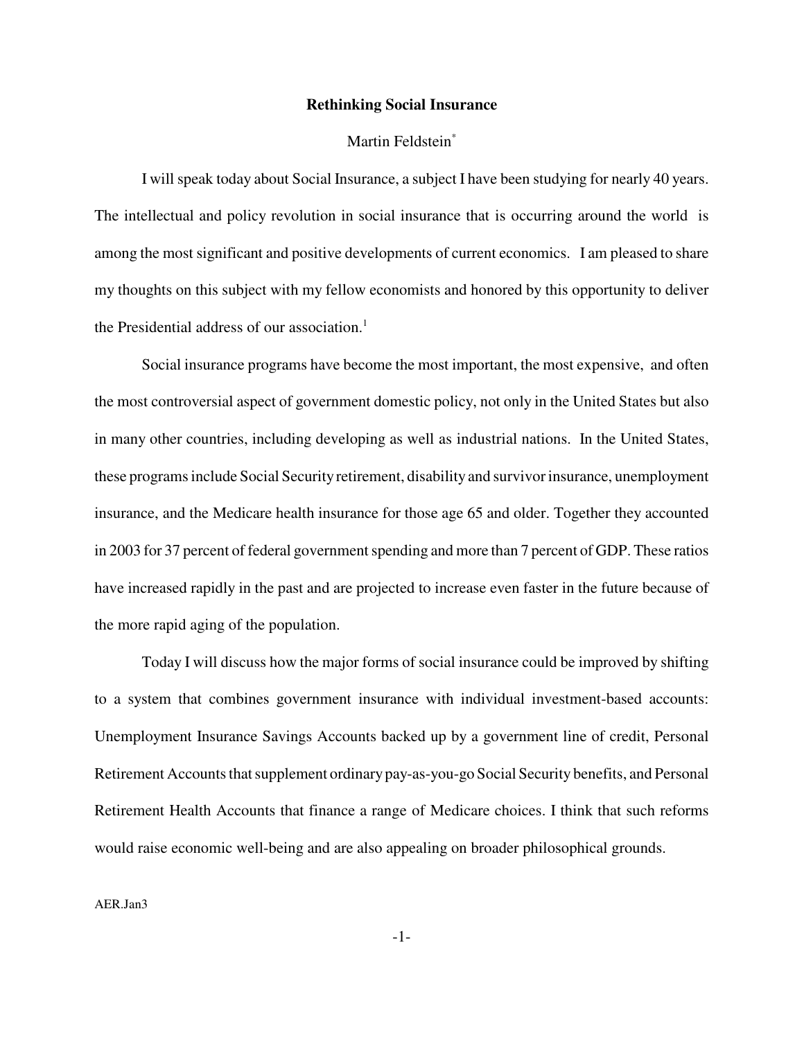# Rethinking Social Insurance

Martin Feldstein*

I will speak today about Social Insurance, a subject I have been studying for nearly 40 years. The intellectual and policy revolution in social insurance that is occurring around the world is among the most significant and positive developments of current economics. I am pleased to share my thoughts on this subject with my fellow economists and honored by this opportunity to deliver the Presidential address of our association.[1]

Social insurance programs have become the most important, the most expensive, and often the most controversial aspect of government domestic policy, not only in the United States but also in many other countries, including developing as well as industrial nations. In the United States, these programs include Social Security retirement, disability and survivor insurance, unemployment insurance, and the Medicare health insurance for those age 65 and older. Together they accounted in 2003 for 37 percent of federal government spending and more than 7 percent of GDP. These ratios have increased rapidly in the past and are projected to increase even faster in the future because of the more rapid aging of the population.

Today I will discuss how the major forms of social insurance could be improved by shifting to a system that combines government insurance with individual investment-based accounts: Unemployment Insurance Savings Accounts backed up by a government line of credit, Personal Retirement Accounts that supplement ordinary pay-as-you-go Social Security benefits, and Personal Retirement Health Accounts that finance a range of Medicare choices. I think that such reforms would raise economic well-being and are also appealing on broader philosophical grounds.

AER.Jan3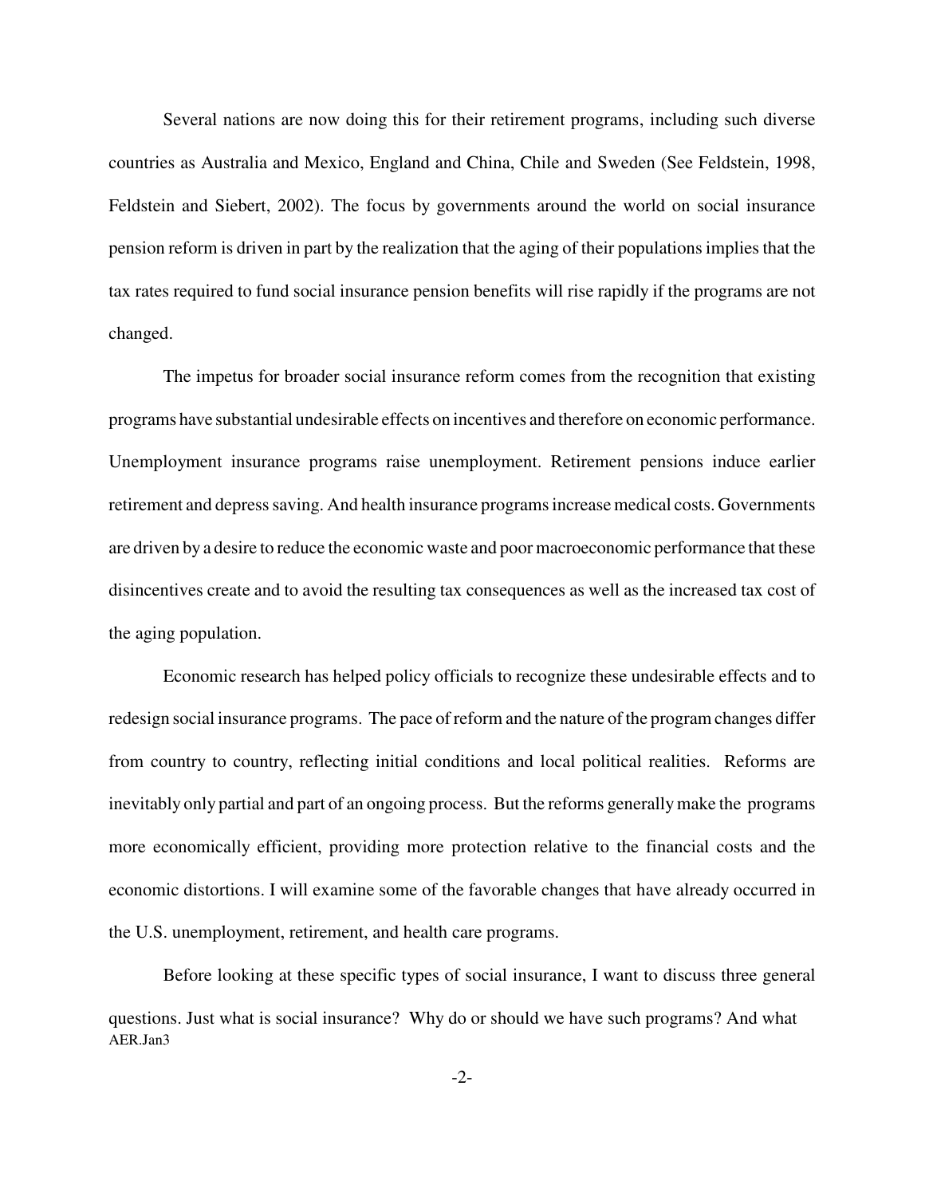Several nations are now doing this for their retirement programs, including such diverse countries as Australia and Mexico, England and China, Chile and Sweden (See Feldstein, 1998, Feldstein and Siebert, 2002). The focus by governments around the world on social insurance pension reform is driven in part by the realization that the aging of their populations implies that the tax rates required to fund social insurance pension benefits will rise rapidly if the programs are not changed.

The impetus for broader social insurance reform comes from the recognition that existing programs have substantial undesirable effects on incentives and therefore on economic performance. Unemployment insurance programs raise unemployment. Retirement pensions induce earlier retirement and depress saving. And health insurance programs increase medical costs. Governments are driven by a desire to reduce the economic waste and poor macroeconomic performance that these disincentives create and to avoid the resulting tax consequences as well as the increased tax cost of the aging population.

Economic research has helped policy officials to recognize these undesirable effects and to redesign social insurance programs. The pace of reform and the nature of the program changes differ from country to country, reflecting initial conditions and local political realities. Reforms are inevitably only partial and part of an ongoing process. But the reforms generally make the programs more economically efficient, providing more protection relative to the financial costs and the economic distortions. I will examine some of the favorable changes that have already occurred in the U.S. unemployment, retirement, and health care programs.

Before looking at these specific types of social insurance, I want to discuss three general questions. Just what is social insurance? Why do or should we have such programs? And what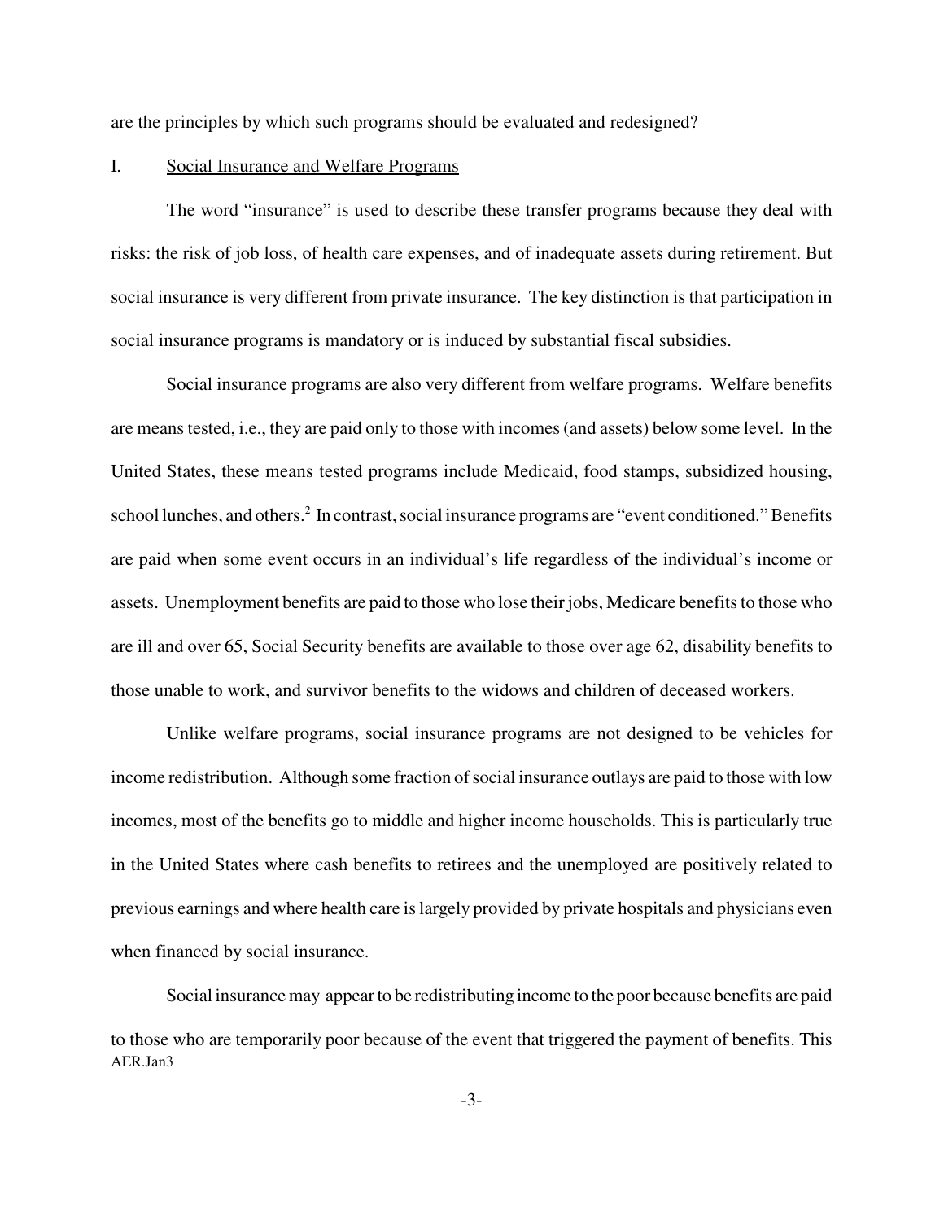are the principles by which such programs should be evaluated and redesigned?

## I. Social Insurance and Welfare Programs

The word "insurance" is used to describe these transfer programs because they deal with risks: the risk of job loss, of health care expenses, and of inadequate assets during retirement. But social insurance is very different from private insurance. The key distinction is that participation in social insurance programs is mandatory or is induced by substantial fiscal subsidies.

Social insurance programs are also very different from welfare programs. Welfare benefits are means tested, i.e., they are paid only to those with incomes (and assets) below some level. In the United States, these means tested programs include Medicaid, food stamps, subsidized housing, school lunches, and others.[2] In contrast, social insurance programs are "event conditioned." Benefits are paid when some event occurs in an individual's life regardless of the individual's income or assets. Unemployment benefits are paid to those who lose their jobs, Medicare benefits to those who are ill and over 65, Social Security benefits are available to those over age 62, disability benefits to those unable to work, and survivor benefits to the widows and children of deceased workers.

Unlike welfare programs, social insurance programs are not designed to be vehicles for income redistribution. Although some fraction of social insurance outlays are paid to those with low incomes, most of the benefits go to middle and higher income households. This is particularly true in the United States where cash benefits to retirees and the unemployed are positively related to previous earnings and where health care is largely provided by private hospitals and physicians even when financed by social insurance.

Social insurance may appear to be redistributing income to the poor because benefits are paid to those who are temporarily poor because of the event that triggered the payment of benefits. This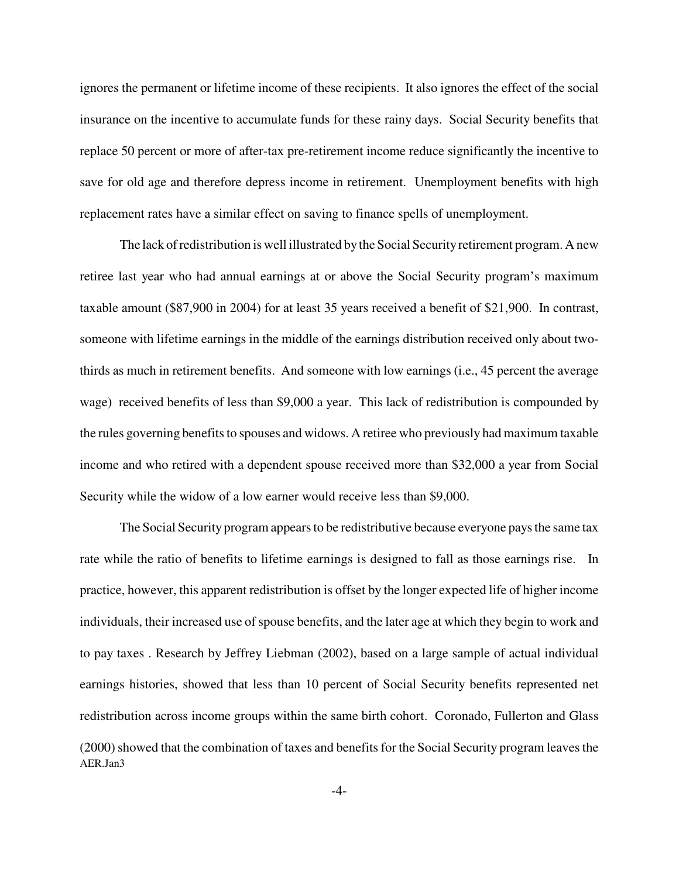ignores the permanent or lifetime income of these recipients. It also ignores the effect of the social insurance on the incentive to accumulate funds for these rainy days. Social Security benefits that replace 50 percent or more of after-tax pre-retirement income reduce significantly the incentive to save for old age and therefore depress income in retirement. Unemployment benefits with high replacement rates have a similar effect on saving to finance spells of unemployment.

The lack of redistribution is well illustrated by the Social Security retirement program. A new retiree last year who had annual earnings at or above the Social Security program's maximum taxable amount ($87,900 in 2004) for at least 35 years received a benefit of $21,900. In contrast, someone with lifetime earnings in the middle of the earnings distribution received only about two-thirds as much in retirement benefits. And someone with low earnings (i.e., 45 percent the average wage) received benefits of less than $9,000 a year. This lack of redistribution is compounded by the rules governing benefits to spouses and widows. A retiree who previously had maximum taxable income and who retired with a dependent spouse received more than $32,000 a year from Social Security while the widow of a low earner would receive less than $9,000.

The Social Security program appears to be redistributive because everyone pays the same tax rate while the ratio of benefits to lifetime earnings is designed to fall as those earnings rise. In practice, however, this apparent redistribution is offset by the longer expected life of higher income individuals, their increased use of spouse benefits, and the later age at which they begin to work and to pay taxes . Research by Jeffrey Liebman (2002), based on a large sample of actual individual earnings histories, showed that less than 10 percent of Social Security benefits represented net redistribution across income groups within the same birth cohort. Coronado, Fullerton and Glass (2000) showed that the combination of taxes and benefits for the Social Security program leaves the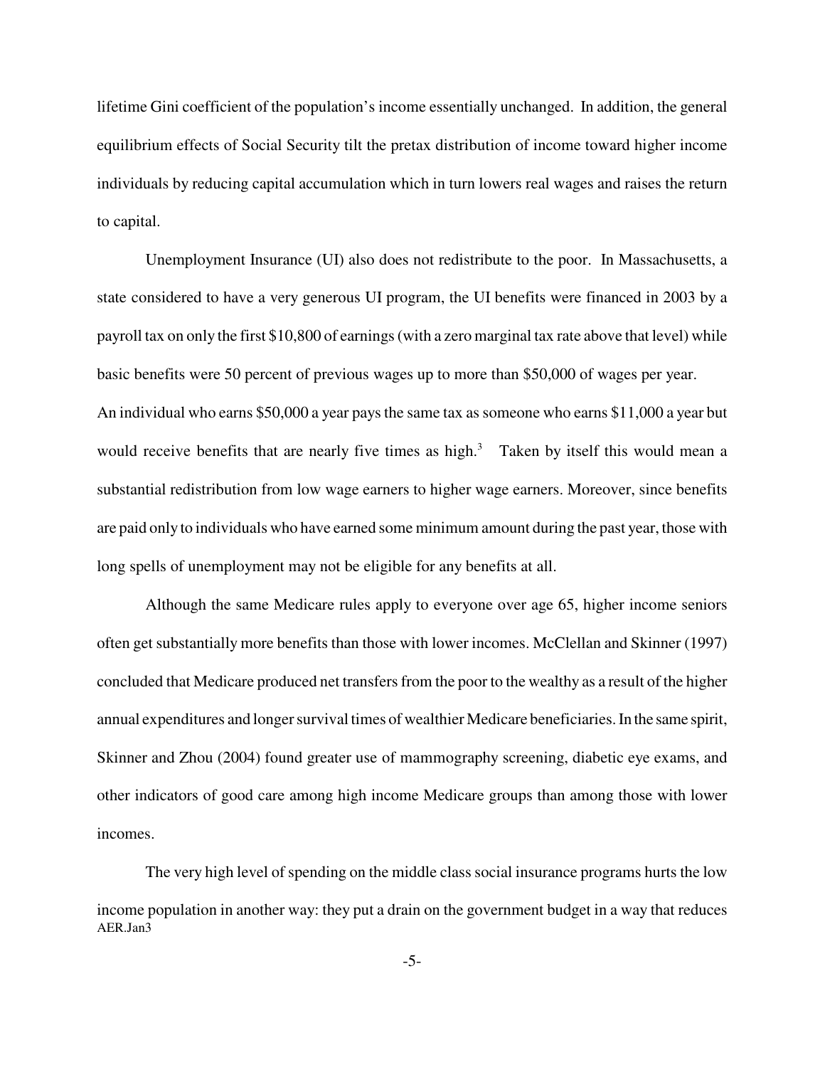lifetime Gini coefficient of the population's income essentially unchanged. In addition, the general equilibrium effects of Social Security tilt the pretax distribution of income toward higher income individuals by reducing capital accumulation which in turn lowers real wages and raises the return to capital.

Unemployment Insurance (UI) also does not redistribute to the poor. In Massachusetts, a state considered to have a very generous UI program, the UI benefits were financed in 2003 by a payroll tax on only the first $10,800 of earnings (with a zero marginal tax rate above that level) while basic benefits were 50 percent of previous wages up to more than $50,000 of wages per year. An individual who earns $50,000 a year pays the same tax as someone who earns $11,000 a year but would receive benefits that are nearly five times as high.[3] Taken by itself this would mean a substantial redistribution from low wage earners to higher wage earners. Moreover, since benefits are paid only to individuals who have earned some minimum amount during the past year, those with long spells of unemployment may not be eligible for any benefits at all.

Although the same Medicare rules apply to everyone over age 65, higher income seniors often get substantially more benefits than those with lower incomes. McClellan and Skinner (1997) concluded that Medicare produced net transfers from the poor to the wealthy as a result of the higher annual expenditures and longer survival times of wealthier Medicare beneficiaries. In the same spirit, Skinner and Zhou (2004) found greater use of mammography screening, diabetic eye exams, and other indicators of good care among high income Medicare groups than among those with lower incomes.

The very high level of spending on the middle class social insurance programs hurts the low income population in another way: they put a drain on the government budget in a way that reduces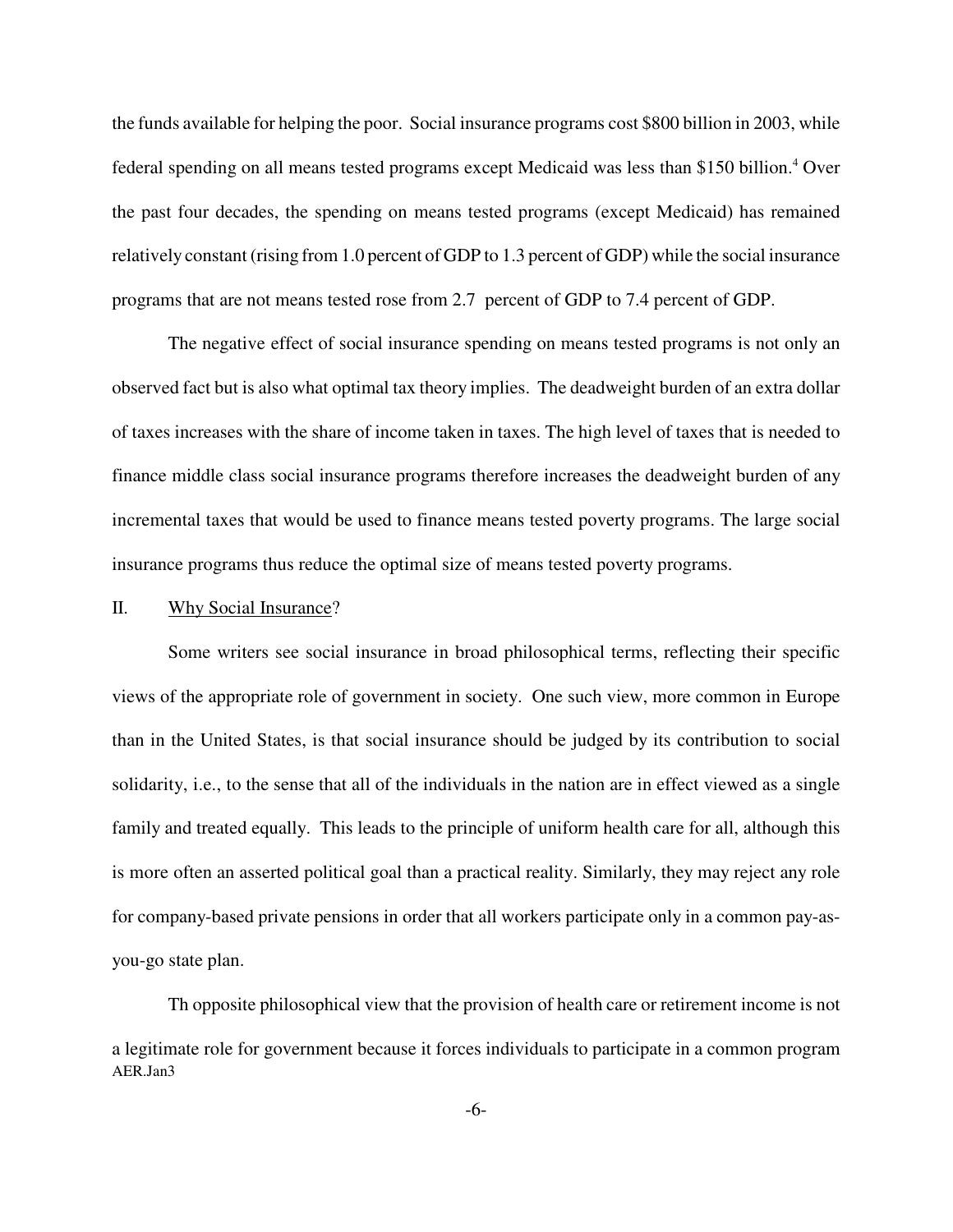the funds available for helping the poor. Social insurance programs cost $800 billion in 2003, while federal spending on all means tested programs except Medicaid was less than $150 billion.[4] Over the past four decades, the spending on means tested programs (except Medicaid) has remained relatively constant (rising from 1.0 percent of GDP to 1.3 percent of GDP) while the social insurance programs that are not means tested rose from 2.7 percent of GDP to 7.4 percent of GDP.

The negative effect of social insurance spending on means tested programs is not only an observed fact but is also what optimal tax theory implies. The deadweight burden of an extra dollar of taxes increases with the share of income taken in taxes. The high level of taxes that is needed to finance middle class social insurance programs therefore increases the deadweight burden of any incremental taxes that would be used to finance means tested poverty programs. The large social insurance programs thus reduce the optimal size of means tested poverty programs.

## II. Why Social Insurance?

Some writers see social insurance in broad philosophical terms, reflecting their specific views of the appropriate role of government in society. One such view, more common in Europe than in the United States, is that social insurance should be judged by its contribution to social solidarity, i.e., to the sense that all of the individuals in the nation are in effect viewed as a single family and treated equally. This leads to the principle of uniform health care for all, although this is more often an asserted political goal than a practical reality. Similarly, they may reject any role for company-based private pensions in order that all workers participate only in a common pay-as-you-go state plan.

Th opposite philosophical view that the provision of health care or retirement income is not a legitimate role for government because it forces individuals to participate in a common program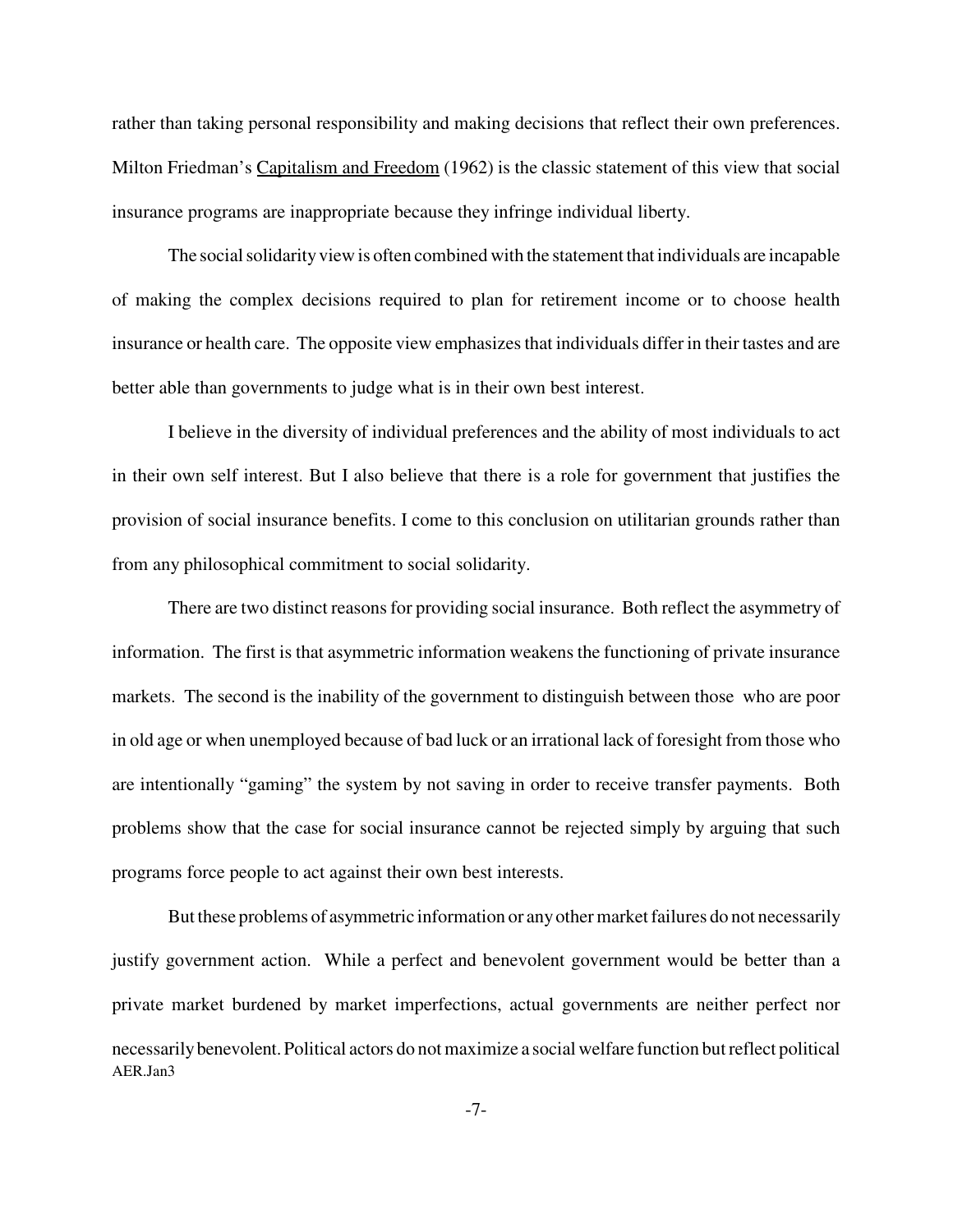rather than taking personal responsibility and making decisions that reflect their own preferences. Milton Friedman's Capitalism and Freedom (1962) is the classic statement of this view that social insurance programs are inappropriate because they infringe individual liberty.

The social solidarity view is often combined with the statement that individuals are incapable of making the complex decisions required to plan for retirement income or to choose health insurance or health care. The opposite view emphasizes that individuals differ in their tastes and are better able than governments to judge what is in their own best interest.

I believe in the diversity of individual preferences and the ability of most individuals to act in their own self interest. But I also believe that there is a role for government that justifies the provision of social insurance benefits. I come to this conclusion on utilitarian grounds rather than from any philosophical commitment to social solidarity.

There are two distinct reasons for providing social insurance. Both reflect the asymmetry of information. The first is that asymmetric information weakens the functioning of private insurance markets. The second is the inability of the government to distinguish between those who are poor in old age or when unemployed because of bad luck or an irrational lack of foresight from those who are intentionally "gaming" the system by not saving in order to receive transfer payments. Both problems show that the case for social insurance cannot be rejected simply by arguing that such programs force people to act against their own best interests.

But these problems of asymmetric information or any other market failures do not necessarily justify government action. While a perfect and benevolent government would be better than a private market burdened by market imperfections, actual governments are neither perfect nor necessarily benevolent. Political actors do not maximize a social welfare function but reflect political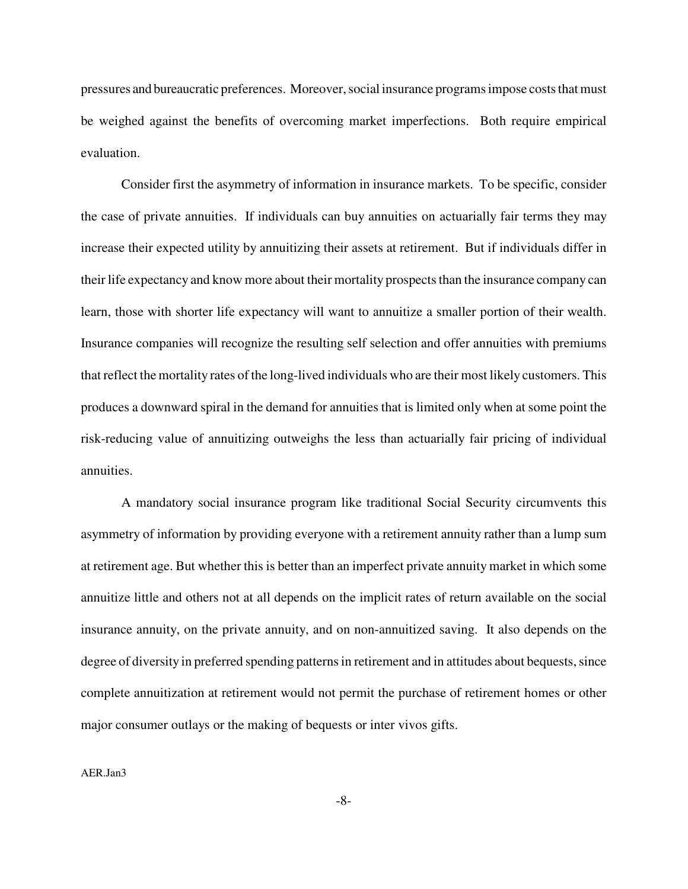pressures and bureaucratic preferences. Moreover, social insurance programs impose costs that must be weighed against the benefits of overcoming market imperfections. Both require empirical evaluation.

Consider first the asymmetry of information in insurance markets. To be specific, consider the case of private annuities. If individuals can buy annuities on actuarially fair terms they may increase their expected utility by annuitizing their assets at retirement. But if individuals differ in their life expectancy and know more about their mortality prospects than the insurance company can learn, those with shorter life expectancy will want to annuitize a smaller portion of their wealth. Insurance companies will recognize the resulting self selection and offer annuities with premiums that reflect the mortality rates of the long-lived individuals who are their most likely customers. This produces a downward spiral in the demand for annuities that is limited only when at some point the risk-reducing value of annuitizing outweighs the less than actuarially fair pricing of individual annuities.

A mandatory social insurance program like traditional Social Security circumvents this asymmetry of information by providing everyone with a retirement annuity rather than a lump sum at retirement age. But whether this is better than an imperfect private annuity market in which some annuitize little and others not at all depends on the implicit rates of return available on the social insurance annuity, on the private annuity, and on non-annuitized saving. It also depends on the degree of diversity in preferred spending patterns in retirement and in attitudes about bequests, since complete annuitization at retirement would not permit the purchase of retirement homes or other major consumer outlays or the making of bequests or inter vivos gifts.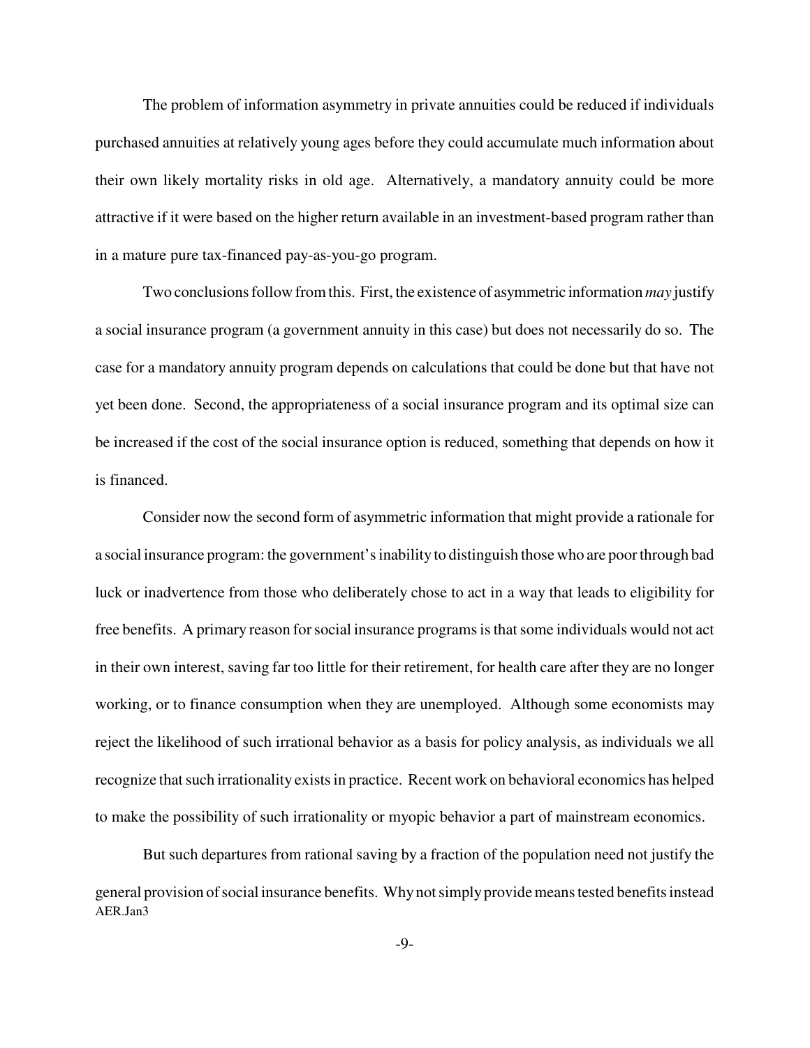The problem of information asymmetry in private annuities could be reduced if individuals purchased annuities at relatively young ages before they could accumulate much information about their own likely mortality risks in old age. Alternatively, a mandatory annuity could be more attractive if it were based on the higher return available in an investment-based program rather than in a mature pure tax-financed pay-as-you-go program.

Two conclusions follow from this. First, the existence of asymmetric information *may* justify a social insurance program (a government annuity in this case) but does not necessarily do so. The case for a mandatory annuity program depends on calculations that could be done but that have not yet been done. Second, the appropriateness of a social insurance program and its optimal size can be increased if the cost of the social insurance option is reduced, something that depends on how it is financed.

Consider now the second form of asymmetric information that might provide a rationale for a social insurance program: the government's inability to distinguish those who are poor through bad luck or inadvertence from those who deliberately chose to act in a way that leads to eligibility for free benefits. A primary reason for social insurance programs is that some individuals would not act in their own interest, saving far too little for their retirement, for health care after they are no longer working, or to finance consumption when they are unemployed. Although some economists may reject the likelihood of such irrational behavior as a basis for policy analysis, as individuals we all recognize that such irrationality exists in practice. Recent work on behavioral economics has helped to make the possibility of such irrationality or myopic behavior a part of mainstream economics.

But such departures from rational saving by a fraction of the population need not justify the general provision of social insurance benefits. Why not simply provide means tested benefits instead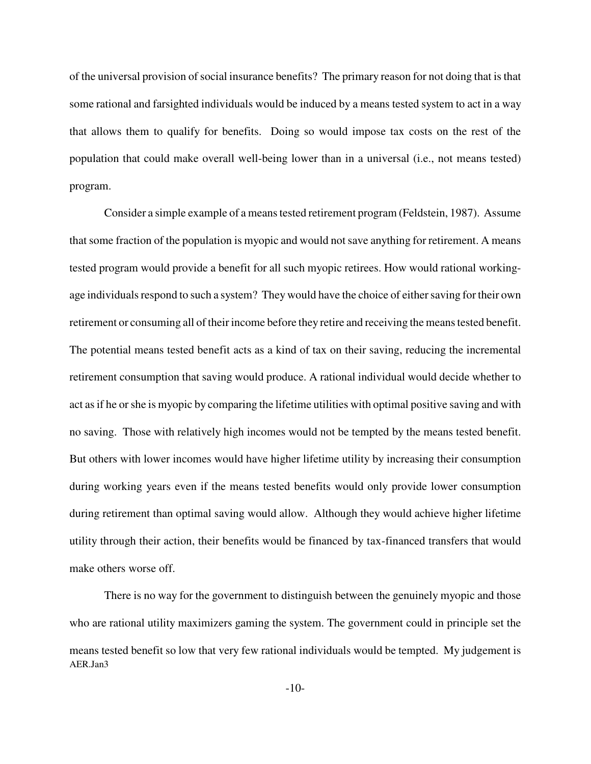of the universal provision of social insurance benefits? The primary reason for not doing that is that some rational and farsighted individuals would be induced by a means tested system to act in a way that allows them to qualify for benefits. Doing so would impose tax costs on the rest of the population that could make overall well-being lower than in a universal (i.e., not means tested) program.

Consider a simple example of a means tested retirement program (Feldstein, 1987). Assume that some fraction of the population is myopic and would not save anything for retirement. A means tested program would provide a benefit for all such myopic retirees. How would rational working-age individuals respond to such a system? They would have the choice of either saving for their own retirement or consuming all of their income before they retire and receiving the means tested benefit. The potential means tested benefit acts as a kind of tax on their saving, reducing the incremental retirement consumption that saving would produce. A rational individual would decide whether to act as if he or she is myopic by comparing the lifetime utilities with optimal positive saving and with no saving. Those with relatively high incomes would not be tempted by the means tested benefit. But others with lower incomes would have higher lifetime utility by increasing their consumption during working years even if the means tested benefits would only provide lower consumption during retirement than optimal saving would allow. Although they would achieve higher lifetime utility through their action, their benefits would be financed by tax-financed transfers that would make others worse off.

There is no way for the government to distinguish between the genuinely myopic and those who are rational utility maximizers gaming the system. The government could in principle set the means tested benefit so low that very few rational individuals would be tempted. My judgement is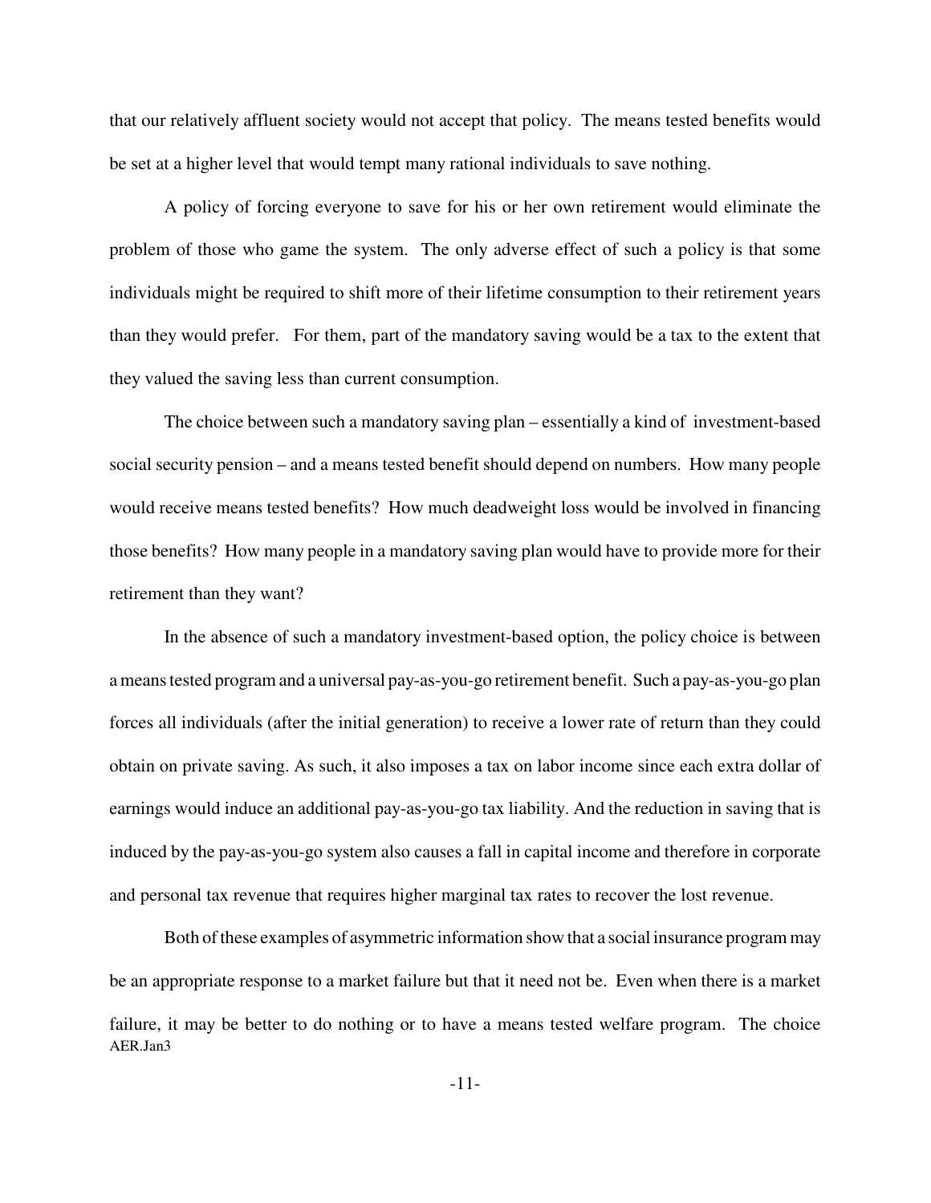that our relatively affluent society would not accept that policy. The means tested benefits would be set at a higher level that would tempt many rational individuals to save nothing.

A policy of forcing everyone to save for his or her own retirement would eliminate the problem of those who game the system. The only adverse effect of such a policy is that some individuals might be required to shift more of their lifetime consumption to their retirement years than they would prefer. For them, part of the mandatory saving would be a tax to the extent that they valued the saving less than current consumption.

The choice between such a mandatory saving plan – essentially a kind of investment-based social security pension – and a means tested benefit should depend on numbers. How many people would receive means tested benefits? How much deadweight loss would be involved in financing those benefits? How many people in a mandatory saving plan would have to provide more for their retirement than they want?

In the absence of such a mandatory investment-based option, the policy choice is between a means tested program and a universal pay-as-you-go retirement benefit. Such a pay-as-you-go plan forces all individuals (after the initial generation) to receive a lower rate of return than they could obtain on private saving. As such, it also imposes a tax on labor income since each extra dollar of earnings would induce an additional pay-as-you-go tax liability. And the reduction in saving that is induced by the pay-as-you-go system also causes a fall in capital income and therefore in corporate and personal tax revenue that requires higher marginal tax rates to recover the lost revenue.

Both of these examples of asymmetric information show that a social insurance program may be an appropriate response to a market failure but that it need not be. Even when there is a market failure, it may be better to do nothing or to have a means tested welfare program. The choice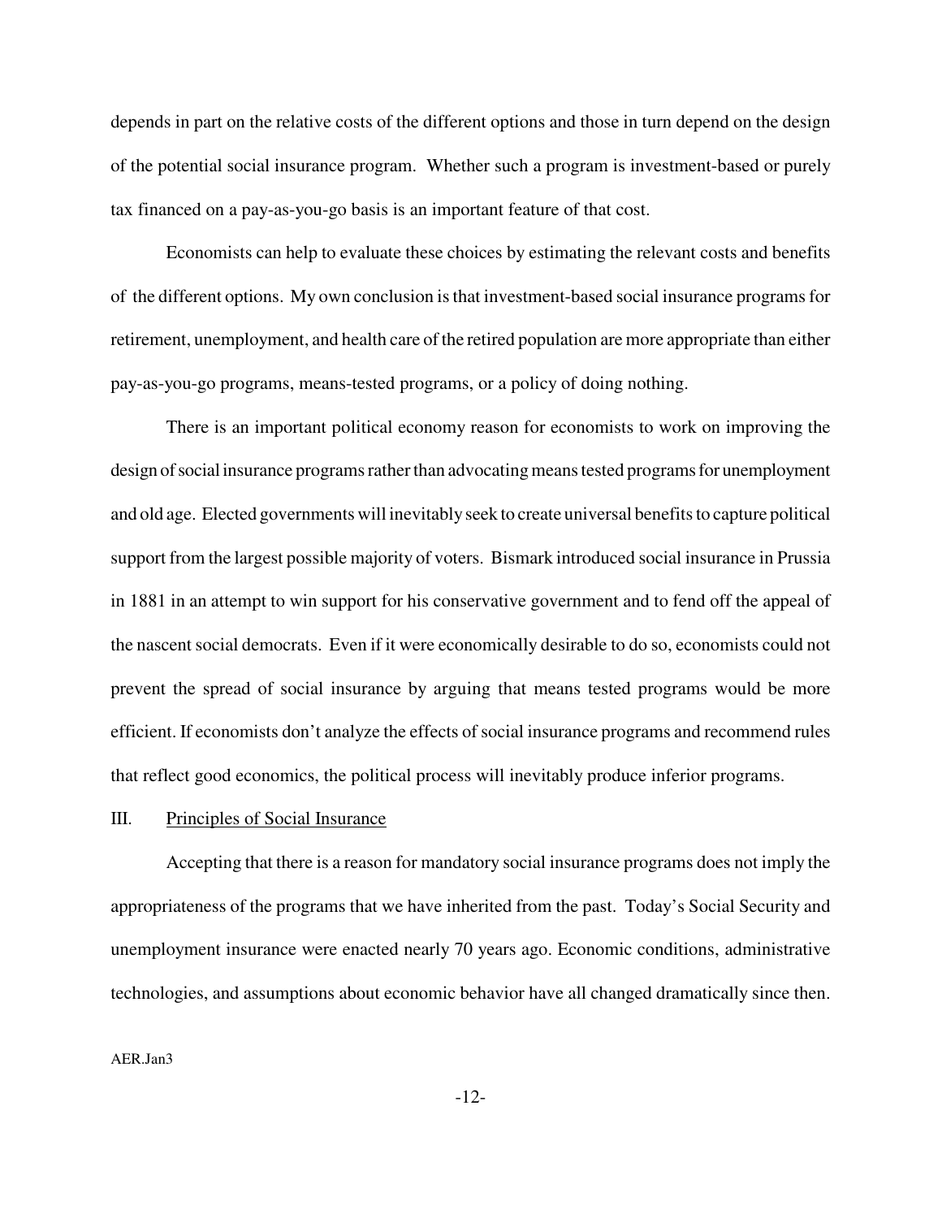depends in part on the relative costs of the different options and those in turn depend on the design of the potential social insurance program. Whether such a program is investment-based or purely tax financed on a pay-as-you-go basis is an important feature of that cost.

Economists can help to evaluate these choices by estimating the relevant costs and benefits of the different options. My own conclusion is that investment-based social insurance programs for retirement, unemployment, and health care of the retired population are more appropriate than either pay-as-you-go programs, means-tested programs, or a policy of doing nothing.

There is an important political economy reason for economists to work on improving the design of social insurance programs rather than advocating means tested programs for unemployment and old age. Elected governments will inevitably seek to create universal benefits to capture political support from the largest possible majority of voters. Bismark introduced social insurance in Prussia in 1881 in an attempt to win support for his conservative government and to fend off the appeal of the nascent social democrats. Even if it were economically desirable to do so, economists could not prevent the spread of social insurance by arguing that means tested programs would be more efficient. If economists don't analyze the effects of social insurance programs and recommend rules that reflect good economics, the political process will inevitably produce inferior programs.

## III. Principles of Social Insurance

Accepting that there is a reason for mandatory social insurance programs does not imply the appropriateness of the programs that we have inherited from the past. Today's Social Security and unemployment insurance were enacted nearly 70 years ago. Economic conditions, administrative technologies, and assumptions about economic behavior have all changed dramatically since then.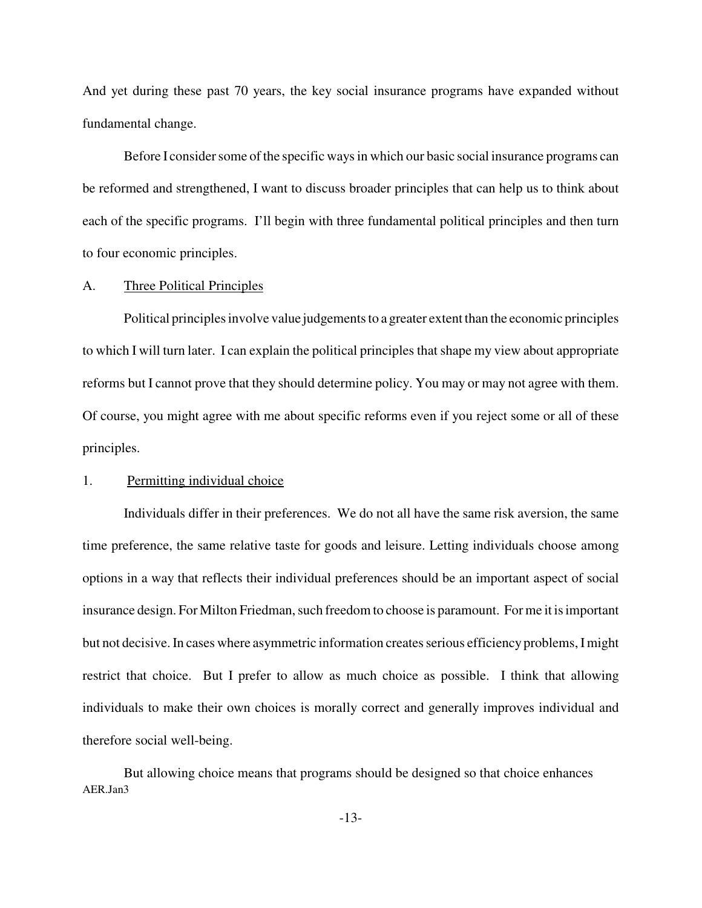And yet during these past 70 years, the key social insurance programs have expanded without fundamental change.

Before I consider some of the specific ways in which our basic social insurance programs can be reformed and strengthened, I want to discuss broader principles that can help us to think about each of the specific programs. I'll begin with three fundamental political principles and then turn to four economic principles.

## A. Three Political Principles

Political principles involve value judgements to a greater extent than the economic principles to which I will turn later. I can explain the political principles that shape my view about appropriate reforms but I cannot prove that they should determine policy. You may or may not agree with them. Of course, you might agree with me about specific reforms even if you reject some or all of these principles.

### 1. Permitting individual choice

Individuals differ in their preferences. We do not all have the same risk aversion, the same time preference, the same relative taste for goods and leisure. Letting individuals choose among options in a way that reflects their individual preferences should be an important aspect of social insurance design. For Milton Friedman, such freedom to choose is paramount. For me it is important but not decisive. In cases where asymmetric information creates serious efficiency problems, I might restrict that choice. But I prefer to allow as much choice as possible. I think that allowing individuals to make their own choices is morally correct and generally improves individual and therefore social well-being.

But allowing choice means that programs should be designed so that choice enhances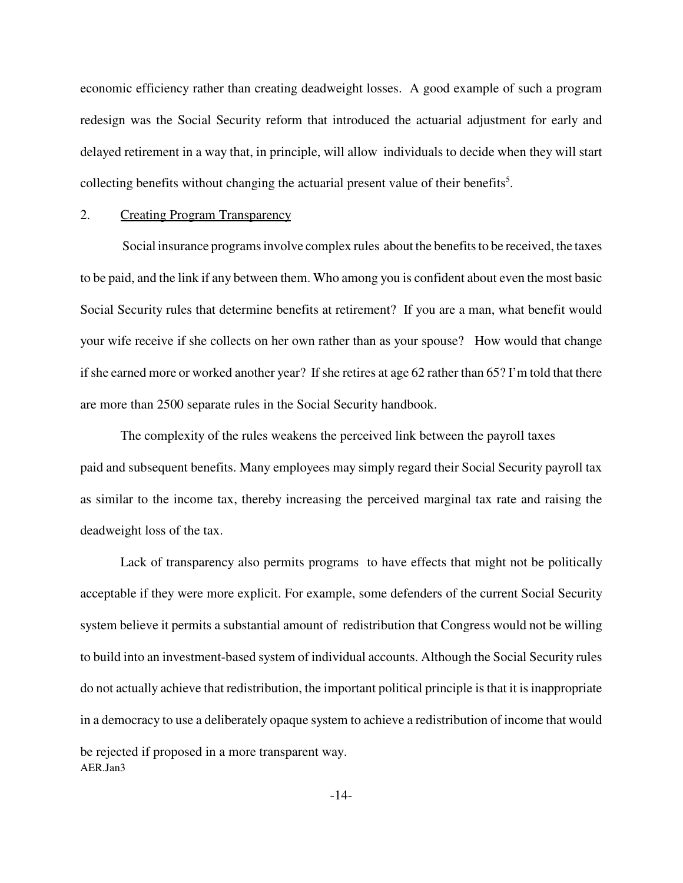economic efficiency rather than creating deadweight losses. A good example of such a program redesign was the Social Security reform that introduced the actuarial adjustment for early and delayed retirement in a way that, in principle, will allow individuals to decide when they will start collecting benefits without changing the actuarial present value of their benefits[5].

2. Creating Program Transparency

Social insurance programs involve complex rules about the benefits to be received, the taxes to be paid, and the link if any between them. Who among you is confident about even the most basic Social Security rules that determine benefits at retirement? If you are a man, what benefit would your wife receive if she collects on her own rather than as your spouse? How would that change if she earned more or worked another year? If she retires at age 62 rather than 65? I'm told that there are more than 2500 separate rules in the Social Security handbook.

The complexity of the rules weakens the perceived link between the payroll taxes paid and subsequent benefits. Many employees may simply regard their Social Security payroll tax as similar to the income tax, thereby increasing the perceived marginal tax rate and raising the deadweight loss of the tax.

Lack of transparency also permits programs to have effects that might not be politically acceptable if they were more explicit. For example, some defenders of the current Social Security system believe it permits a substantial amount of redistribution that Congress would not be willing to build into an investment-based system of individual accounts. Although the Social Security rules do not actually achieve that redistribution, the important political principle is that it is inappropriate in a democracy to use a deliberately opaque system to achieve a redistribution of income that would be rejected if proposed in a more transparent way.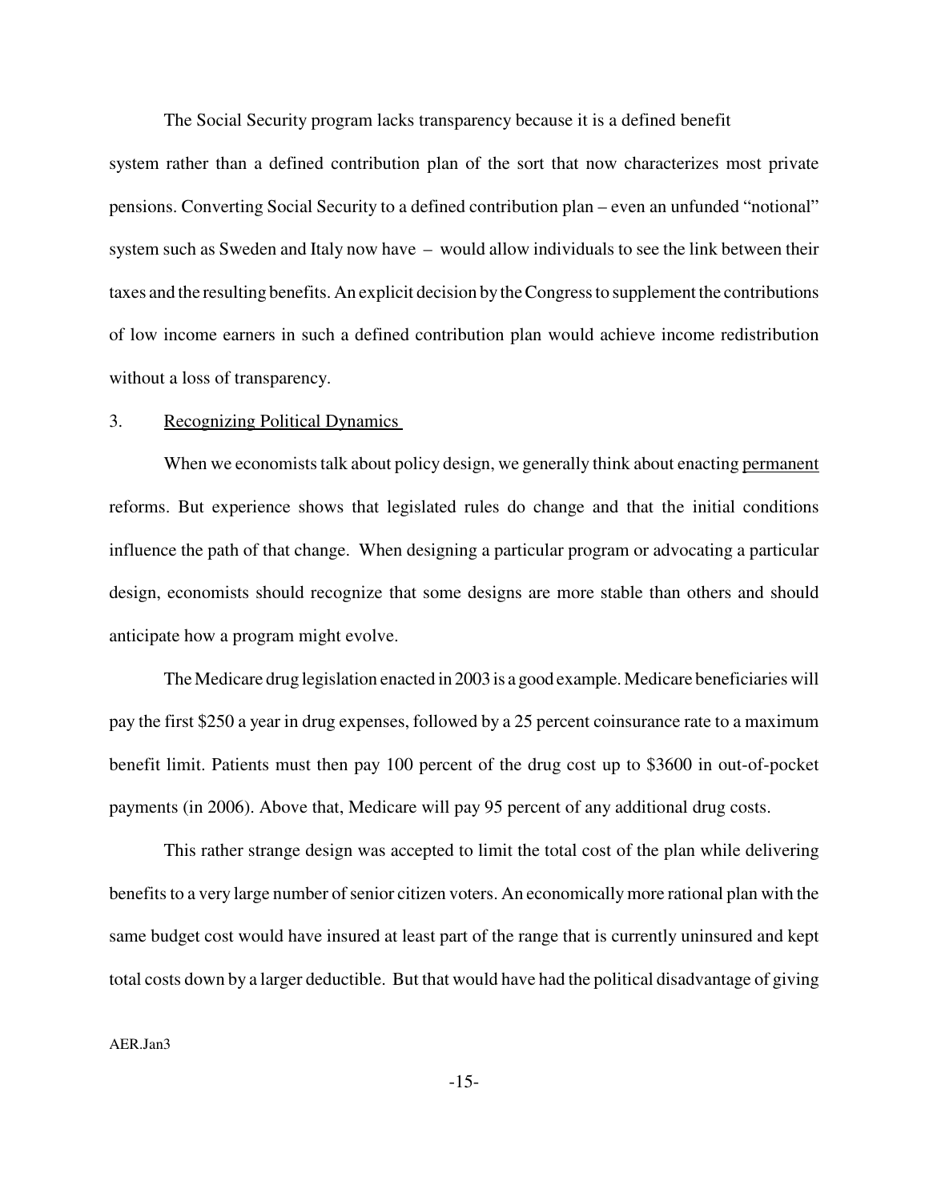The Social Security program lacks transparency because it is a defined benefit system rather than a defined contribution plan of the sort that now characterizes most private pensions. Converting Social Security to a defined contribution plan – even an unfunded "notional" system such as Sweden and Italy now have – would allow individuals to see the link between their taxes and the resulting benefits. An explicit decision by the Congress to supplement the contributions of low income earners in such a defined contribution plan would achieve income redistribution without a loss of transparency.

### 3. Recognizing Political Dynamics

When we economists talk about policy design, we generally think about enacting permanent reforms. But experience shows that legislated rules do change and that the initial conditions influence the path of that change. When designing a particular program or advocating a particular design, economists should recognize that some designs are more stable than others and should anticipate how a program might evolve.

The Medicare drug legislation enacted in 2003 is a good example. Medicare beneficiaries will pay the first $250 a year in drug expenses, followed by a 25 percent coinsurance rate to a maximum benefit limit. Patients must then pay 100 percent of the drug cost up to $3600 in out-of-pocket payments (in 2006). Above that, Medicare will pay 95 percent of any additional drug costs.

This rather strange design was accepted to limit the total cost of the plan while delivering benefits to a very large number of senior citizen voters. An economically more rational plan with the same budget cost would have insured at least part of the range that is currently uninsured and kept total costs down by a larger deductible. But that would have had the political disadvantage of giving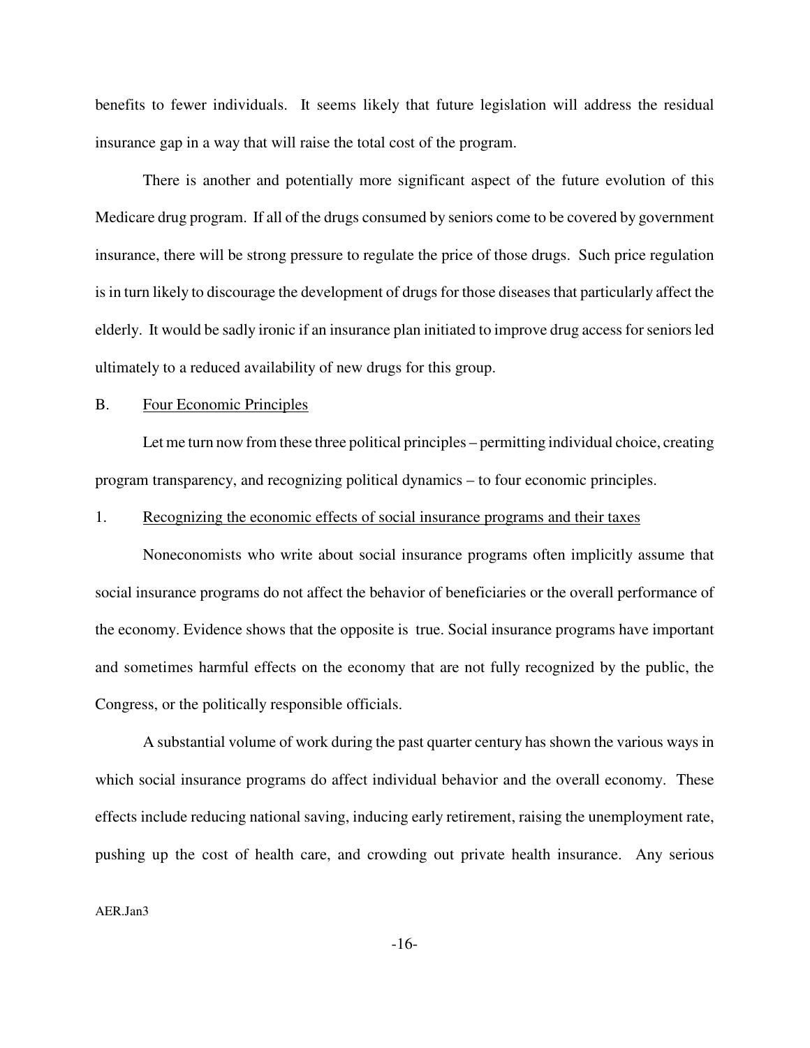benefits to fewer individuals. It seems likely that future legislation will address the residual insurance gap in a way that will raise the total cost of the program.

There is another and potentially more significant aspect of the future evolution of this Medicare drug program. If all of the drugs consumed by seniors come to be covered by government insurance, there will be strong pressure to regulate the price of those drugs. Such price regulation is in turn likely to discourage the development of drugs for those diseases that particularly affect the elderly. It would be sadly ironic if an insurance plan initiated to improve drug access for seniors led ultimately to a reduced availability of new drugs for this group.

## B. Four Economic Principles

Let me turn now from these three political principles – permitting individual choice, creating program transparency, and recognizing political dynamics – to four economic principles.

### 1. Recognizing the economic effects of social insurance programs and their taxes

Noneconomists who write about social insurance programs often implicitly assume that social insurance programs do not affect the behavior of beneficiaries or the overall performance of the economy. Evidence shows that the opposite is true. Social insurance programs have important and sometimes harmful effects on the economy that are not fully recognized by the public, the Congress, or the politically responsible officials.

A substantial volume of work during the past quarter century has shown the various ways in which social insurance programs do affect individual behavior and the overall economy. These effects include reducing national saving, inducing early retirement, raising the unemployment rate, pushing up the cost of health care, and crowding out private health insurance. Any serious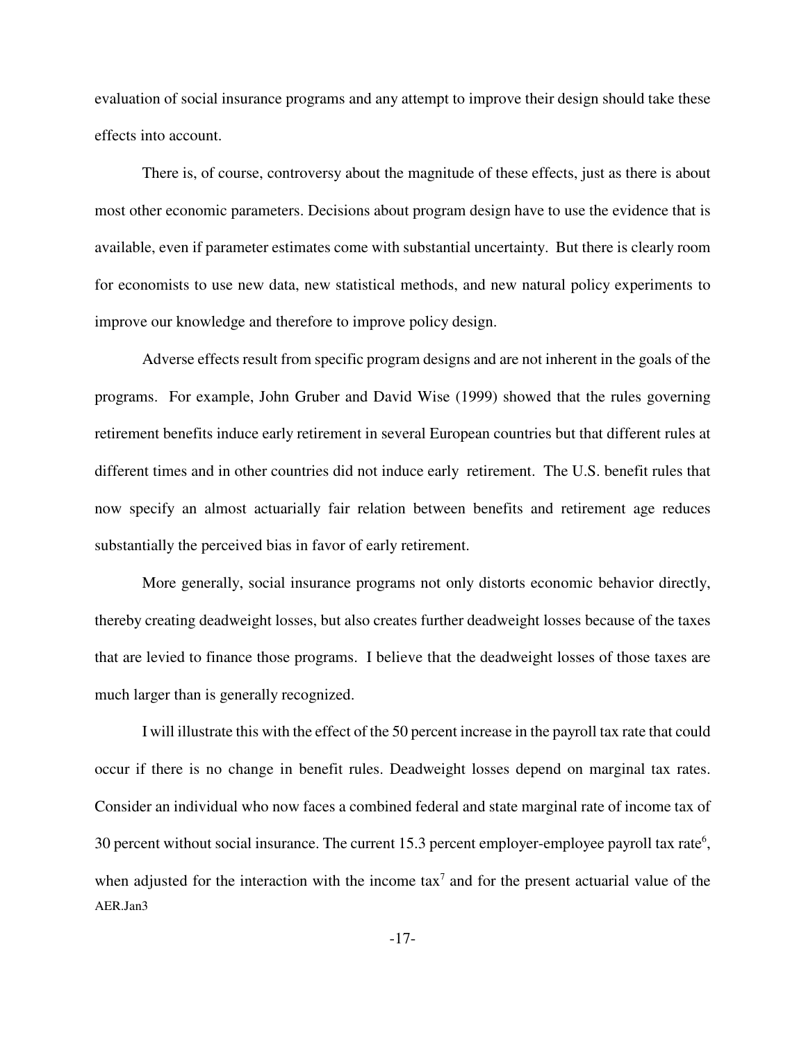evaluation of social insurance programs and any attempt to improve their design should take these effects into account.

There is, of course, controversy about the magnitude of these effects, just as there is about most other economic parameters. Decisions about program design have to use the evidence that is available, even if parameter estimates come with substantial uncertainty. But there is clearly room for economists to use new data, new statistical methods, and new natural policy experiments to improve our knowledge and therefore to improve policy design.

Adverse effects result from specific program designs and are not inherent in the goals of the programs. For example, John Gruber and David Wise (1999) showed that the rules governing retirement benefits induce early retirement in several European countries but that different rules at different times and in other countries did not induce early retirement. The U.S. benefit rules that now specify an almost actuarially fair relation between benefits and retirement age reduces substantially the perceived bias in favor of early retirement.

More generally, social insurance programs not only distorts economic behavior directly, thereby creating deadweight losses, but also creates further deadweight losses because of the taxes that are levied to finance those programs. I believe that the deadweight losses of those taxes are much larger than is generally recognized.

I will illustrate this with the effect of the 50 percent increase in the payroll tax rate that could occur if there is no change in benefit rules. Deadweight losses depend on marginal tax rates. Consider an individual who now faces a combined federal and state marginal rate of income tax of 30 percent without social insurance. The current 15.3 percent employer-employee payroll tax rate[6], when adjusted for the interaction with the income tax[7] and for the present actuarial value of the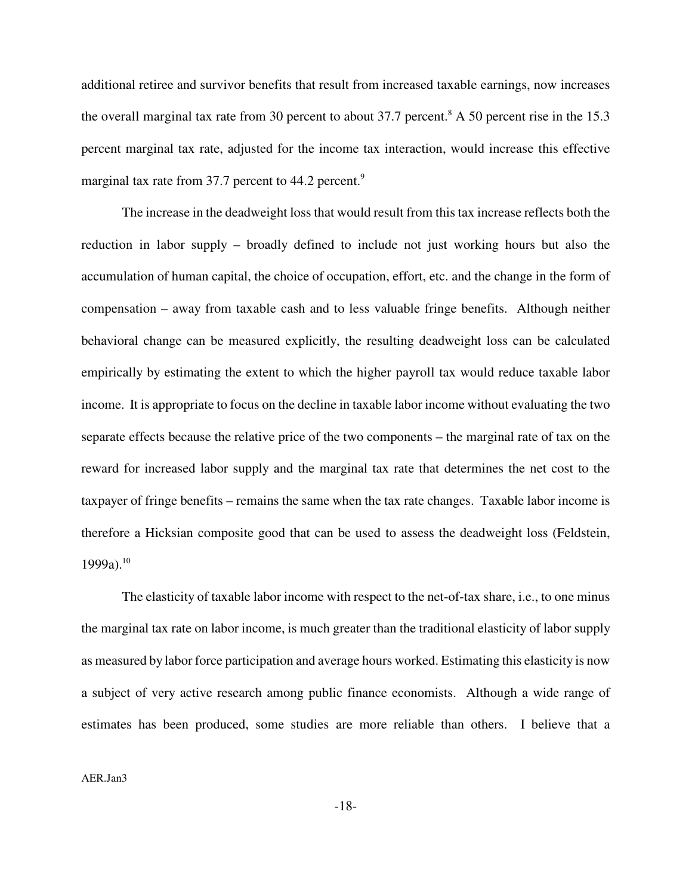additional retiree and survivor benefits that result from increased taxable earnings, now increases the overall marginal tax rate from 30 percent to about 37.7 percent.[8] A 50 percent rise in the 15.3 percent marginal tax rate, adjusted for the income tax interaction, would increase this effective marginal tax rate from 37.7 percent to 44.2 percent.[9]

The increase in the deadweight loss that would result from this tax increase reflects both the reduction in labor supply – broadly defined to include not just working hours but also the accumulation of human capital, the choice of occupation, effort, etc. and the change in the form of compensation – away from taxable cash and to less valuable fringe benefits. Although neither behavioral change can be measured explicitly, the resulting deadweight loss can be calculated empirically by estimating the extent to which the higher payroll tax would reduce taxable labor income. It is appropriate to focus on the decline in taxable labor income without evaluating the two separate effects because the relative price of the two components – the marginal rate of tax on the reward for increased labor supply and the marginal tax rate that determines the net cost to the taxpayer of fringe benefits – remains the same when the tax rate changes. Taxable labor income is therefore a Hicksian composite good that can be used to assess the deadweight loss (Feldstein, 1999a).[10]

The elasticity of taxable labor income with respect to the net-of-tax share, i.e., to one minus the marginal tax rate on labor income, is much greater than the traditional elasticity of labor supply as measured by labor force participation and average hours worked. Estimating this elasticity is now a subject of very active research among public finance economists. Although a wide range of estimates has been produced, some studies are more reliable than others. I believe that a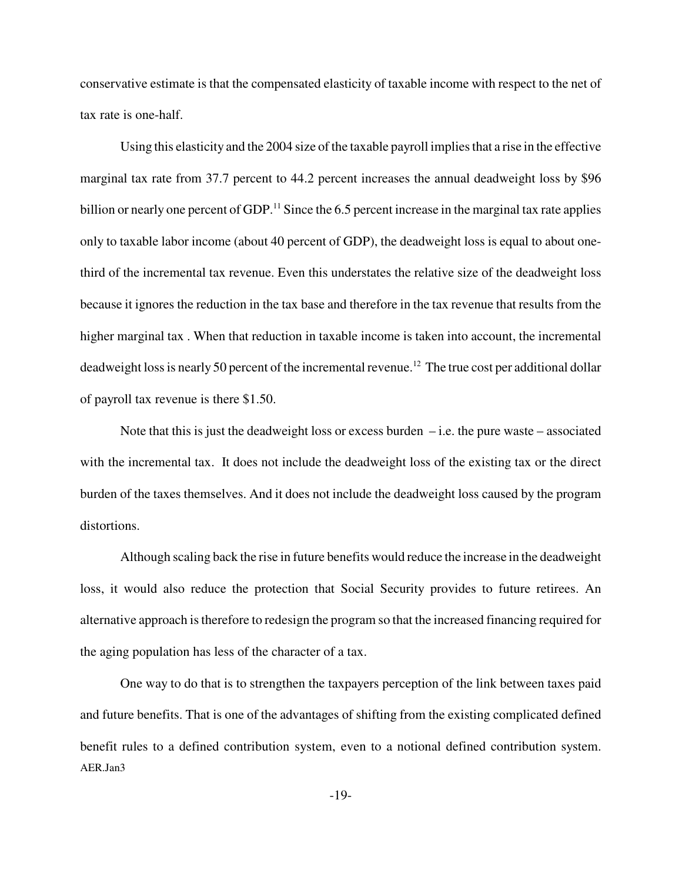conservative estimate is that the compensated elasticity of taxable income with respect to the net of tax rate is one-half.

Using this elasticity and the 2004 size of the taxable payroll implies that a rise in the effective marginal tax rate from 37.7 percent to 44.2 percent increases the annual deadweight loss by $96 billion or nearly one percent of GDP.[11] Since the 6.5 percent increase in the marginal tax rate applies only to taxable labor income (about 40 percent of GDP), the deadweight loss is equal to about one-third of the incremental tax revenue. Even this understates the relative size of the deadweight loss because it ignores the reduction in the tax base and therefore in the tax revenue that results from the higher marginal tax . When that reduction in taxable income is taken into account, the incremental deadweight loss is nearly 50 percent of the incremental revenue.[12] The true cost per additional dollar of payroll tax revenue is there $1.50.

Note that this is just the deadweight loss or excess burden – i.e. the pure waste – associated with the incremental tax. It does not include the deadweight loss of the existing tax or the direct burden of the taxes themselves. And it does not include the deadweight loss caused by the program distortions.

Although scaling back the rise in future benefits would reduce the increase in the deadweight loss, it would also reduce the protection that Social Security provides to future retirees. An alternative approach is therefore to redesign the program so that the increased financing required for the aging population has less of the character of a tax.

One way to do that is to strengthen the taxpayers perception of the link between taxes paid and future benefits. That is one of the advantages of shifting from the existing complicated defined benefit rules to a defined contribution system, even to a notional defined contribution system.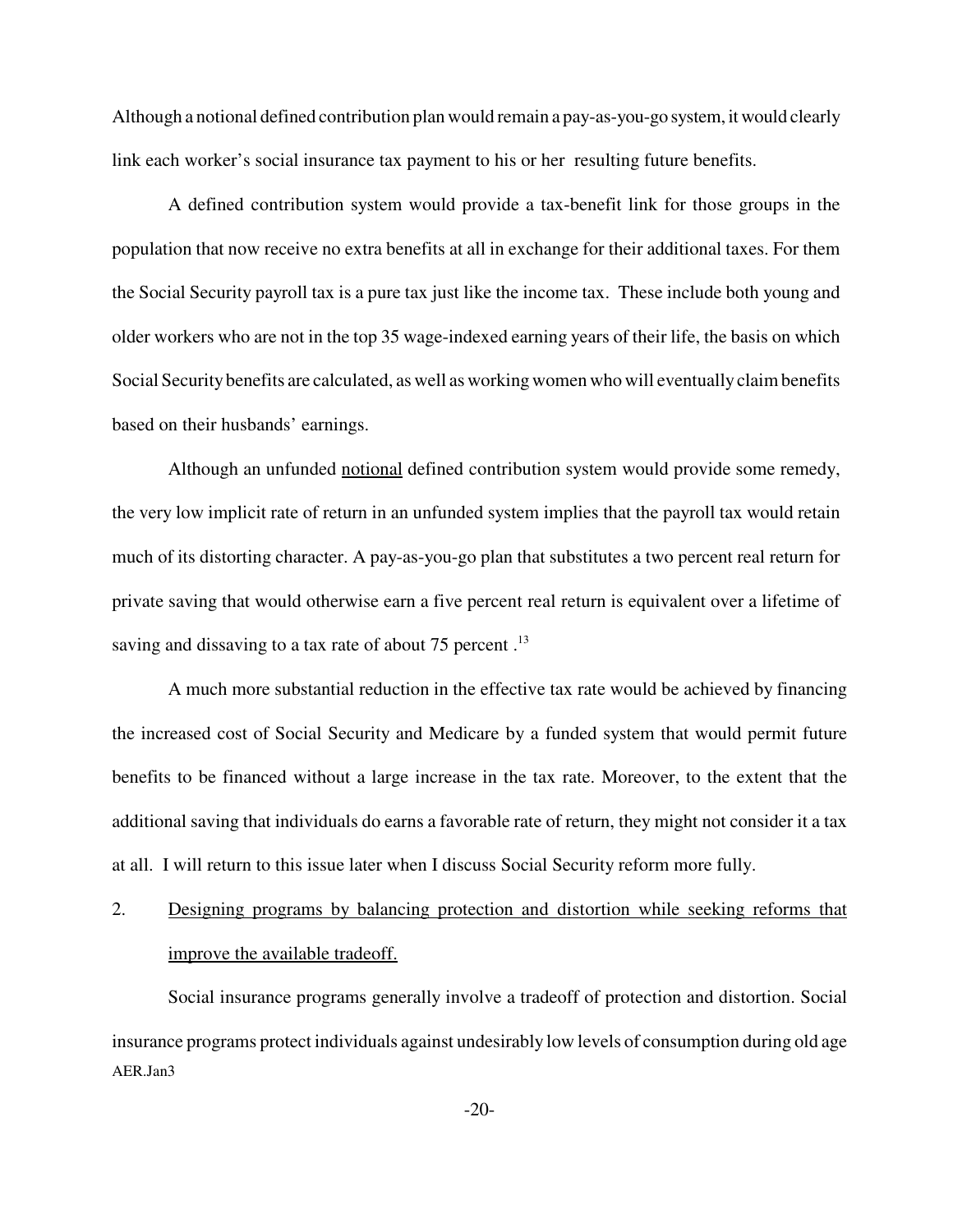Although a notional defined contribution plan would remain a pay-as-you-go system, it would clearly link each worker's social insurance tax payment to his or her resulting future benefits.

A defined contribution system would provide a tax-benefit link for those groups in the population that now receive no extra benefits at all in exchange for their additional taxes. For them the Social Security payroll tax is a pure tax just like the income tax. These include both young and older workers who are not in the top 35 wage-indexed earning years of their life, the basis on which Social Security benefits are calculated, as well as working women who will eventually claim benefits based on their husbands' earnings.

Although an unfunded <u>notional</u> defined contribution system would provide some remedy, the very low implicit rate of return in an unfunded system implies that the payroll tax would retain much of its distorting character. A pay-as-you-go plan that substitutes a two percent real return for private saving that would otherwise earn a five percent real return is equivalent over a lifetime of saving and dissaving to a tax rate of about 75 percent .[13]

A much more substantial reduction in the effective tax rate would be achieved by financing the increased cost of Social Security and Medicare by a funded system that would permit future benefits to be financed without a large increase in the tax rate. Moreover, to the extent that the additional saving that individuals do earns a favorable rate of return, they might not consider it a tax at all. I will return to this issue later when I discuss Social Security reform more fully.

2. <u>Designing programs by balancing protection and distortion while seeking reforms that improve the available tradeoff.</u>

Social insurance programs generally involve a tradeoff of protection and distortion. Social insurance programs protect individuals against undesirably low levels of consumption during old age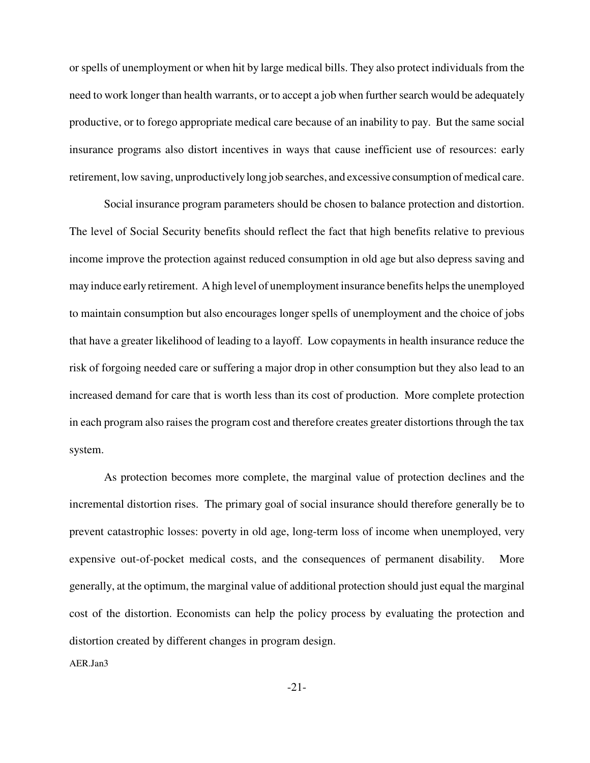or spells of unemployment or when hit by large medical bills. They also protect individuals from the need to work longer than health warrants, or to accept a job when further search would be adequately productive, or to forego appropriate medical care because of an inability to pay. But the same social insurance programs also distort incentives in ways that cause inefficient use of resources: early retirement, low saving, unproductively long job searches, and excessive consumption of medical care.

Social insurance program parameters should be chosen to balance protection and distortion. The level of Social Security benefits should reflect the fact that high benefits relative to previous income improve the protection against reduced consumption in old age but also depress saving and may induce early retirement. A high level of unemployment insurance benefits helps the unemployed to maintain consumption but also encourages longer spells of unemployment and the choice of jobs that have a greater likelihood of leading to a layoff. Low copayments in health insurance reduce the risk of forgoing needed care or suffering a major drop in other consumption but they also lead to an increased demand for care that is worth less than its cost of production. More complete protection in each program also raises the program cost and therefore creates greater distortions through the tax system.

As protection becomes more complete, the marginal value of protection declines and the incremental distortion rises. The primary goal of social insurance should therefore generally be to prevent catastrophic losses: poverty in old age, long-term loss of income when unemployed, very expensive out-of-pocket medical costs, and the consequences of permanent disability. More generally, at the optimum, the marginal value of additional protection should just equal the marginal cost of the distortion. Economists can help the policy process by evaluating the protection and distortion created by different changes in program design.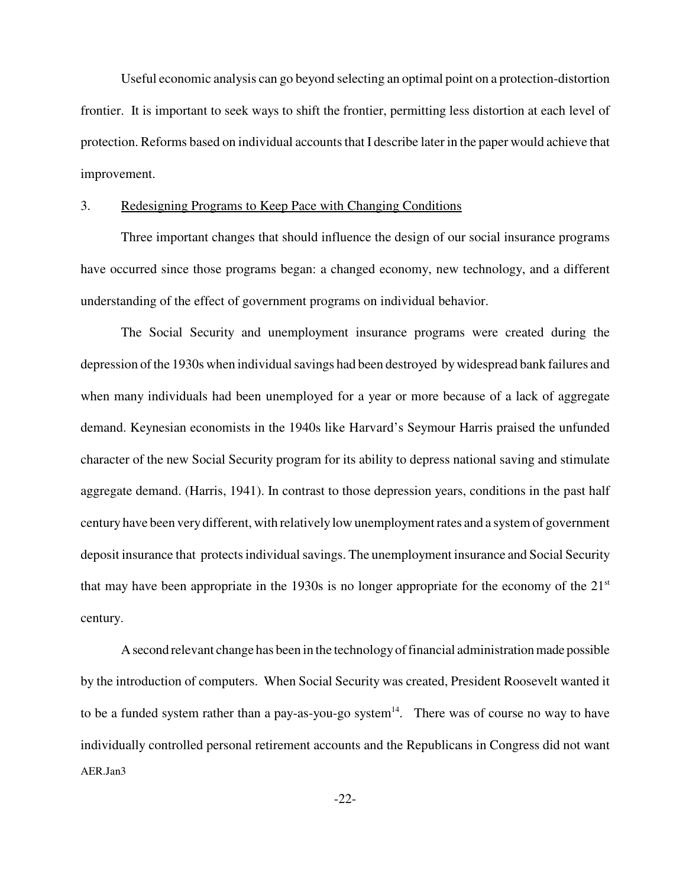Useful economic analysis can go beyond selecting an optimal point on a protection-distortion frontier. It is important to seek ways to shift the frontier, permitting less distortion at each level of protection. Reforms based on individual accounts that I describe later in the paper would achieve that improvement.

### 3. Redesigning Programs to Keep Pace with Changing Conditions

Three important changes that should influence the design of our social insurance programs have occurred since those programs began: a changed economy, new technology, and a different understanding of the effect of government programs on individual behavior.

The Social Security and unemployment insurance programs were created during the depression of the 1930s when individual savings had been destroyed by widespread bank failures and when many individuals had been unemployed for a year or more because of a lack of aggregate demand. Keynesian economists in the 1940s like Harvard's Seymour Harris praised the unfunded character of the new Social Security program for its ability to depress national saving and stimulate aggregate demand. (Harris, 1941). In contrast to those depression years, conditions in the past half century have been very different, with relatively low unemployment rates and a system of government deposit insurance that protects individual savings. The unemployment insurance and Social Security that may have been appropriate in the 1930s is no longer appropriate for the economy of the 21st century.

A second relevant change has been in the technology of financial administration made possible by the introduction of computers. When Social Security was created, President Roosevelt wanted it to be a funded system rather than a pay-as-you-go system[14]. There was of course no way to have individually controlled personal retirement accounts and the Republicans in Congress did not want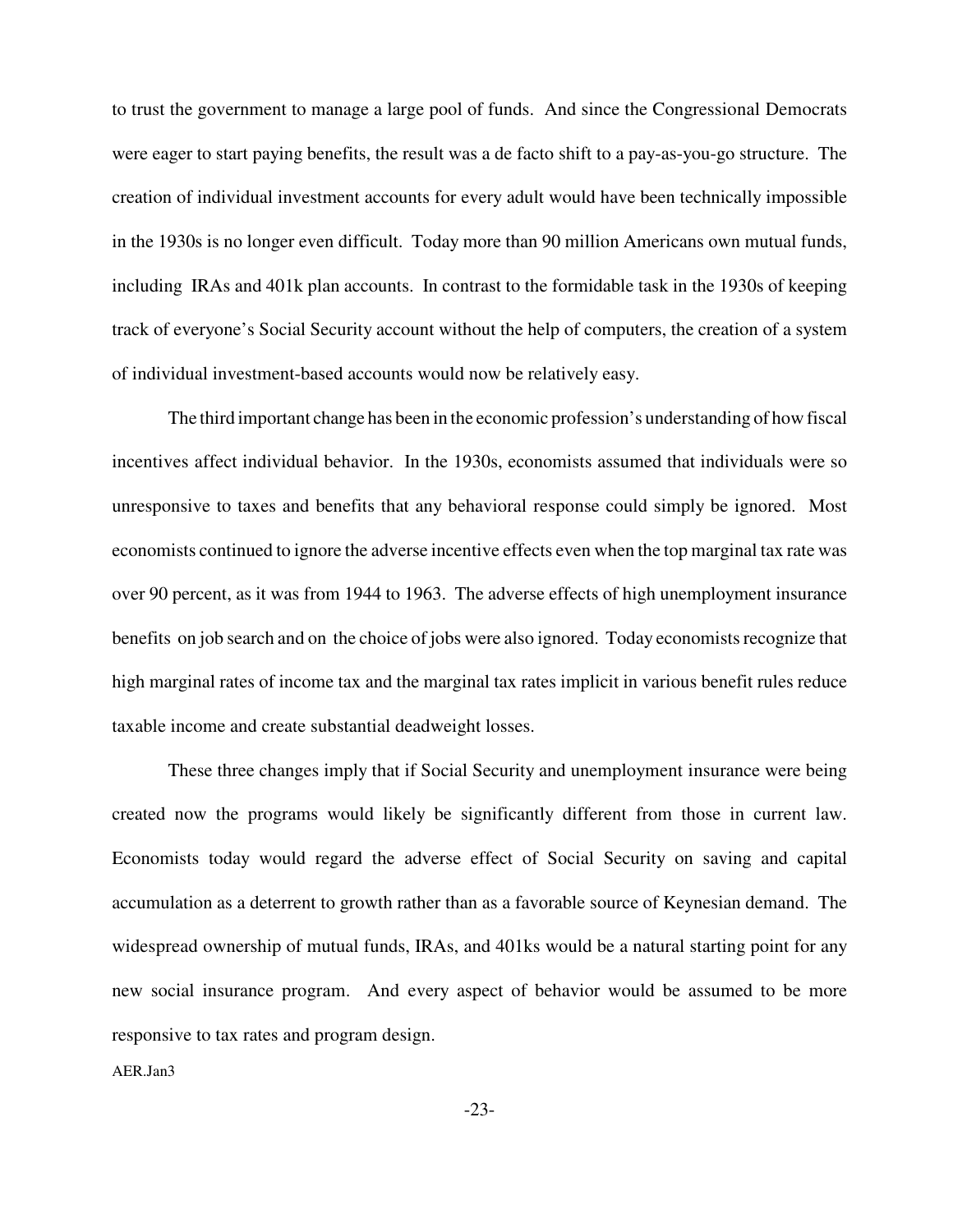to trust the government to manage a large pool of funds. And since the Congressional Democrats were eager to start paying benefits, the result was a de facto shift to a pay-as-you-go structure. The creation of individual investment accounts for every adult would have been technically impossible in the 1930s is no longer even difficult. Today more than 90 million Americans own mutual funds, including IRAs and 401k plan accounts. In contrast to the formidable task in the 1930s of keeping track of everyone's Social Security account without the help of computers, the creation of a system of individual investment-based accounts would now be relatively easy.

The third important change has been in the economic profession's understanding of how fiscal incentives affect individual behavior. In the 1930s, economists assumed that individuals were so unresponsive to taxes and benefits that any behavioral response could simply be ignored. Most economists continued to ignore the adverse incentive effects even when the top marginal tax rate was over 90 percent, as it was from 1944 to 1963. The adverse effects of high unemployment insurance benefits on job search and on the choice of jobs were also ignored. Today economists recognize that high marginal rates of income tax and the marginal tax rates implicit in various benefit rules reduce taxable income and create substantial deadweight losses.

These three changes imply that if Social Security and unemployment insurance were being created now the programs would likely be significantly different from those in current law. Economists today would regard the adverse effect of Social Security on saving and capital accumulation as a deterrent to growth rather than as a favorable source of Keynesian demand. The widespread ownership of mutual funds, IRAs, and 401ks would be a natural starting point for any new social insurance program. And every aspect of behavior would be assumed to be more responsive to tax rates and program design.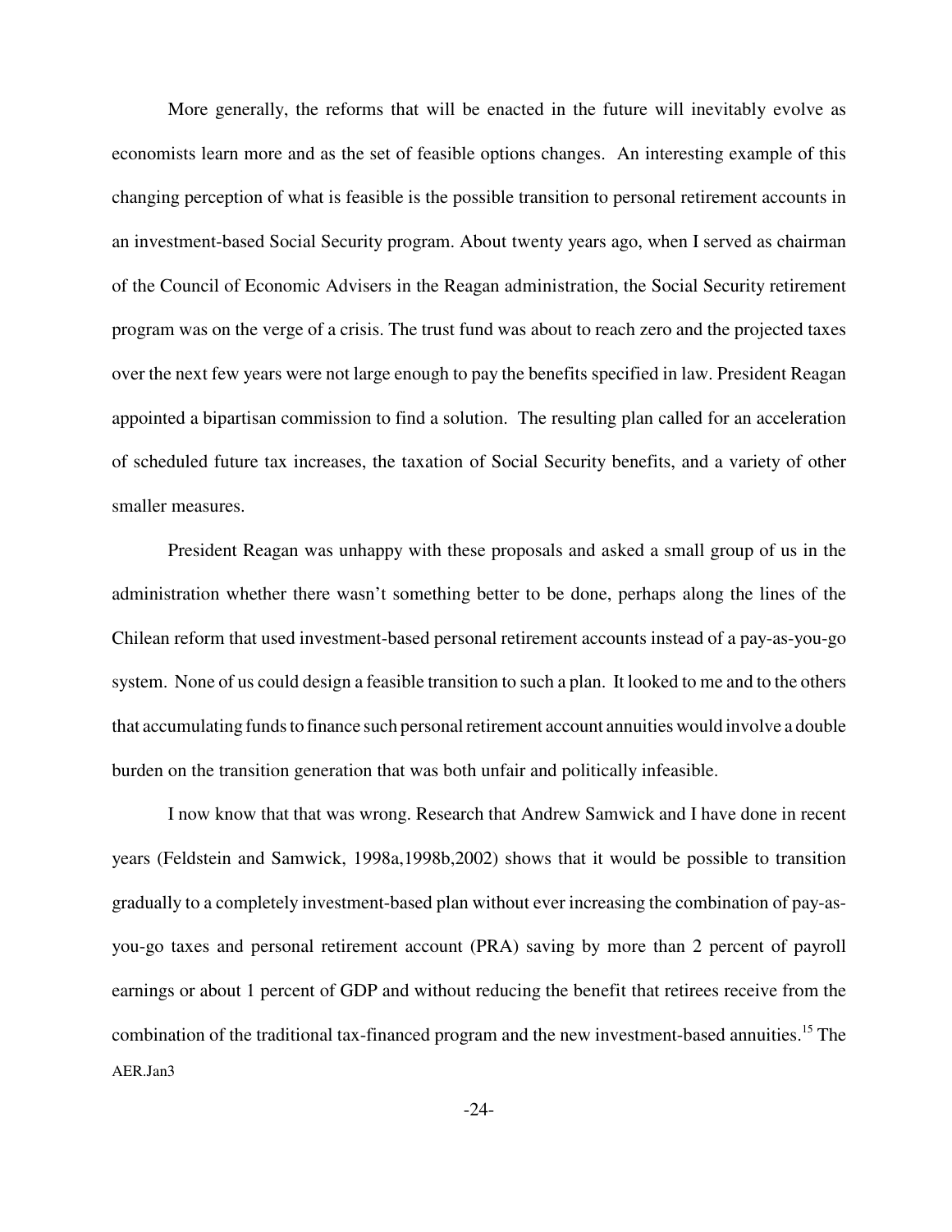More generally, the reforms that will be enacted in the future will inevitably evolve as economists learn more and as the set of feasible options changes. An interesting example of this changing perception of what is feasible is the possible transition to personal retirement accounts in an investment-based Social Security program. About twenty years ago, when I served as chairman of the Council of Economic Advisers in the Reagan administration, the Social Security retirement program was on the verge of a crisis. The trust fund was about to reach zero and the projected taxes over the next few years were not large enough to pay the benefits specified in law. President Reagan appointed a bipartisan commission to find a solution. The resulting plan called for an acceleration of scheduled future tax increases, the taxation of Social Security benefits, and a variety of other smaller measures.

President Reagan was unhappy with these proposals and asked a small group of us in the administration whether there wasn't something better to be done, perhaps along the lines of the Chilean reform that used investment-based personal retirement accounts instead of a pay-as-you-go system. None of us could design a feasible transition to such a plan. It looked to me and to the others that accumulating funds to finance such personal retirement account annuities would involve a double burden on the transition generation that was both unfair and politically infeasible.

I now know that that was wrong. Research that Andrew Samwick and I have done in recent years (Feldstein and Samwick, 1998a,1998b,2002) shows that it would be possible to transition gradually to a completely investment-based plan without ever increasing the combination of pay-as-you-go taxes and personal retirement account (PRA) saving by more than 2 percent of payroll earnings or about 1 percent of GDP and without reducing the benefit that retirees receive from the combination of the traditional tax-financed program and the new investment-based annuities.[15] The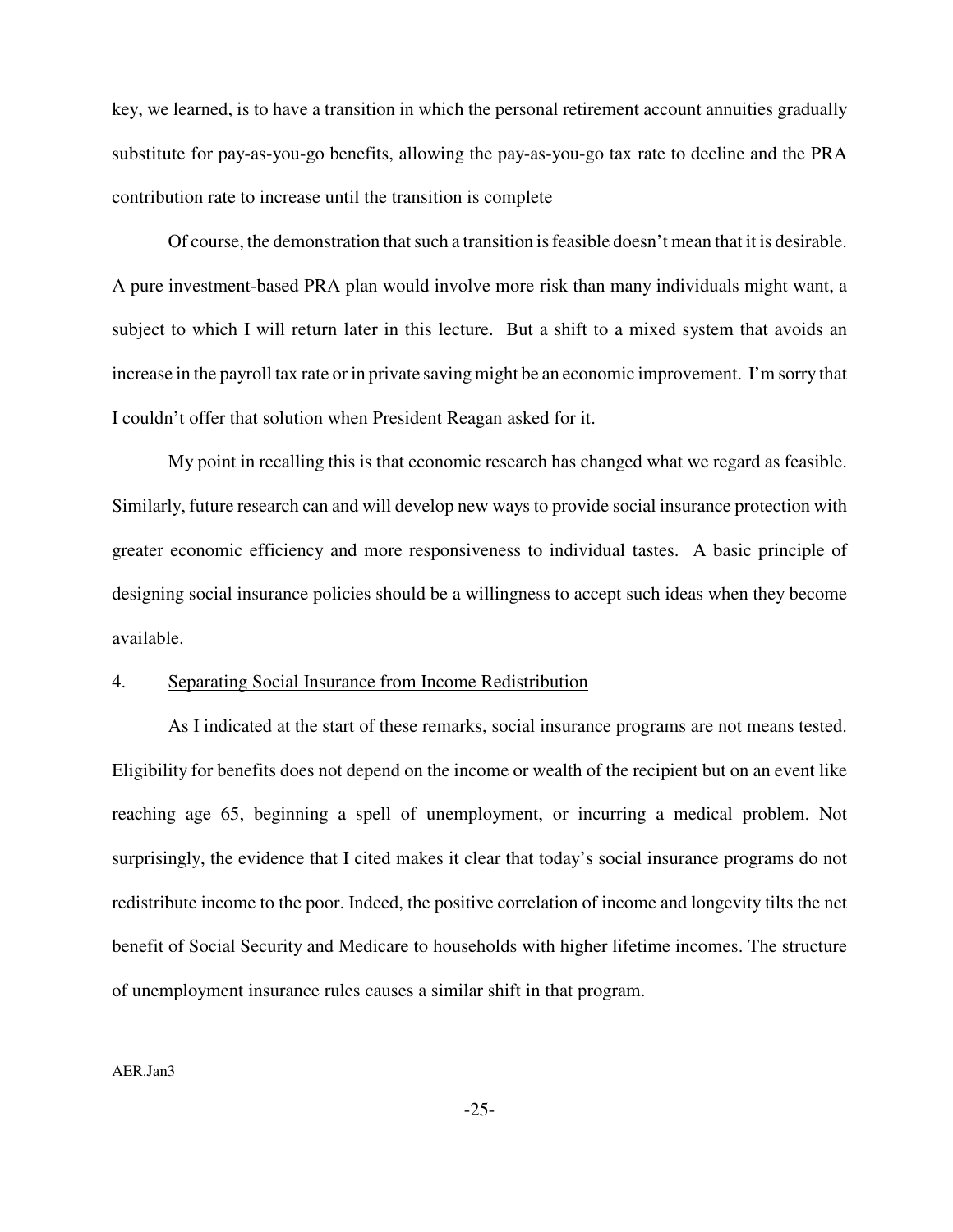key, we learned, is to have a transition in which the personal retirement account annuities gradually substitute for pay-as-you-go benefits, allowing the pay-as-you-go tax rate to decline and the PRA contribution rate to increase until the transition is complete

Of course, the demonstration that such a transition is feasible doesn't mean that it is desirable. A pure investment-based PRA plan would involve more risk than many individuals might want, a subject to which I will return later in this lecture. But a shift to a mixed system that avoids an increase in the payroll tax rate or in private saving might be an economic improvement. I'm sorry that I couldn't offer that solution when President Reagan asked for it.

My point in recalling this is that economic research has changed what we regard as feasible. Similarly, future research can and will develop new ways to provide social insurance protection with greater economic efficiency and more responsiveness to individual tastes. A basic principle of designing social insurance policies should be a willingness to accept such ideas when they become available.

## 4. Separating Social Insurance from Income Redistribution

As I indicated at the start of these remarks, social insurance programs are not means tested. Eligibility for benefits does not depend on the income or wealth of the recipient but on an event like reaching age 65, beginning a spell of unemployment, or incurring a medical problem. Not surprisingly, the evidence that I cited makes it clear that today's social insurance programs do not redistribute income to the poor. Indeed, the positive correlation of income and longevity tilts the net benefit of Social Security and Medicare to households with higher lifetime incomes. The structure of unemployment insurance rules causes a similar shift in that program.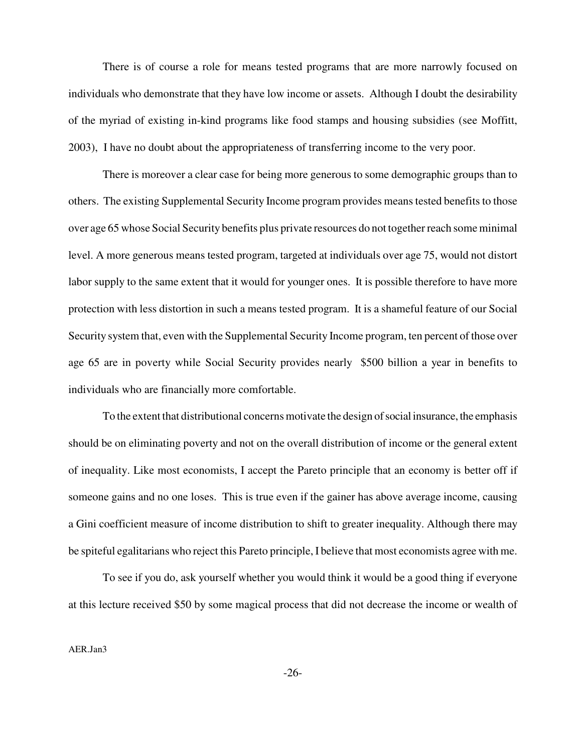There is of course a role for means tested programs that are more narrowly focused on individuals who demonstrate that they have low income or assets. Although I doubt the desirability of the myriad of existing in-kind programs like food stamps and housing subsidies (see Moffitt, 2003), I have no doubt about the appropriateness of transferring income to the very poor.

There is moreover a clear case for being more generous to some demographic groups than to others. The existing Supplemental Security Income program provides means tested benefits to those over age 65 whose Social Security benefits plus private resources do not together reach some minimal level. A more generous means tested program, targeted at individuals over age 75, would not distort labor supply to the same extent that it would for younger ones. It is possible therefore to have more protection with less distortion in such a means tested program. It is a shameful feature of our Social Security system that, even with the Supplemental Security Income program, ten percent of those over age 65 are in poverty while Social Security provides nearly $500 billion a year in benefits to individuals who are financially more comfortable.

To the extent that distributional concerns motivate the design of social insurance, the emphasis should be on eliminating poverty and not on the overall distribution of income or the general extent of inequality. Like most economists, I accept the Pareto principle that an economy is better off if someone gains and no one loses. This is true even if the gainer has above average income, causing a Gini coefficient measure of income distribution to shift to greater inequality. Although there may be spiteful egalitarians who reject this Pareto principle, I believe that most economists agree with me.

To see if you do, ask yourself whether you would think it would be a good thing if everyone at this lecture received $50 by some magical process that did not decrease the income or wealth of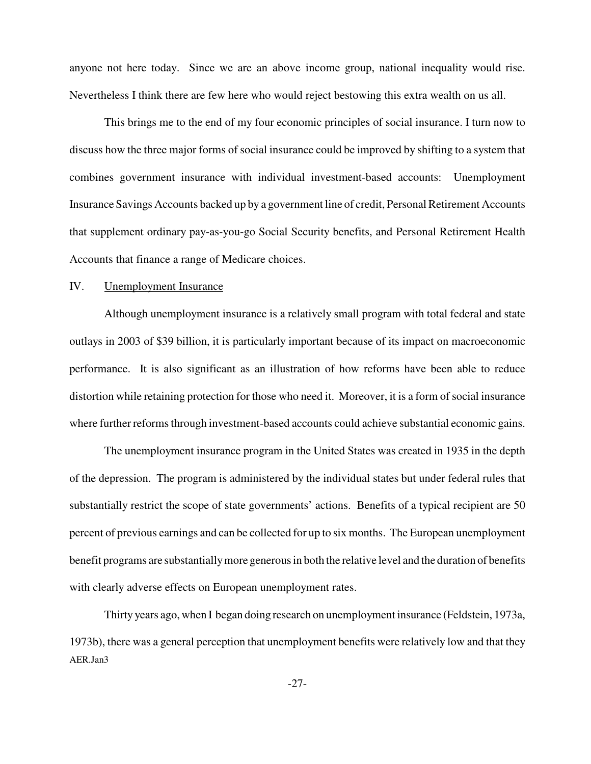anyone not here today. Since we are an above income group, national inequality would rise. Nevertheless I think there are few here who would reject bestowing this extra wealth on us all.

This brings me to the end of my four economic principles of social insurance. I turn now to discuss how the three major forms of social insurance could be improved by shifting to a system that combines government insurance with individual investment-based accounts: Unemployment Insurance Savings Accounts backed up by a government line of credit, Personal Retirement Accounts that supplement ordinary pay-as-you-go Social Security benefits, and Personal Retirement Health Accounts that finance a range of Medicare choices.

## IV. Unemployment Insurance

Although unemployment insurance is a relatively small program with total federal and state outlays in 2003 of $39 billion, it is particularly important because of its impact on macroeconomic performance. It is also significant as an illustration of how reforms have been able to reduce distortion while retaining protection for those who need it. Moreover, it is a form of social insurance where further reforms through investment-based accounts could achieve substantial economic gains.

The unemployment insurance program in the United States was created in 1935 in the depth of the depression. The program is administered by the individual states but under federal rules that substantially restrict the scope of state governments' actions. Benefits of a typical recipient are 50 percent of previous earnings and can be collected for up to six months. The European unemployment benefit programs are substantially more generous in both the relative level and the duration of benefits with clearly adverse effects on European unemployment rates.

Thirty years ago, when I began doing research on unemployment insurance (Feldstein, 1973a, 1973b), there was a general perception that unemployment benefits were relatively low and that they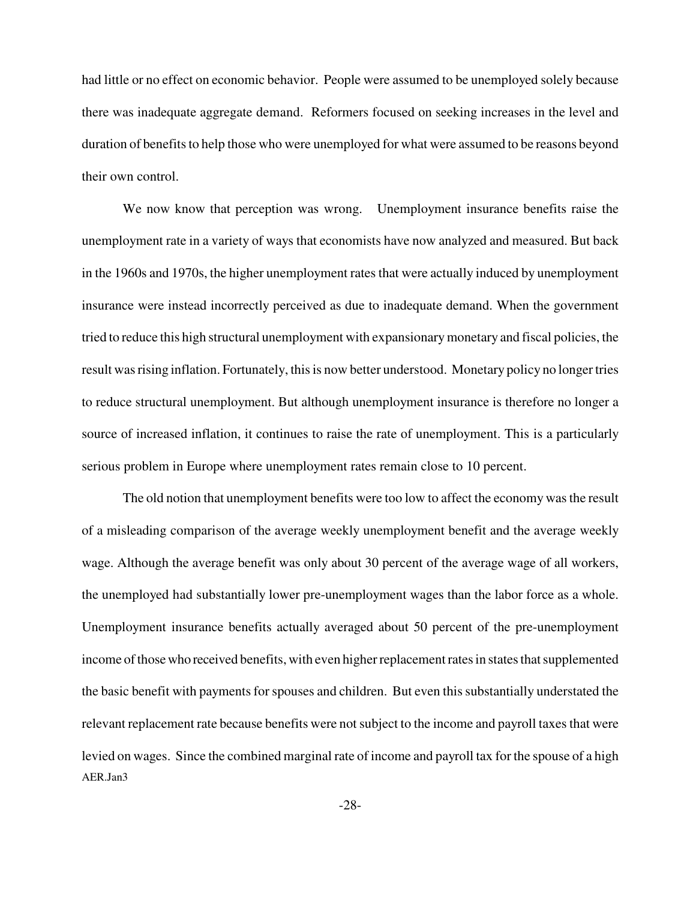had little or no effect on economic behavior. People were assumed to be unemployed solely because there was inadequate aggregate demand. Reformers focused on seeking increases in the level and duration of benefits to help those who were unemployed for what were assumed to be reasons beyond their own control.

We now know that perception was wrong. Unemployment insurance benefits raise the unemployment rate in a variety of ways that economists have now analyzed and measured. But back in the 1960s and 1970s, the higher unemployment rates that were actually induced by unemployment insurance were instead incorrectly perceived as due to inadequate demand. When the government tried to reduce this high structural unemployment with expansionary monetary and fiscal policies, the result was rising inflation. Fortunately, this is now better understood. Monetary policy no longer tries to reduce structural unemployment. But although unemployment insurance is therefore no longer a source of increased inflation, it continues to raise the rate of unemployment. This is a particularly serious problem in Europe where unemployment rates remain close to 10 percent.

The old notion that unemployment benefits were too low to affect the economy was the result of a misleading comparison of the average weekly unemployment benefit and the average weekly wage. Although the average benefit was only about 30 percent of the average wage of all workers, the unemployed had substantially lower pre-unemployment wages than the labor force as a whole. Unemployment insurance benefits actually averaged about 50 percent of the pre-unemployment income of those who received benefits, with even higher replacement rates in states that supplemented the basic benefit with payments for spouses and children. But even this substantially understated the relevant replacement rate because benefits were not subject to the income and payroll taxes that were levied on wages. Since the combined marginal rate of income and payroll tax for the spouse of a high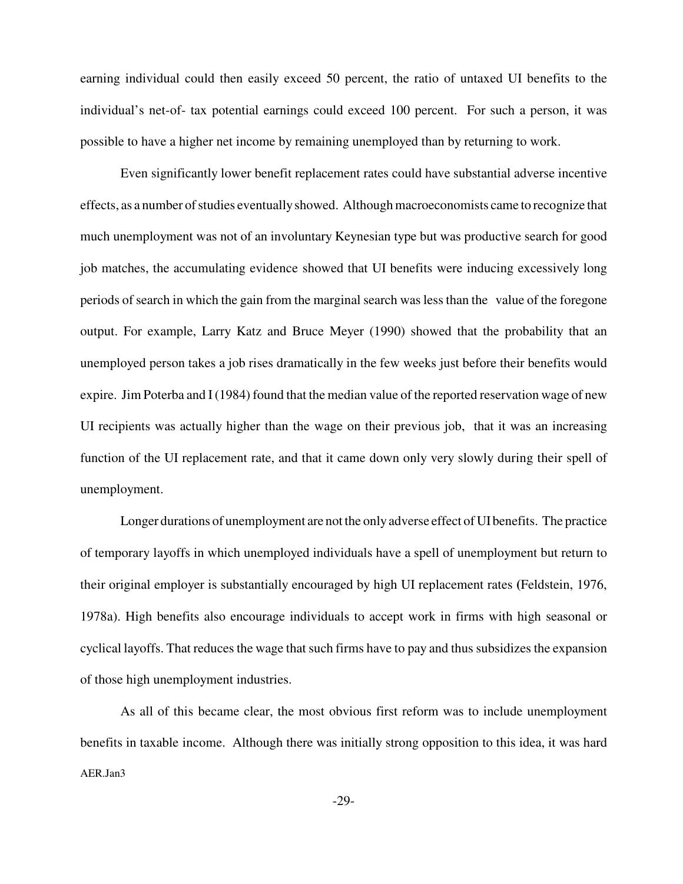earning individual could then easily exceed 50 percent, the ratio of untaxed UI benefits to the individual's net-of- tax potential earnings could exceed 100 percent. For such a person, it was possible to have a higher net income by remaining unemployed than by returning to work.

Even significantly lower benefit replacement rates could have substantial adverse incentive effects, as a number of studies eventually showed. Although macroeconomists came to recognize that much unemployment was not of an involuntary Keynesian type but was productive search for good job matches, the accumulating evidence showed that UI benefits were inducing excessively long periods of search in which the gain from the marginal search was less than the value of the foregone output. For example, Larry Katz and Bruce Meyer (1990) showed that the probability that an unemployed person takes a job rises dramatically in the few weeks just before their benefits would expire. Jim Poterba and I (1984) found that the median value of the reported reservation wage of new UI recipients was actually higher than the wage on their previous job, that it was an increasing function of the UI replacement rate, and that it came down only very slowly during their spell of unemployment.

Longer durations of unemployment are not the only adverse effect of UI benefits. The practice of temporary layoffs in which unemployed individuals have a spell of unemployment but return to their original employer is substantially encouraged by high UI replacement rates (Feldstein, 1976, 1978a). High benefits also encourage individuals to accept work in firms with high seasonal or cyclical layoffs. That reduces the wage that such firms have to pay and thus subsidizes the expansion of those high unemployment industries.

As all of this became clear, the most obvious first reform was to include unemployment benefits in taxable income. Although there was initially strong opposition to this idea, it was hard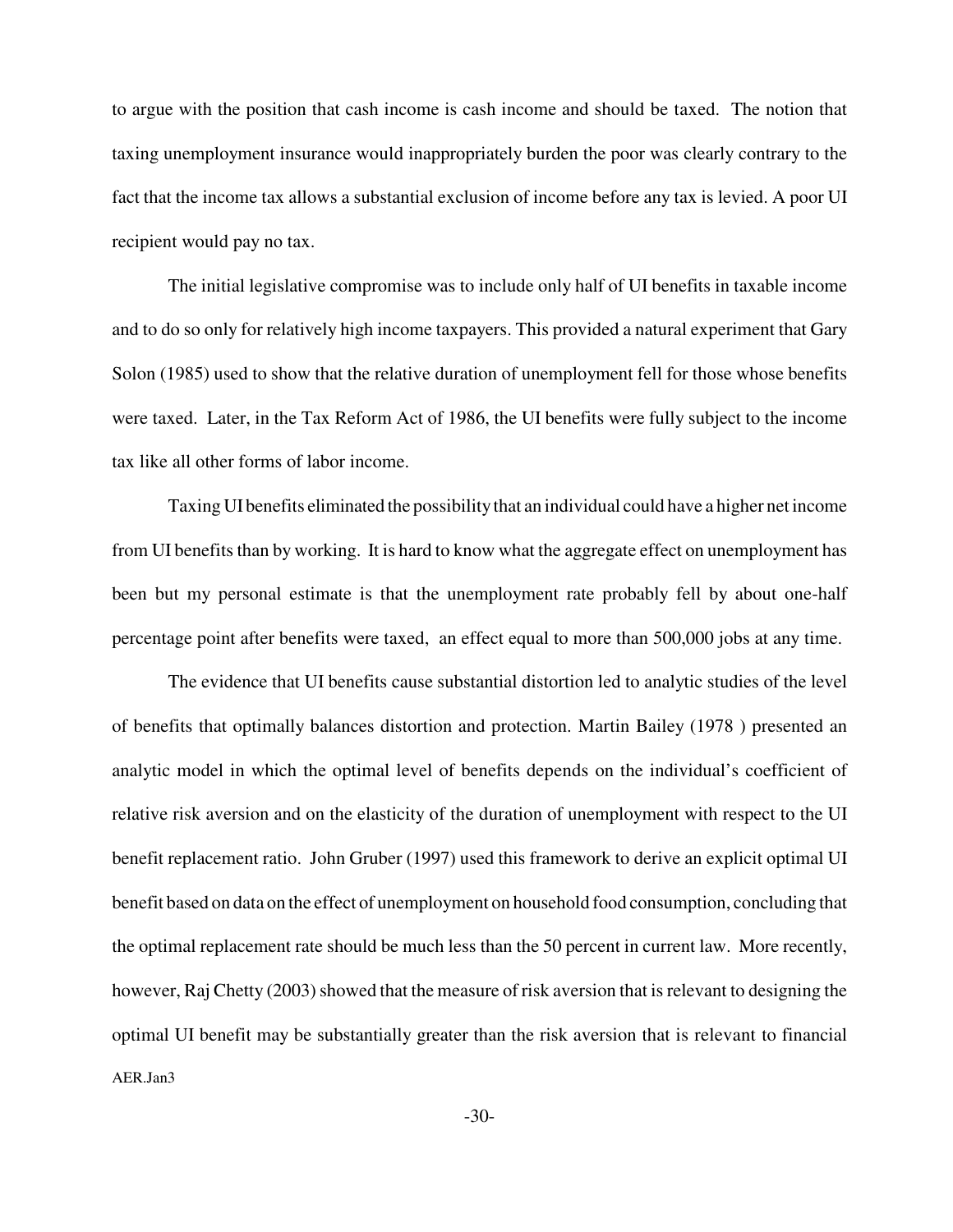to argue with the position that cash income is cash income and should be taxed. The notion that taxing unemployment insurance would inappropriately burden the poor was clearly contrary to the fact that the income tax allows a substantial exclusion of income before any tax is levied. A poor UI recipient would pay no tax.

The initial legislative compromise was to include only half of UI benefits in taxable income and to do so only for relatively high income taxpayers. This provided a natural experiment that Gary Solon (1985) used to show that the relative duration of unemployment fell for those whose benefits were taxed. Later, in the Tax Reform Act of 1986, the UI benefits were fully subject to the income tax like all other forms of labor income.

Taxing UI benefits eliminated the possibility that an individual could have a higher net income from UI benefits than by working. It is hard to know what the aggregate effect on unemployment has been but my personal estimate is that the unemployment rate probably fell by about one-half percentage point after benefits were taxed, an effect equal to more than 500,000 jobs at any time.

The evidence that UI benefits cause substantial distortion led to analytic studies of the level of benefits that optimally balances distortion and protection. Martin Bailey (1978 ) presented an analytic model in which the optimal level of benefits depends on the individual's coefficient of relative risk aversion and on the elasticity of the duration of unemployment with respect to the UI benefit replacement ratio. John Gruber (1997) used this framework to derive an explicit optimal UI benefit based on data on the effect of unemployment on household food consumption, concluding that the optimal replacement rate should be much less than the 50 percent in current law. More recently, however, Raj Chetty (2003) showed that the measure of risk aversion that is relevant to designing the optimal UI benefit may be substantially greater than the risk aversion that is relevant to financial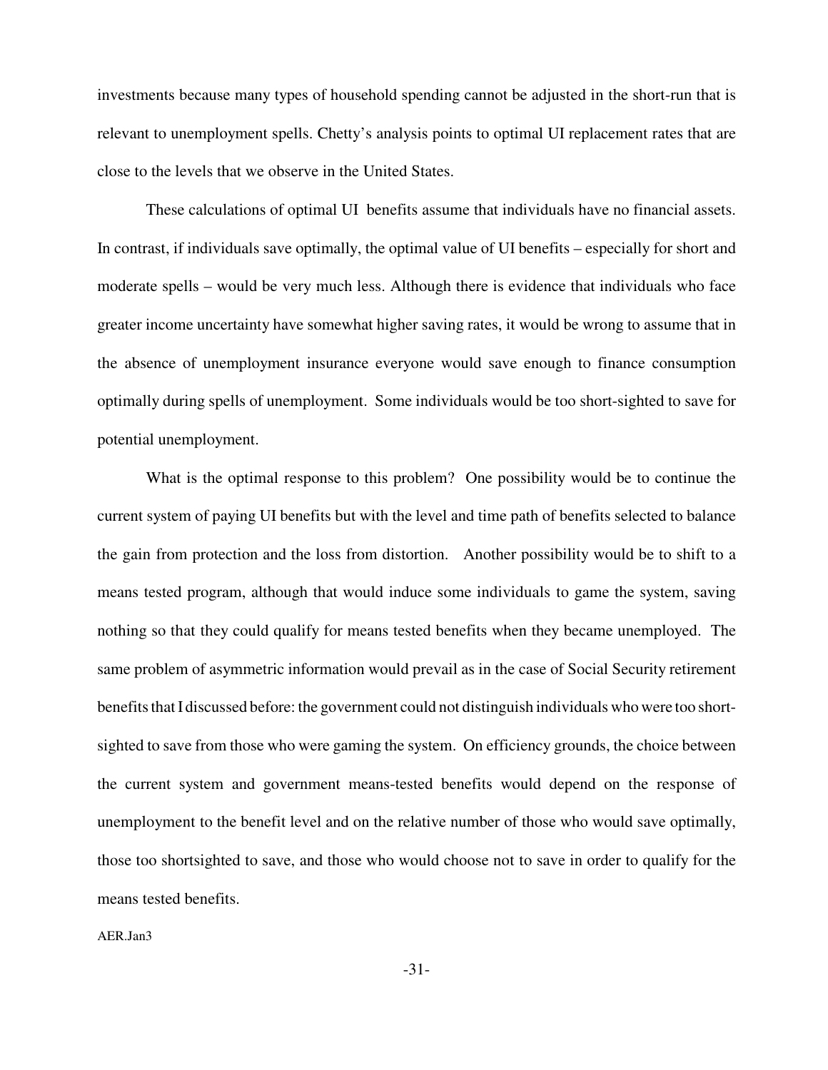investments because many types of household spending cannot be adjusted in the short-run that is relevant to unemployment spells. Chetty's analysis points to optimal UI replacement rates that are close to the levels that we observe in the United States.

These calculations of optimal UI benefits assume that individuals have no financial assets. In contrast, if individuals save optimally, the optimal value of UI benefits – especially for short and moderate spells – would be very much less. Although there is evidence that individuals who face greater income uncertainty have somewhat higher saving rates, it would be wrong to assume that in the absence of unemployment insurance everyone would save enough to finance consumption optimally during spells of unemployment. Some individuals would be too short-sighted to save for potential unemployment.

What is the optimal response to this problem? One possibility would be to continue the current system of paying UI benefits but with the level and time path of benefits selected to balance the gain from protection and the loss from distortion. Another possibility would be to shift to a means tested program, although that would induce some individuals to game the system, saving nothing so that they could qualify for means tested benefits when they became unemployed. The same problem of asymmetric information would prevail as in the case of Social Security retirement benefits that I discussed before: the government could not distinguish individuals who were too short-sighted to save from those who were gaming the system. On efficiency grounds, the choice between the current system and government means-tested benefits would depend on the response of unemployment to the benefit level and on the relative number of those who would save optimally, those too shortsighted to save, and those who would choose not to save in order to qualify for the means tested benefits.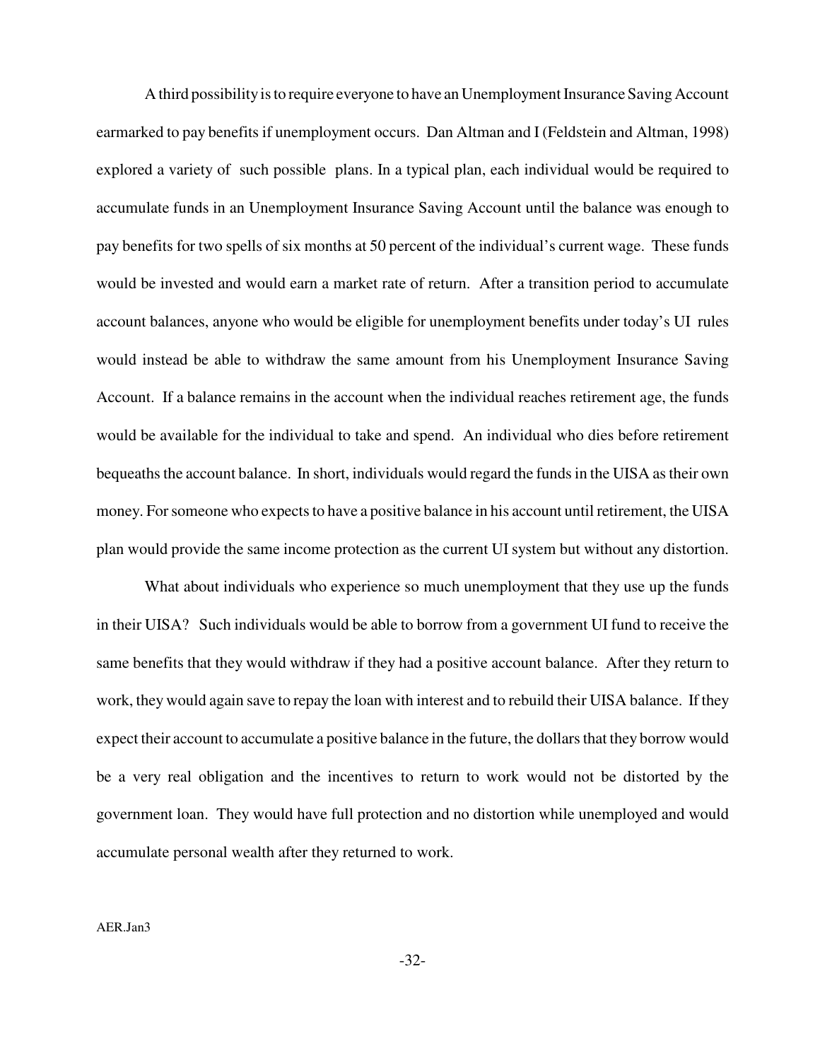A third possibility is to require everyone to have an Unemployment Insurance Saving Account earmarked to pay benefits if unemployment occurs. Dan Altman and I (Feldstein and Altman, 1998) explored a variety of such possible plans. In a typical plan, each individual would be required to accumulate funds in an Unemployment Insurance Saving Account until the balance was enough to pay benefits for two spells of six months at 50 percent of the individual's current wage. These funds would be invested and would earn a market rate of return. After a transition period to accumulate account balances, anyone who would be eligible for unemployment benefits under today's UI rules would instead be able to withdraw the same amount from his Unemployment Insurance Saving Account. If a balance remains in the account when the individual reaches retirement age, the funds would be available for the individual to take and spend. An individual who dies before retirement bequeaths the account balance. In short, individuals would regard the funds in the UISA as their own money. For someone who expects to have a positive balance in his account until retirement, the UISA plan would provide the same income protection as the current UI system but without any distortion.

What about individuals who experience so much unemployment that they use up the funds in their UISA? Such individuals would be able to borrow from a government UI fund to receive the same benefits that they would withdraw if they had a positive account balance. After they return to work, they would again save to repay the loan with interest and to rebuild their UISA balance. If they expect their account to accumulate a positive balance in the future, the dollars that they borrow would be a very real obligation and the incentives to return to work would not be distorted by the government loan. They would have full protection and no distortion while unemployed and would accumulate personal wealth after they returned to work.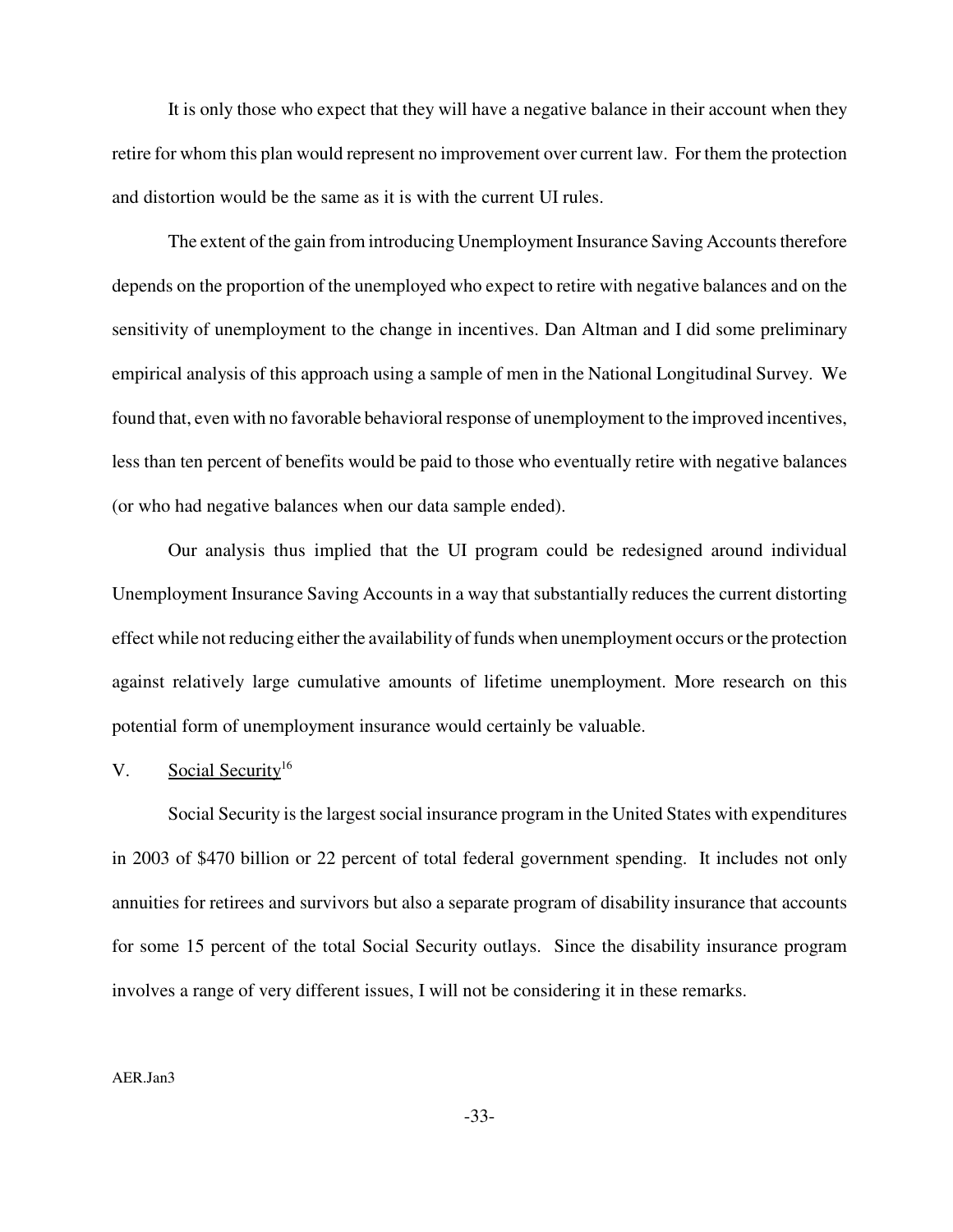It is only those who expect that they will have a negative balance in their account when they retire for whom this plan would represent no improvement over current law. For them the protection and distortion would be the same as it is with the current UI rules.

The extent of the gain from introducing Unemployment Insurance Saving Accounts therefore depends on the proportion of the unemployed who expect to retire with negative balances and on the sensitivity of unemployment to the change in incentives. Dan Altman and I did some preliminary empirical analysis of this approach using a sample of men in the National Longitudinal Survey. We found that, even with no favorable behavioral response of unemployment to the improved incentives, less than ten percent of benefits would be paid to those who eventually retire with negative balances (or who had negative balances when our data sample ended).

Our analysis thus implied that the UI program could be redesigned around individual Unemployment Insurance Saving Accounts in a way that substantially reduces the current distorting effect while not reducing either the availability of funds when unemployment occurs or the protection against relatively large cumulative amounts of lifetime unemployment. More research on this potential form of unemployment insurance would certainly be valuable.

## V. Social Security[16]

Social Security is the largest social insurance program in the United States with expenditures in 2003 of $470 billion or 22 percent of total federal government spending. It includes not only annuities for retirees and survivors but also a separate program of disability insurance that accounts for some 15 percent of the total Social Security outlays. Since the disability insurance program involves a range of very different issues, I will not be considering it in these remarks.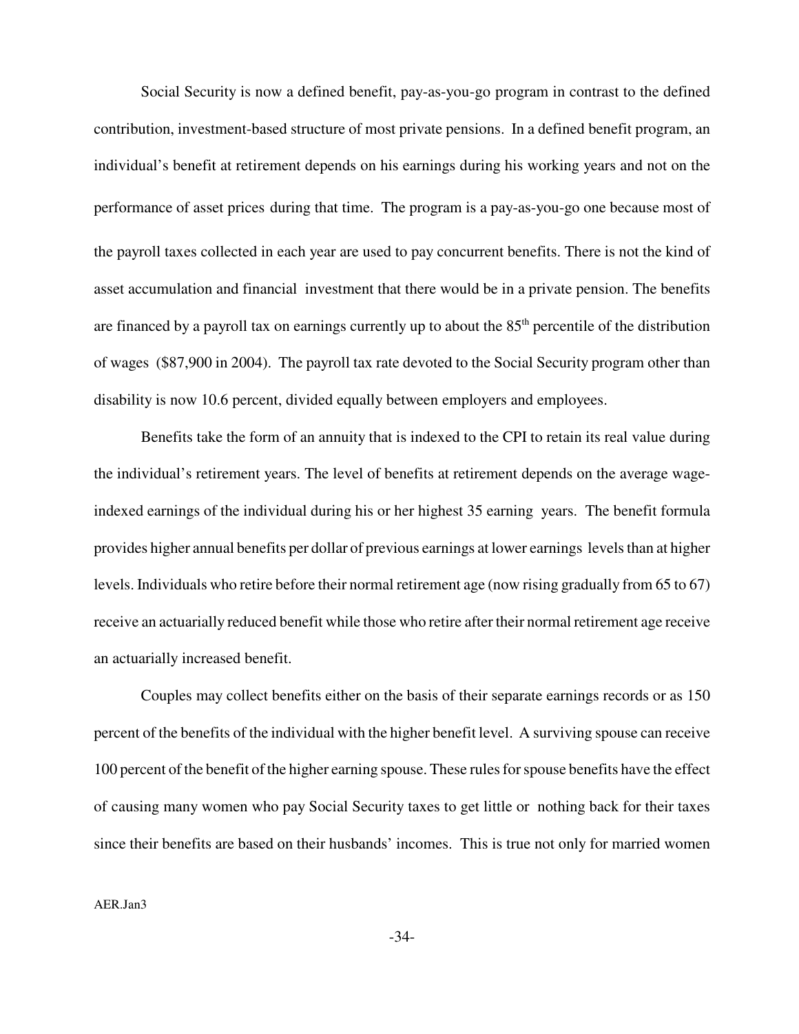Social Security is now a defined benefit, pay-as-you-go program in contrast to the defined contribution, investment-based structure of most private pensions. In a defined benefit program, an individual's benefit at retirement depends on his earnings during his working years and not on the performance of asset prices during that time. The program is a pay-as-you-go one because most of the payroll taxes collected in each year are used to pay concurrent benefits. There is not the kind of asset accumulation and financial investment that there would be in a private pension. The benefits are financed by a payroll tax on earnings currently up to about the 85th percentile of the distribution of wages ($87,900 in 2004). The payroll tax rate devoted to the Social Security program other than disability is now 10.6 percent, divided equally between employers and employees.

Benefits take the form of an annuity that is indexed to the CPI to retain its real value during the individual's retirement years. The level of benefits at retirement depends on the average wage-indexed earnings of the individual during his or her highest 35 earning years. The benefit formula provides higher annual benefits per dollar of previous earnings at lower earnings levels than at higher levels. Individuals who retire before their normal retirement age (now rising gradually from 65 to 67) receive an actuarially reduced benefit while those who retire after their normal retirement age receive an actuarially increased benefit.

Couples may collect benefits either on the basis of their separate earnings records or as 150 percent of the benefits of the individual with the higher benefit level. A surviving spouse can receive 100 percent of the benefit of the higher earning spouse. These rules for spouse benefits have the effect of causing many women who pay Social Security taxes to get little or nothing back for their taxes since their benefits are based on their husbands' incomes. This is true not only for married women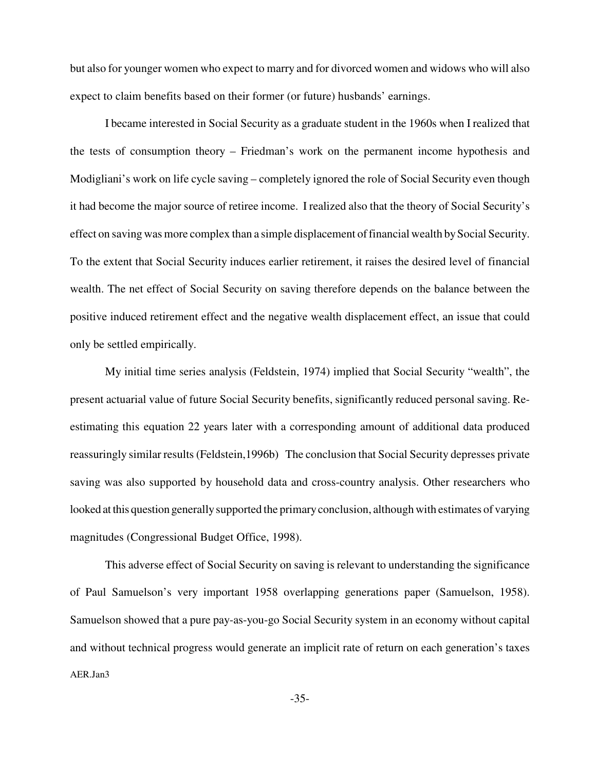but also for younger women who expect to marry and for divorced women and widows who will also expect to claim benefits based on their former (or future) husbands' earnings.

I became interested in Social Security as a graduate student in the 1960s when I realized that the tests of consumption theory – Friedman's work on the permanent income hypothesis and Modigliani's work on life cycle saving – completely ignored the role of Social Security even though it had become the major source of retiree income. I realized also that the theory of Social Security's effect on saving was more complex than a simple displacement of financial wealth by Social Security. To the extent that Social Security induces earlier retirement, it raises the desired level of financial wealth. The net effect of Social Security on saving therefore depends on the balance between the positive induced retirement effect and the negative wealth displacement effect, an issue that could only be settled empirically.

My initial time series analysis (Feldstein, 1974) implied that Social Security "wealth", the present actuarial value of future Social Security benefits, significantly reduced personal saving. Re-estimating this equation 22 years later with a corresponding amount of additional data produced reassuringly similar results (Feldstein,1996b) The conclusion that Social Security depresses private saving was also supported by household data and cross-country analysis. Other researchers who looked at this question generally supported the primary conclusion, although with estimates of varying magnitudes (Congressional Budget Office, 1998).

This adverse effect of Social Security on saving is relevant to understanding the significance of Paul Samuelson's very important 1958 overlapping generations paper (Samuelson, 1958). Samuelson showed that a pure pay-as-you-go Social Security system in an economy without capital and without technical progress would generate an implicit rate of return on each generation's taxes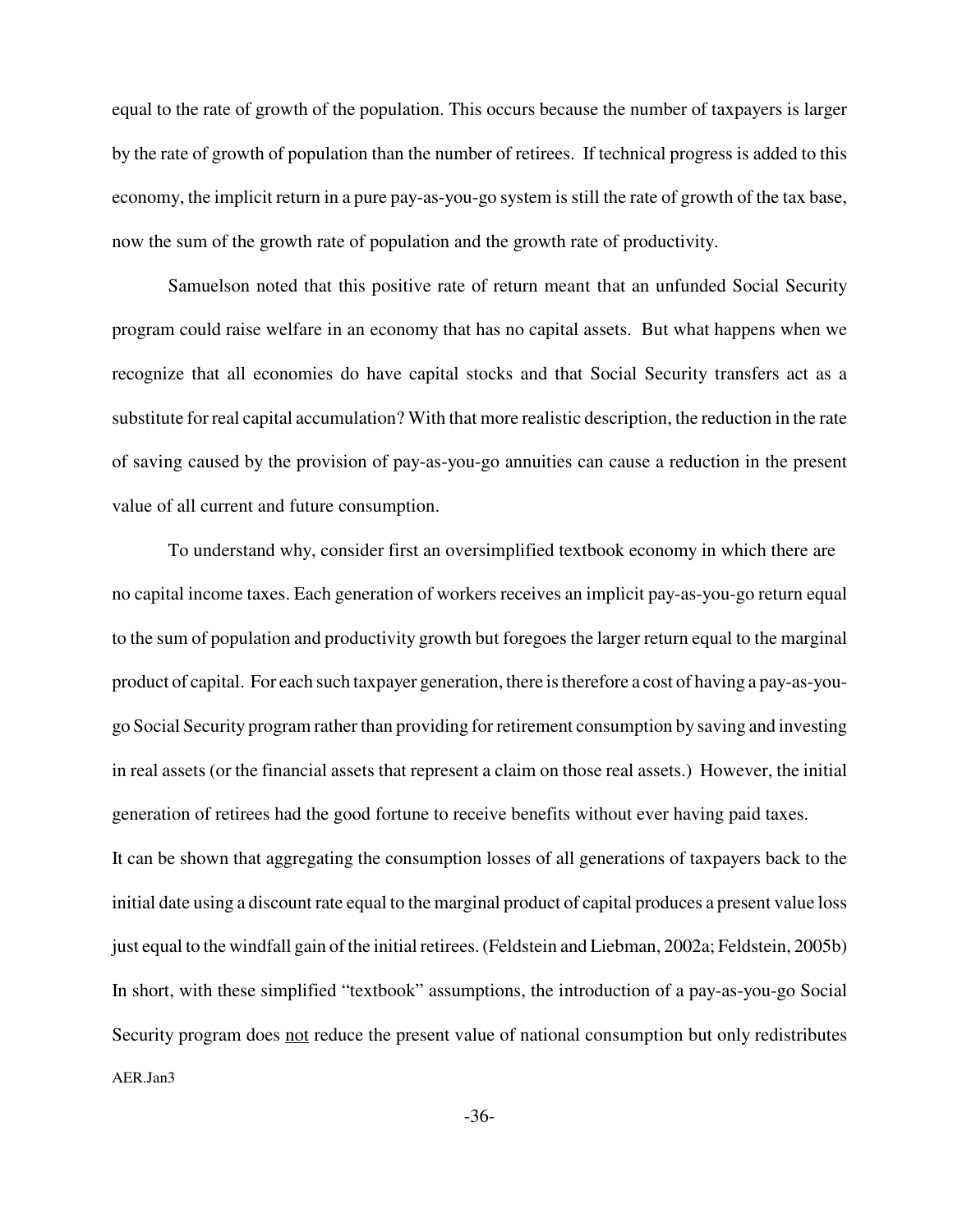equal to the rate of growth of the population. This occurs because the number of taxpayers is larger by the rate of growth of population than the number of retirees. If technical progress is added to this economy, the implicit return in a pure pay-as-you-go system is still the rate of growth of the tax base, now the sum of the growth rate of population and the growth rate of productivity.

Samuelson noted that this positive rate of return meant that an unfunded Social Security program could raise welfare in an economy that has no capital assets. But what happens when we recognize that all economies do have capital stocks and that Social Security transfers act as a substitute for real capital accumulation? With that more realistic description, the reduction in the rate of saving caused by the provision of pay-as-you-go annuities can cause a reduction in the present value of all current and future consumption.

To understand why, consider first an oversimplified textbook economy in which there are no capital income taxes. Each generation of workers receives an implicit pay-as-you-go return equal to the sum of population and productivity growth but foregoes the larger return equal to the marginal product of capital. For each such taxpayer generation, there is therefore a cost of having a pay-as-you-go Social Security program rather than providing for retirement consumption by saving and investing in real assets (or the financial assets that represent a claim on those real assets.) However, the initial generation of retirees had the good fortune to receive benefits without ever having paid taxes. It can be shown that aggregating the consumption losses of all generations of taxpayers back to the initial date using a discount rate equal to the marginal product of capital produces a present value loss just equal to the windfall gain of the initial retirees. (Feldstein and Liebman, 2002a; Feldstein, 2005b) In short, with these simplified "textbook" assumptions, the introduction of a pay-as-you-go Social Security program does not reduce the present value of national consumption but only redistributes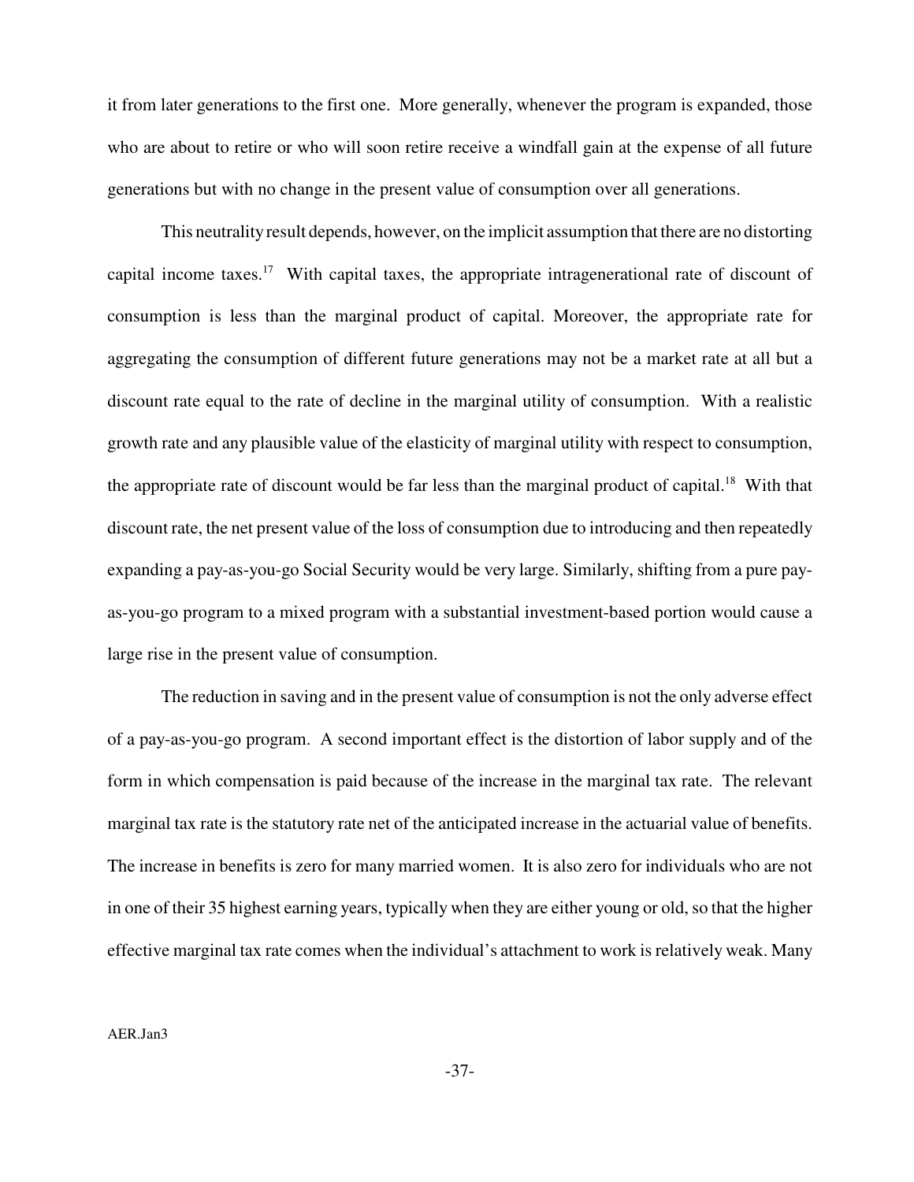it from later generations to the first one. More generally, whenever the program is expanded, those who are about to retire or who will soon retire receive a windfall gain at the expense of all future generations but with no change in the present value of consumption over all generations.

This neutrality result depends, however, on the implicit assumption that there are no distorting capital income taxes.[17] With capital taxes, the appropriate intragenerational rate of discount of consumption is less than the marginal product of capital. Moreover, the appropriate rate for aggregating the consumption of different future generations may not be a market rate at all but a discount rate equal to the rate of decline in the marginal utility of consumption. With a realistic growth rate and any plausible value of the elasticity of marginal utility with respect to consumption, the appropriate rate of discount would be far less than the marginal product of capital.[18] With that discount rate, the net present value of the loss of consumption due to introducing and then repeatedly expanding a pay-as-you-go Social Security would be very large. Similarly, shifting from a pure pay-as-you-go program to a mixed program with a substantial investment-based portion would cause a large rise in the present value of consumption.

The reduction in saving and in the present value of consumption is not the only adverse effect of a pay-as-you-go program. A second important effect is the distortion of labor supply and of the form in which compensation is paid because of the increase in the marginal tax rate. The relevant marginal tax rate is the statutory rate net of the anticipated increase in the actuarial value of benefits. The increase in benefits is zero for many married women. It is also zero for individuals who are not in one of their 35 highest earning years, typically when they are either young or old, so that the higher effective marginal tax rate comes when the individual's attachment to work is relatively weak. Many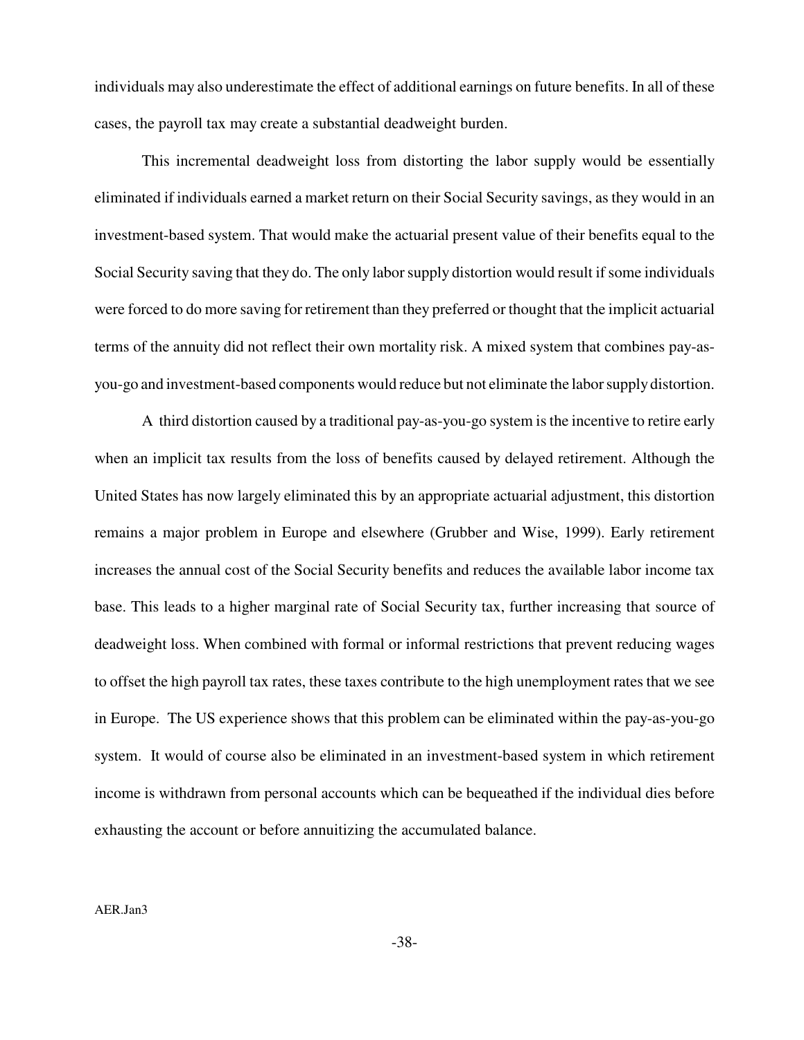individuals may also underestimate the effect of additional earnings on future benefits. In all of these cases, the payroll tax may create a substantial deadweight burden.

This incremental deadweight loss from distorting the labor supply would be essentially eliminated if individuals earned a market return on their Social Security savings, as they would in an investment-based system. That would make the actuarial present value of their benefits equal to the Social Security saving that they do. The only labor supply distortion would result if some individuals were forced to do more saving for retirement than they preferred or thought that the implicit actuarial terms of the annuity did not reflect their own mortality risk. A mixed system that combines pay-as-you-go and investment-based components would reduce but not eliminate the labor supply distortion.

A third distortion caused by a traditional pay-as-you-go system is the incentive to retire early when an implicit tax results from the loss of benefits caused by delayed retirement. Although the United States has now largely eliminated this by an appropriate actuarial adjustment, this distortion remains a major problem in Europe and elsewhere (Grubber and Wise, 1999). Early retirement increases the annual cost of the Social Security benefits and reduces the available labor income tax base. This leads to a higher marginal rate of Social Security tax, further increasing that source of deadweight loss. When combined with formal or informal restrictions that prevent reducing wages to offset the high payroll tax rates, these taxes contribute to the high unemployment rates that we see in Europe. The US experience shows that this problem can be eliminated within the pay-as-you-go system. It would of course also be eliminated in an investment-based system in which retirement income is withdrawn from personal accounts which can be bequeathed if the individual dies before exhausting the account or before annuitizing the accumulated balance.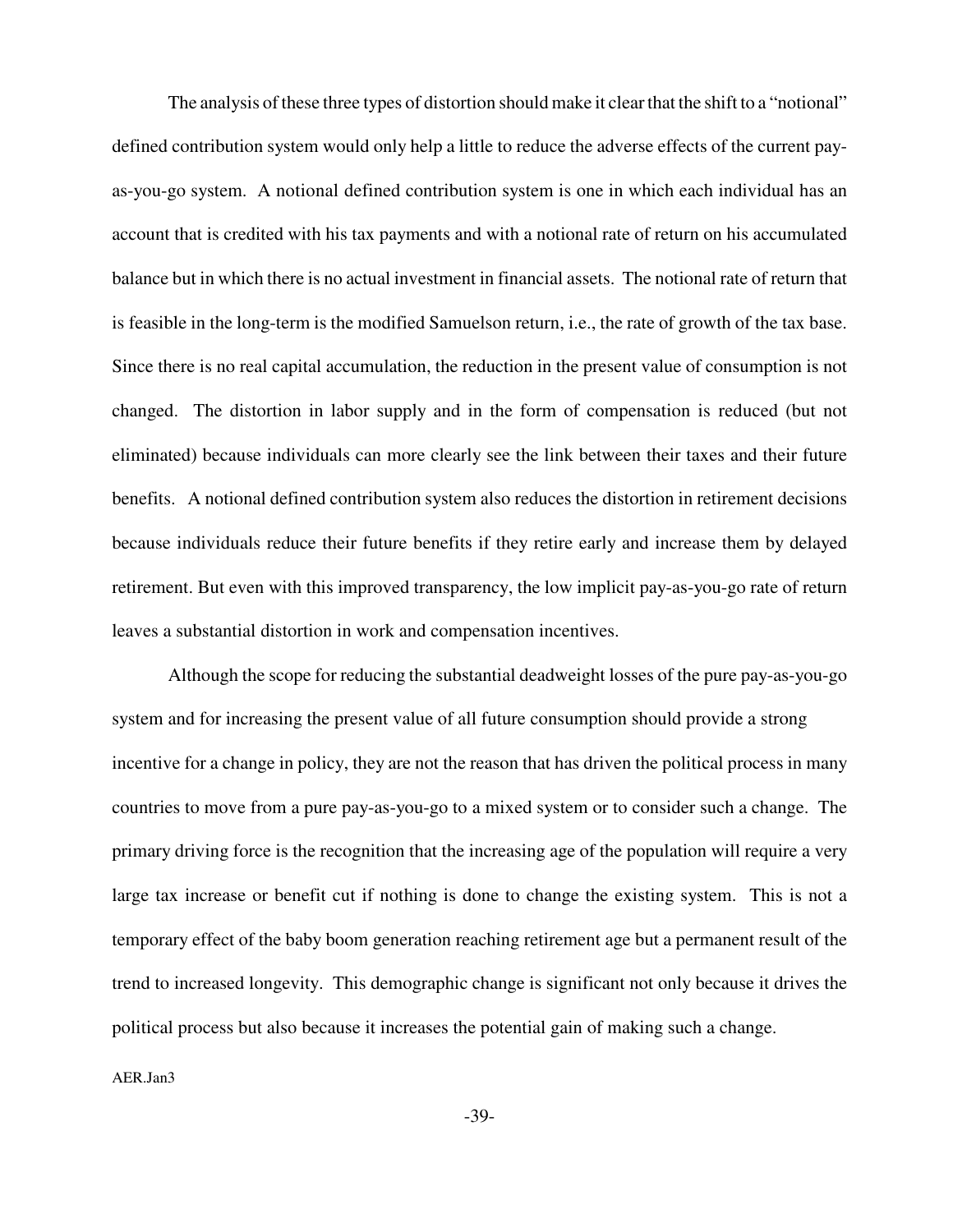The analysis of these three types of distortion should make it clear that the shift to a "notional" defined contribution system would only help a little to reduce the adverse effects of the current pay-as-you-go system. A notional defined contribution system is one in which each individual has an account that is credited with his tax payments and with a notional rate of return on his accumulated balance but in which there is no actual investment in financial assets. The notional rate of return that is feasible in the long-term is the modified Samuelson return, i.e., the rate of growth of the tax base. Since there is no real capital accumulation, the reduction in the present value of consumption is not changed. The distortion in labor supply and in the form of compensation is reduced (but not eliminated) because individuals can more clearly see the link between their taxes and their future benefits. A notional defined contribution system also reduces the distortion in retirement decisions because individuals reduce their future benefits if they retire early and increase them by delayed retirement. But even with this improved transparency, the low implicit pay-as-you-go rate of return leaves a substantial distortion in work and compensation incentives.

Although the scope for reducing the substantial deadweight losses of the pure pay-as-you-go system and for increasing the present value of all future consumption should provide a strong incentive for a change in policy, they are not the reason that has driven the political process in many countries to move from a pure pay-as-you-go to a mixed system or to consider such a change. The primary driving force is the recognition that the increasing age of the population will require a very large tax increase or benefit cut if nothing is done to change the existing system. This is not a temporary effect of the baby boom generation reaching retirement age but a permanent result of the trend to increased longevity. This demographic change is significant not only because it drives the political process but also because it increases the potential gain of making such a change.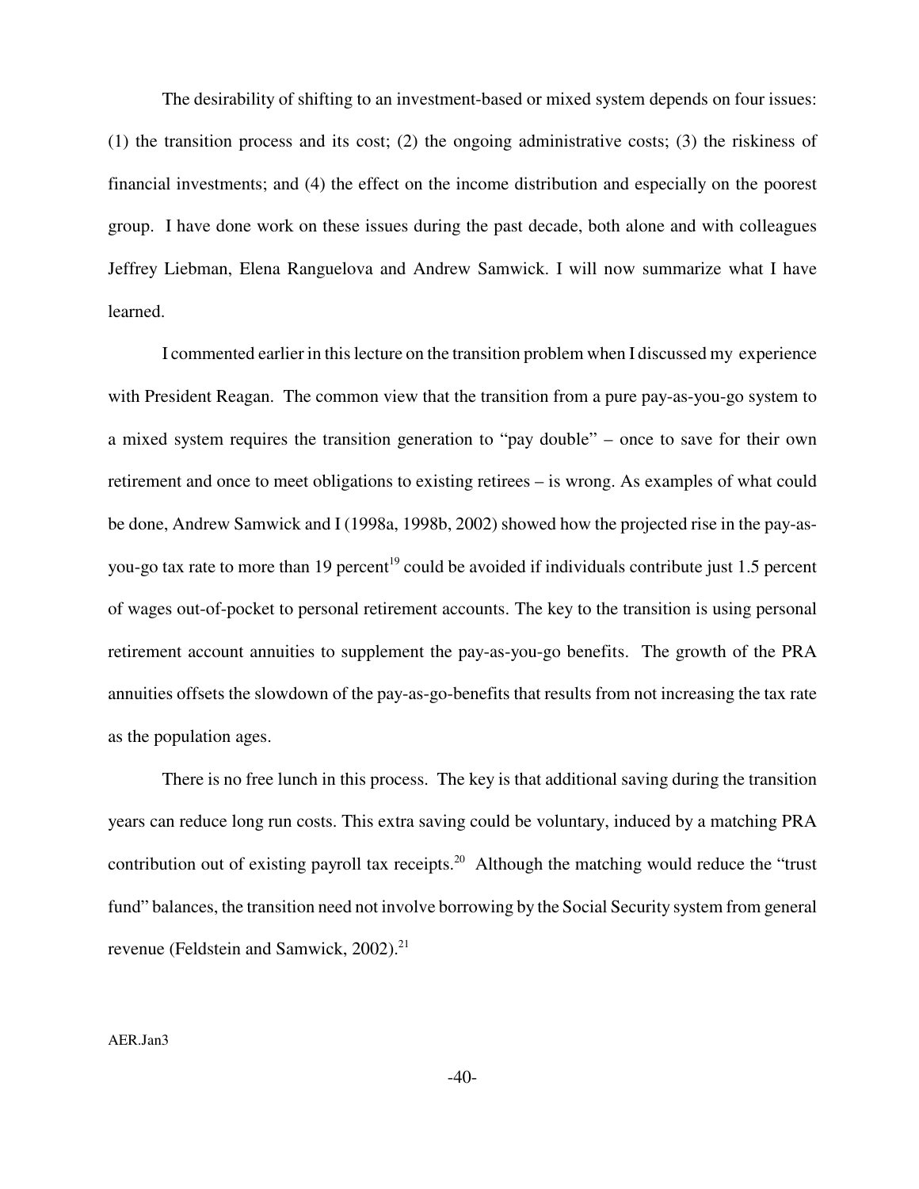The desirability of shifting to an investment-based or mixed system depends on four issues: (1) the transition process and its cost; (2) the ongoing administrative costs; (3) the riskiness of financial investments; and (4) the effect on the income distribution and especially on the poorest group. I have done work on these issues during the past decade, both alone and with colleagues Jeffrey Liebman, Elena Ranguelova and Andrew Samwick. I will now summarize what I have learned.

I commented earlier in this lecture on the transition problem when I discussed my experience with President Reagan. The common view that the transition from a pure pay-as-you-go system to a mixed system requires the transition generation to "pay double" – once to save for their own retirement and once to meet obligations to existing retirees – is wrong. As examples of what could be done, Andrew Samwick and I (1998a, 1998b, 2002) showed how the projected rise in the pay-as-you-go tax rate to more than 19 percent[19] could be avoided if individuals contribute just 1.5 percent of wages out-of-pocket to personal retirement accounts. The key to the transition is using personal retirement account annuities to supplement the pay-as-you-go benefits. The growth of the PRA annuities offsets the slowdown of the pay-as-go-benefits that results from not increasing the tax rate as the population ages.

There is no free lunch in this process. The key is that additional saving during the transition years can reduce long run costs. This extra saving could be voluntary, induced by a matching PRA contribution out of existing payroll tax receipts.[20] Although the matching would reduce the "trust fund" balances, the transition need not involve borrowing by the Social Security system from general revenue (Feldstein and Samwick, 2002).[21]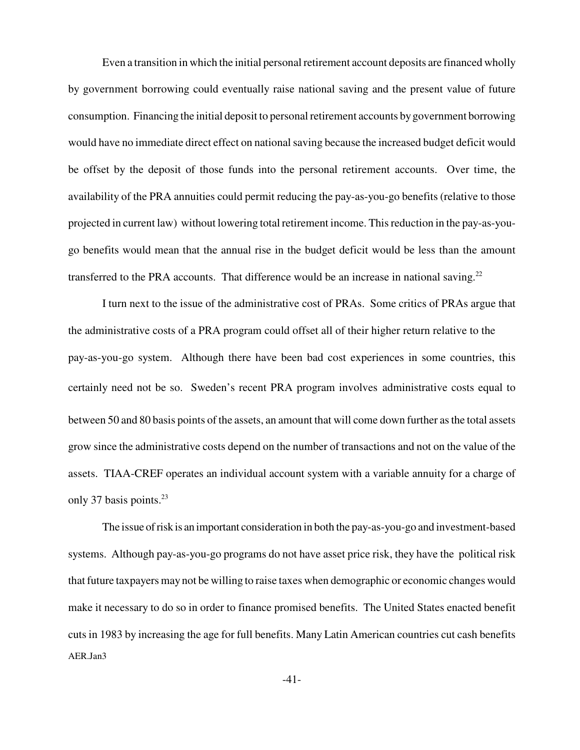Even a transition in which the initial personal retirement account deposits are financed wholly by government borrowing could eventually raise national saving and the present value of future consumption. Financing the initial deposit to personal retirement accounts by government borrowing would have no immediate direct effect on national saving because the increased budget deficit would be offset by the deposit of those funds into the personal retirement accounts. Over time, the availability of the PRA annuities could permit reducing the pay-as-you-go benefits (relative to those projected in current law) without lowering total retirement income. This reduction in the pay-as-you-go benefits would mean that the annual rise in the budget deficit would be less than the amount transferred to the PRA accounts. That difference would be an increase in national saving.[22]

I turn next to the issue of the administrative cost of PRAs. Some critics of PRAs argue that the administrative costs of a PRA program could offset all of their higher return relative to the pay-as-you-go system. Although there have been bad cost experiences in some countries, this certainly need not be so. Sweden's recent PRA program involves administrative costs equal to between 50 and 80 basis points of the assets, an amount that will come down further as the total assets grow since the administrative costs depend on the number of transactions and not on the value of the assets. TIAA-CREF operates an individual account system with a variable annuity for a charge of only 37 basis points.[23]

The issue of risk is an important consideration in both the pay-as-you-go and investment-based systems. Although pay-as-you-go programs do not have asset price risk, they have the political risk that future taxpayers may not be willing to raise taxes when demographic or economic changes would make it necessary to do so in order to finance promised benefits. The United States enacted benefit cuts in 1983 by increasing the age for full benefits. Many Latin American countries cut cash benefits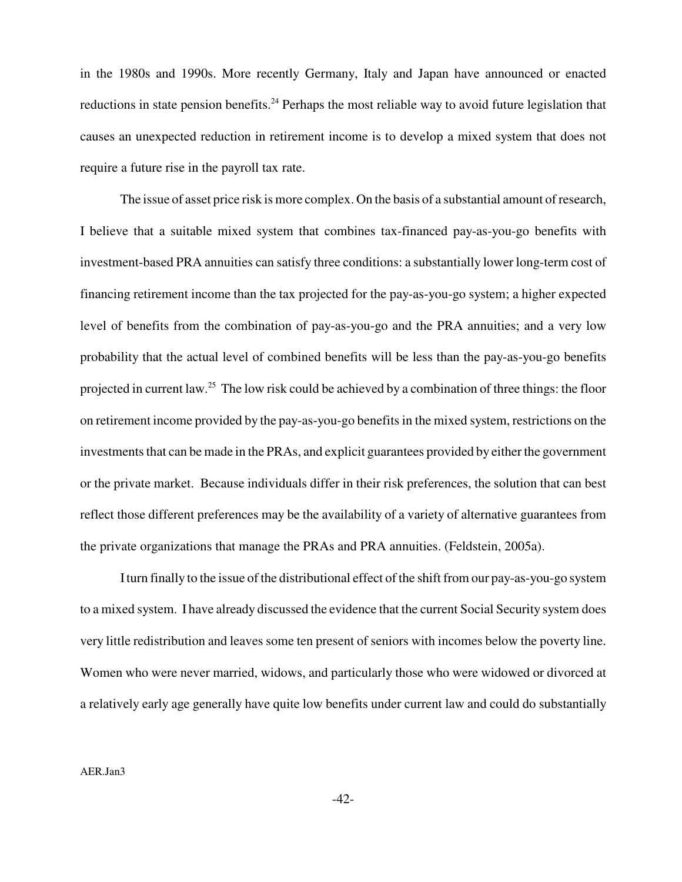in the 1980s and 1990s. More recently Germany, Italy and Japan have announced or enacted reductions in state pension benefits.[24] Perhaps the most reliable way to avoid future legislation that causes an unexpected reduction in retirement income is to develop a mixed system that does not require a future rise in the payroll tax rate.

The issue of asset price risk is more complex. On the basis of a substantial amount of research, I believe that a suitable mixed system that combines tax-financed pay-as-you-go benefits with investment-based PRA annuities can satisfy three conditions: a substantially lower long-term cost of financing retirement income than the tax projected for the pay-as-you-go system; a higher expected level of benefits from the combination of pay-as-you-go and the PRA annuities; and a very low probability that the actual level of combined benefits will be less than the pay-as-you-go benefits projected in current law.[25] The low risk could be achieved by a combination of three things: the floor on retirement income provided by the pay-as-you-go benefits in the mixed system, restrictions on the investments that can be made in the PRAs, and explicit guarantees provided by either the government or the private market. Because individuals differ in their risk preferences, the solution that can best reflect those different preferences may be the availability of a variety of alternative guarantees from the private organizations that manage the PRAs and PRA annuities. (Feldstein, 2005a).

I turn finally to the issue of the distributional effect of the shift from our pay-as-you-go system to a mixed system. I have already discussed the evidence that the current Social Security system does very little redistribution and leaves some ten present of seniors with incomes below the poverty line. Women who were never married, widows, and particularly those who were widowed or divorced at a relatively early age generally have quite low benefits under current law and could do substantially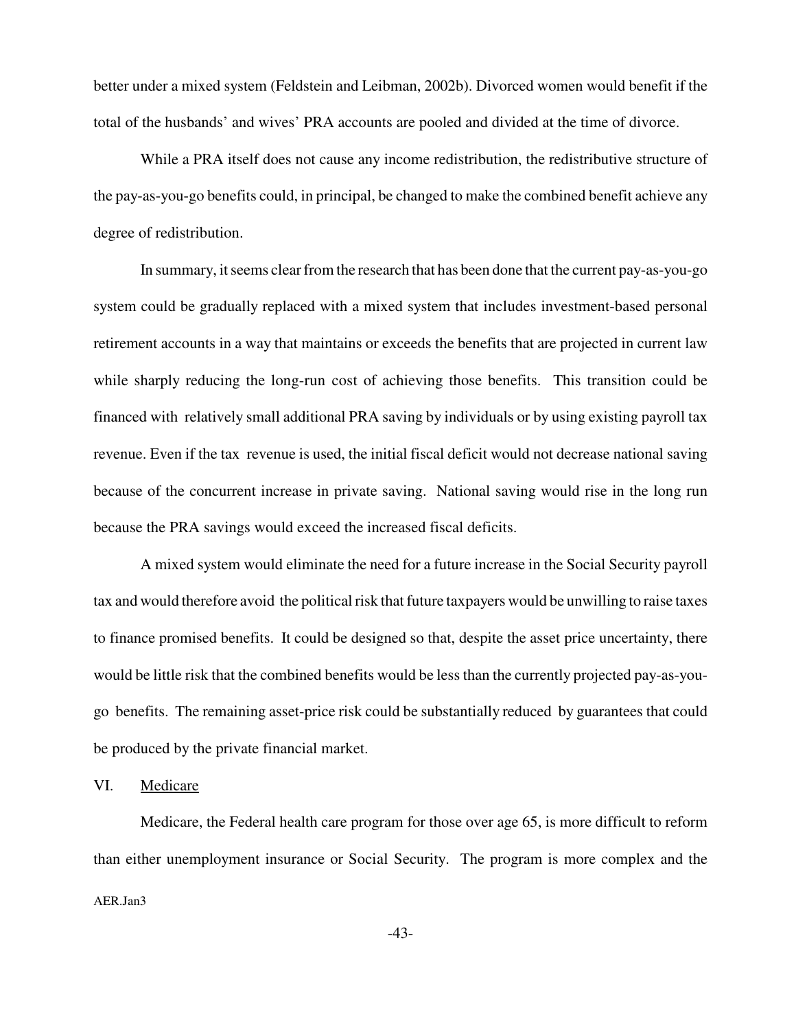better under a mixed system (Feldstein and Leibman, 2002b). Divorced women would benefit if the total of the husbands' and wives' PRA accounts are pooled and divided at the time of divorce.

While a PRA itself does not cause any income redistribution, the redistributive structure of the pay-as-you-go benefits could, in principal, be changed to make the combined benefit achieve any degree of redistribution.

In summary, it seems clear from the research that has been done that the current pay-as-you-go system could be gradually replaced with a mixed system that includes investment-based personal retirement accounts in a way that maintains or exceeds the benefits that are projected in current law while sharply reducing the long-run cost of achieving those benefits. This transition could be financed with relatively small additional PRA saving by individuals or by using existing payroll tax revenue. Even if the tax revenue is used, the initial fiscal deficit would not decrease national saving because of the concurrent increase in private saving. National saving would rise in the long run because the PRA savings would exceed the increased fiscal deficits.

A mixed system would eliminate the need for a future increase in the Social Security payroll tax and would therefore avoid the political risk that future taxpayers would be unwilling to raise taxes to finance promised benefits. It could be designed so that, despite the asset price uncertainty, there would be little risk that the combined benefits would be less than the currently projected pay-as-you-go benefits. The remaining asset-price risk could be substantially reduced by guarantees that could be produced by the private financial market.

## VI. Medicare

Medicare, the Federal health care program for those over age 65, is more difficult to reform than either unemployment insurance or Social Security. The program is more complex and the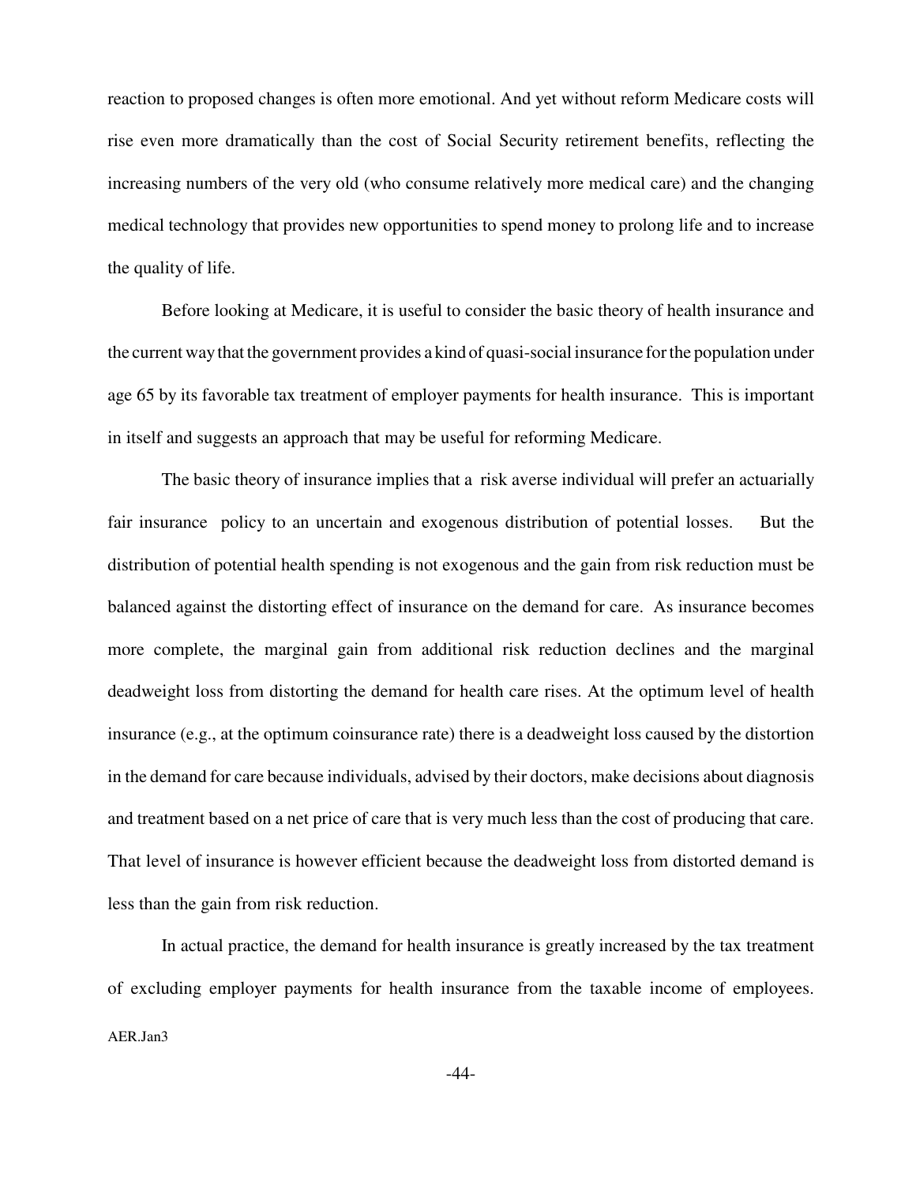reaction to proposed changes is often more emotional. And yet without reform Medicare costs will rise even more dramatically than the cost of Social Security retirement benefits, reflecting the increasing numbers of the very old (who consume relatively more medical care) and the changing medical technology that provides new opportunities to spend money to prolong life and to increase the quality of life.

Before looking at Medicare, it is useful to consider the basic theory of health insurance and the current way that the government provides a kind of quasi-social insurance for the population under age 65 by its favorable tax treatment of employer payments for health insurance. This is important in itself and suggests an approach that may be useful for reforming Medicare.

The basic theory of insurance implies that a risk averse individual will prefer an actuarially fair insurance policy to an uncertain and exogenous distribution of potential losses. But the distribution of potential health spending is not exogenous and the gain from risk reduction must be balanced against the distorting effect of insurance on the demand for care. As insurance becomes more complete, the marginal gain from additional risk reduction declines and the marginal deadweight loss from distorting the demand for health care rises. At the optimum level of health insurance (e.g., at the optimum coinsurance rate) there is a deadweight loss caused by the distortion in the demand for care because individuals, advised by their doctors, make decisions about diagnosis and treatment based on a net price of care that is very much less than the cost of producing that care. That level of insurance is however efficient because the deadweight loss from distorted demand is less than the gain from risk reduction.

In actual practice, the demand for health insurance is greatly increased by the tax treatment of excluding employer payments for health insurance from the taxable income of employees.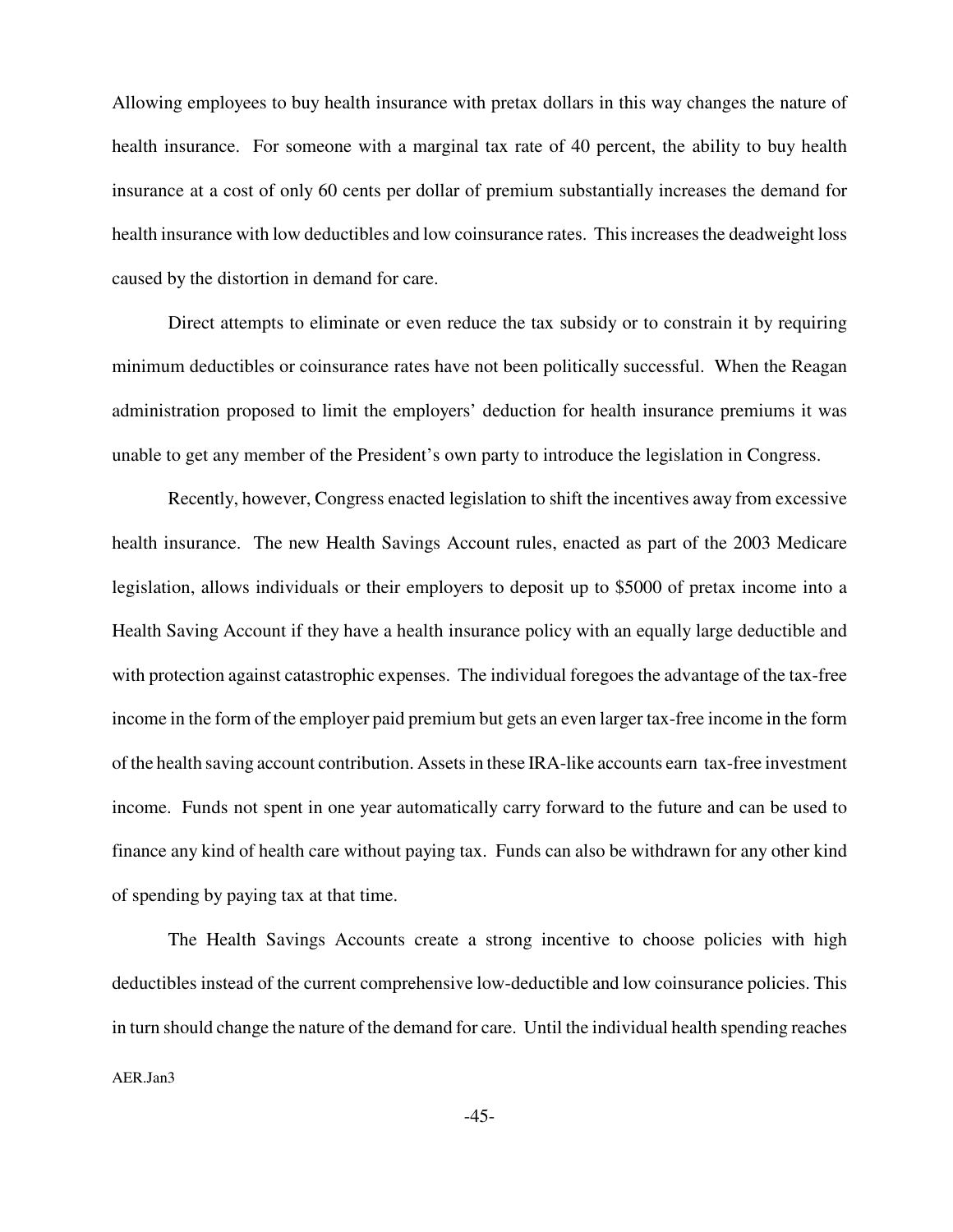Allowing employees to buy health insurance with pretax dollars in this way changes the nature of health insurance. For someone with a marginal tax rate of 40 percent, the ability to buy health insurance at a cost of only 60 cents per dollar of premium substantially increases the demand for health insurance with low deductibles and low coinsurance rates. This increases the deadweight loss caused by the distortion in demand for care.

Direct attempts to eliminate or even reduce the tax subsidy or to constrain it by requiring minimum deductibles or coinsurance rates have not been politically successful. When the Reagan administration proposed to limit the employers' deduction for health insurance premiums it was unable to get any member of the President's own party to introduce the legislation in Congress.

Recently, however, Congress enacted legislation to shift the incentives away from excessive health insurance. The new Health Savings Account rules, enacted as part of the 2003 Medicare legislation, allows individuals or their employers to deposit up to $5000 of pretax income into a Health Saving Account if they have a health insurance policy with an equally large deductible and with protection against catastrophic expenses. The individual foregoes the advantage of the tax-free income in the form of the employer paid premium but gets an even larger tax-free income in the form of the health saving account contribution. Assets in these IRA-like accounts earn tax-free investment income. Funds not spent in one year automatically carry forward to the future and can be used to finance any kind of health care without paying tax. Funds can also be withdrawn for any other kind of spending by paying tax at that time.

The Health Savings Accounts create a strong incentive to choose policies with high deductibles instead of the current comprehensive low-deductible and low coinsurance policies. This in turn should change the nature of the demand for care. Until the individual health spending reaches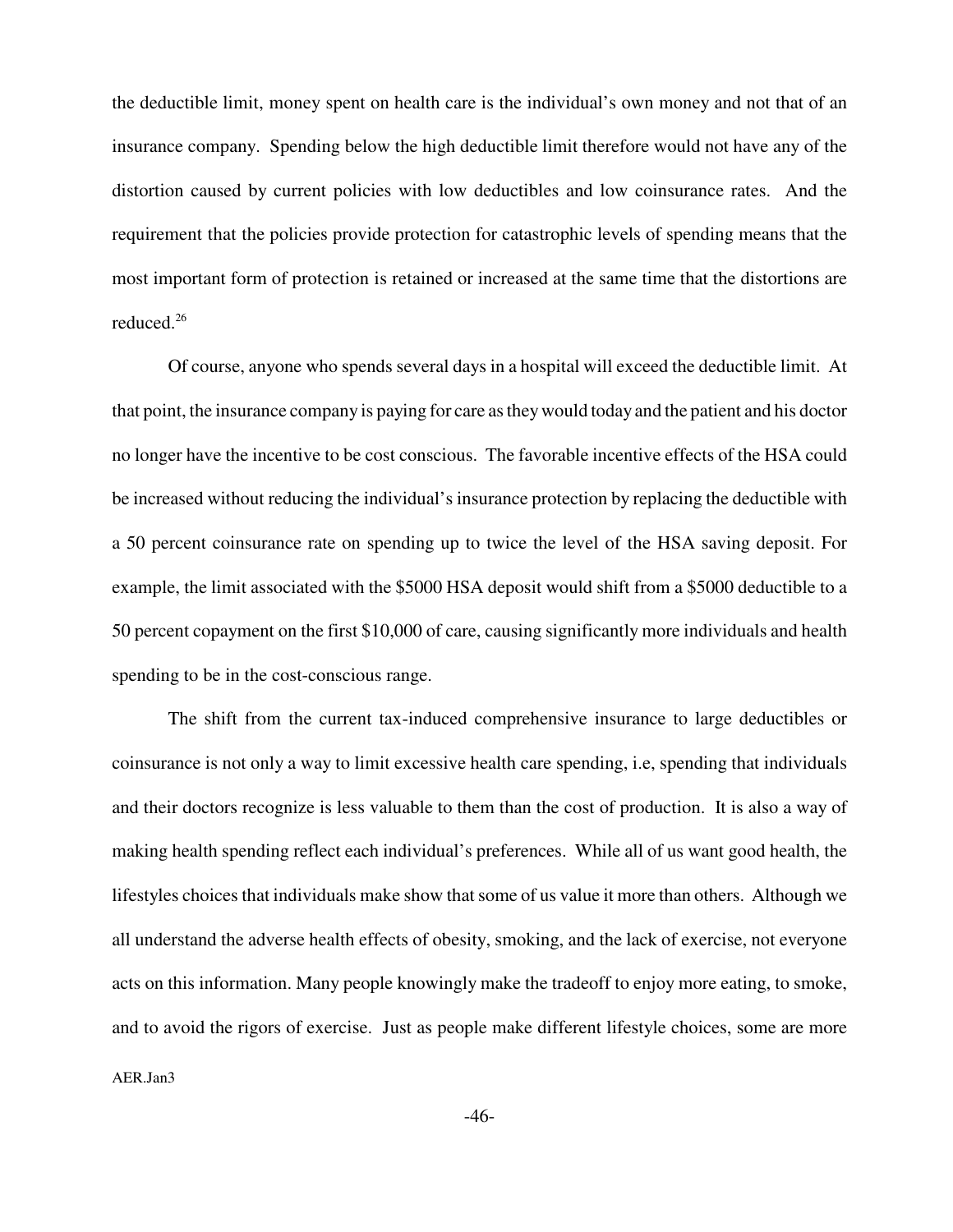the deductible limit, money spent on health care is the individual's own money and not that of an insurance company. Spending below the high deductible limit therefore would not have any of the distortion caused by current policies with low deductibles and low coinsurance rates. And the requirement that the policies provide protection for catastrophic levels of spending means that the most important form of protection is retained or increased at the same time that the distortions are reduced.[26]

Of course, anyone who spends several days in a hospital will exceed the deductible limit. At that point, the insurance company is paying for care as they would today and the patient and his doctor no longer have the incentive to be cost conscious. The favorable incentive effects of the HSA could be increased without reducing the individual's insurance protection by replacing the deductible with a 50 percent coinsurance rate on spending up to twice the level of the HSA saving deposit. For example, the limit associated with the $5000 HSA deposit would shift from a $5000 deductible to a 50 percent copayment on the first $10,000 of care, causing significantly more individuals and health spending to be in the cost-conscious range.

The shift from the current tax-induced comprehensive insurance to large deductibles or coinsurance is not only a way to limit excessive health care spending, i.e, spending that individuals and their doctors recognize is less valuable to them than the cost of production. It is also a way of making health spending reflect each individual's preferences. While all of us want good health, the lifestyles choices that individuals make show that some of us value it more than others. Although we all understand the adverse health effects of obesity, smoking, and the lack of exercise, not everyone acts on this information. Many people knowingly make the tradeoff to enjoy more eating, to smoke, and to avoid the rigors of exercise. Just as people make different lifestyle choices, some are more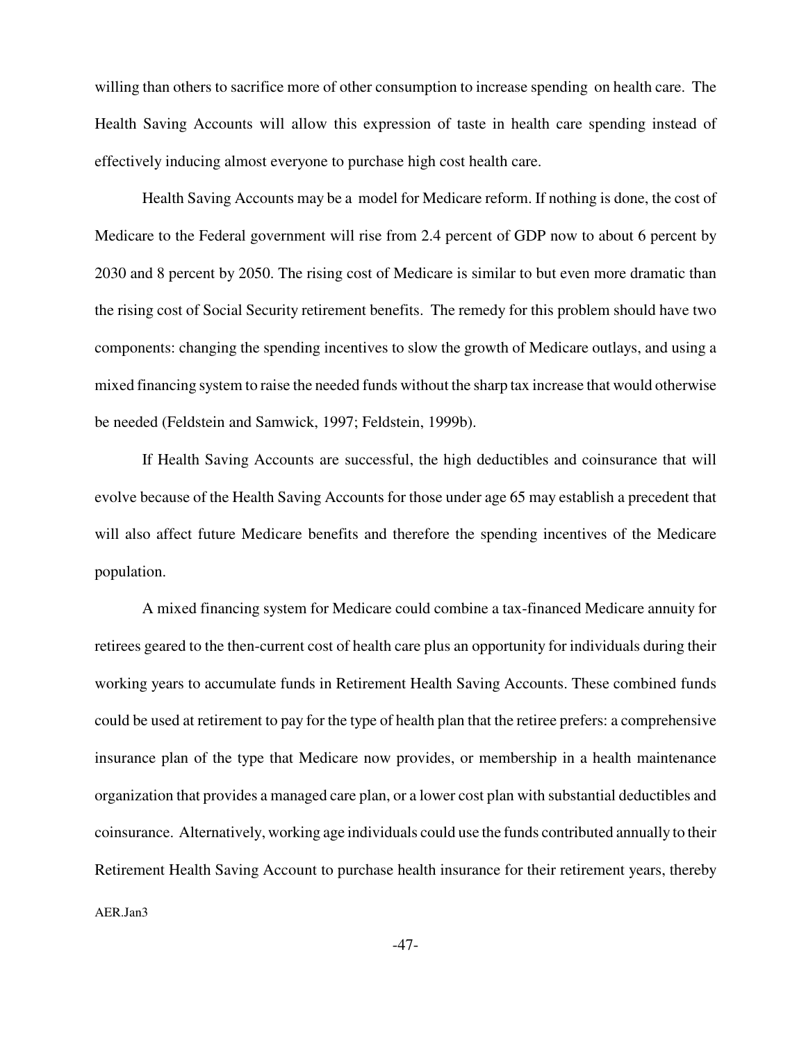willing than others to sacrifice more of other consumption to increase spending on health care. The Health Saving Accounts will allow this expression of taste in health care spending instead of effectively inducing almost everyone to purchase high cost health care.

Health Saving Accounts may be a model for Medicare reform. If nothing is done, the cost of Medicare to the Federal government will rise from 2.4 percent of GDP now to about 6 percent by 2030 and 8 percent by 2050. The rising cost of Medicare is similar to but even more dramatic than the rising cost of Social Security retirement benefits. The remedy for this problem should have two components: changing the spending incentives to slow the growth of Medicare outlays, and using a mixed financing system to raise the needed funds without the sharp tax increase that would otherwise be needed (Feldstein and Samwick, 1997; Feldstein, 1999b).

If Health Saving Accounts are successful, the high deductibles and coinsurance that will evolve because of the Health Saving Accounts for those under age 65 may establish a precedent that will also affect future Medicare benefits and therefore the spending incentives of the Medicare population.

A mixed financing system for Medicare could combine a tax-financed Medicare annuity for retirees geared to the then-current cost of health care plus an opportunity for individuals during their working years to accumulate funds in Retirement Health Saving Accounts. These combined funds could be used at retirement to pay for the type of health plan that the retiree prefers: a comprehensive insurance plan of the type that Medicare now provides, or membership in a health maintenance organization that provides a managed care plan, or a lower cost plan with substantial deductibles and coinsurance. Alternatively, working age individuals could use the funds contributed annually to their Retirement Health Saving Account to purchase health insurance for their retirement years, thereby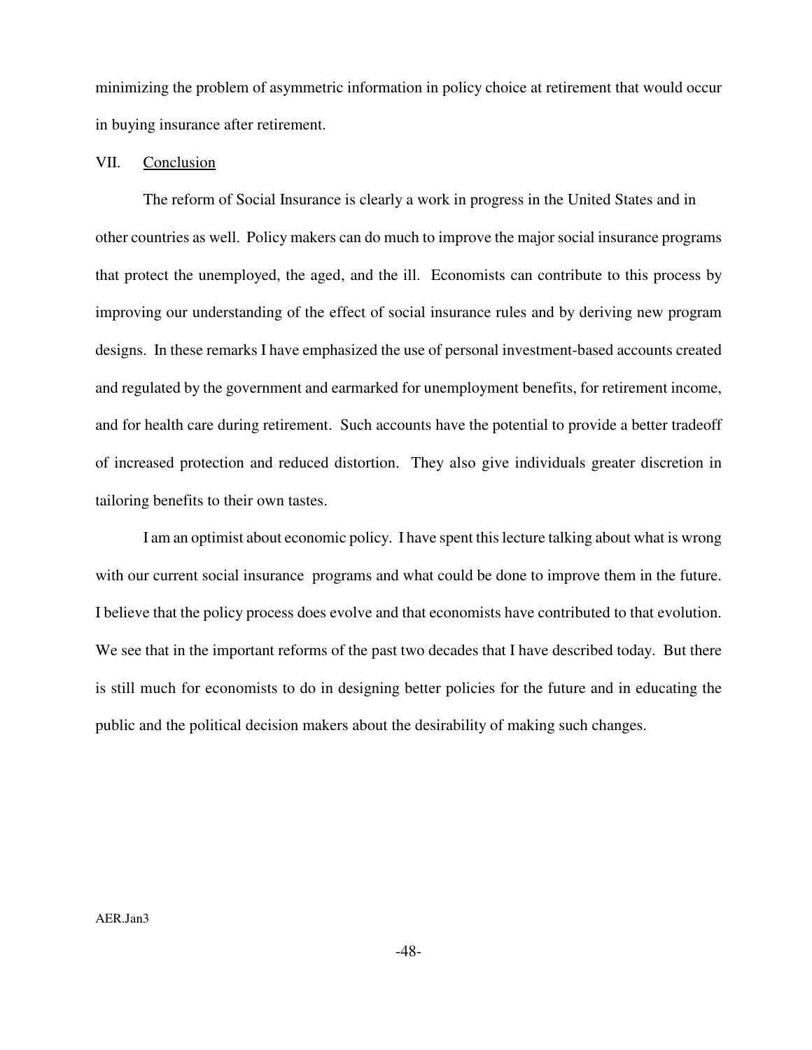minimizing the problem of asymmetric information in policy choice at retirement that would occur in buying insurance after retirement.

## VII. Conclusion

The reform of Social Insurance is clearly a work in progress in the United States and in other countries as well. Policy makers can do much to improve the major social insurance programs that protect the unemployed, the aged, and the ill. Economists can contribute to this process by improving our understanding of the effect of social insurance rules and by deriving new program designs. In these remarks I have emphasized the use of personal investment-based accounts created and regulated by the government and earmarked for unemployment benefits, for retirement income, and for health care during retirement. Such accounts have the potential to provide a better tradeoff of increased protection and reduced distortion. They also give individuals greater discretion in tailoring benefits to their own tastes.

I am an optimist about economic policy. I have spent this lecture talking about what is wrong with our current social insurance programs and what could be done to improve them in the future. I believe that the policy process does evolve and that economists have contributed to that evolution. We see that in the important reforms of the past two decades that I have described today. But there is still much for economists to do in designing better policies for the future and in educating the public and the political decision makers about the desirability of making such changes.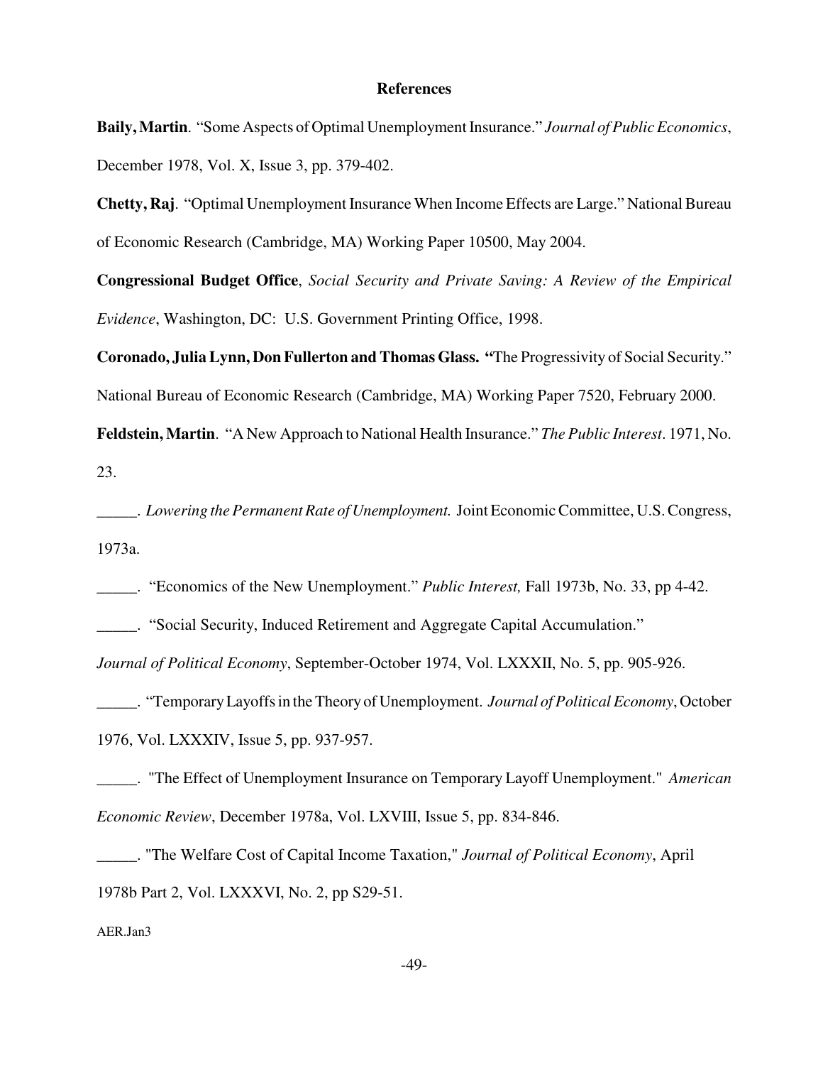## References

**Baily, Martin**. "Some Aspects of Optimal Unemployment Insurance." *Journal of Public Economics*, December 1978, Vol. X, Issue 3, pp. 379-402.

**Chetty, Raj**. "Optimal Unemployment Insurance When Income Effects are Large." National Bureau of Economic Research (Cambridge, MA) Working Paper 10500, May 2004.

**Congressional Budget Office**, *Social Security and Private Saving: A Review of the Empirical Evidence*, Washington, DC: U.S. Government Printing Office, 1998.

**Coronado, Julia Lynn, Don Fullerton and Thomas Glass.** "The Progressivity of Social Security." National Bureau of Economic Research (Cambridge, MA) Working Paper 7520, February 2000.

**Feldstein, Martin**. "A New Approach to National Health Insurance." *The Public Interest*. 1971, No. 23.

_____. *Lowering the Permanent Rate of Unemployment.* Joint Economic Committee, U.S. Congress, 1973a.

_____. "Economics of the New Unemployment." *Public Interest,* Fall 1973b, No. 33, pp 4-42.

_____. "Social Security, Induced Retirement and Aggregate Capital Accumulation." *Journal of Political Economy*, September-October 1974, Vol. LXXXII, No. 5, pp. 905-926.

_____. "Temporary Layoffs in the Theory of Unemployment. *Journal of Political Economy*, October 1976, Vol. LXXXIV, Issue 5, pp. 937-957.

_____. "The Effect of Unemployment Insurance on Temporary Layoff Unemployment." *American Economic Review*, December 1978a, Vol. LXVIII, Issue 5, pp. 834-846.

_____. "The Welfare Cost of Capital Income Taxation," *Journal of Political Economy*, April 1978b Part 2, Vol. LXXXVI, No. 2, pp S29-51.

AER.Jan3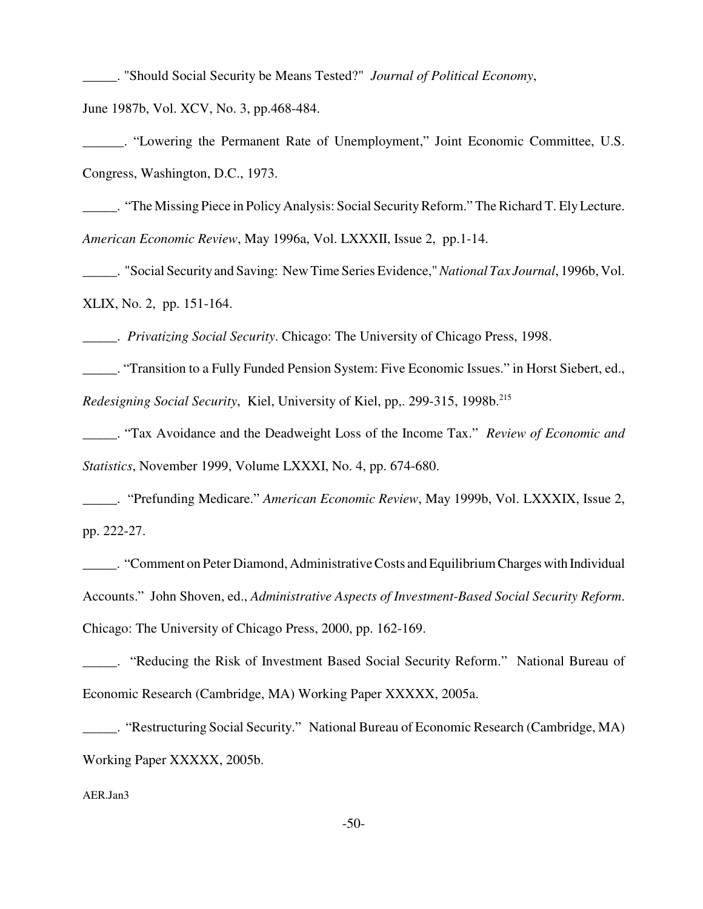_____. "Should Social Security be Means Tested?" *Journal of Political Economy*, June 1987b, Vol. XCV, No. 3, pp.468-484.

______. "Lowering the Permanent Rate of Unemployment," Joint Economic Committee, U.S. Congress, Washington, D.C., 1973.

_____. "The Missing Piece in Policy Analysis: Social Security Reform." The Richard T. Ely Lecture. *American Economic Review*, May 1996a, Vol. LXXXII, Issue 2, pp.1-14.

_____. "Social Security and Saving: New Time Series Evidence," *National Tax Journal*, 1996b, Vol. XLIX, No. 2, pp. 151-164.

_____. *Privatizing Social Security*. Chicago: The University of Chicago Press, 1998.

_____. "Transition to a Fully Funded Pension System: Five Economic Issues." in Horst Siebert, ed., *Redesigning Social Security*, Kiel, University of Kiel, pp,. 299-315, 1998b.[215]

_____. "Tax Avoidance and the Deadweight Loss of the Income Tax." *Review of Economic and Statistics*, November 1999, Volume LXXXI, No. 4, pp. 674-680.

_____. "Prefunding Medicare." *American Economic Review*, May 1999b, Vol. LXXXIX, Issue 2, pp. 222-27.

_____. "Comment on Peter Diamond, Administrative Costs and Equilibrium Charges with Individual Accounts." John Shoven, ed., *Administrative Aspects of Investment-Based Social Security Reform*. Chicago: The University of Chicago Press, 2000, pp. 162-169.

_____. "Reducing the Risk of Investment Based Social Security Reform." National Bureau of Economic Research (Cambridge, MA) Working Paper XXXXX, 2005a.

_____. "Restructuring Social Security." National Bureau of Economic Research (Cambridge, MA) Working Paper XXXXX, 2005b.

AER.Jan3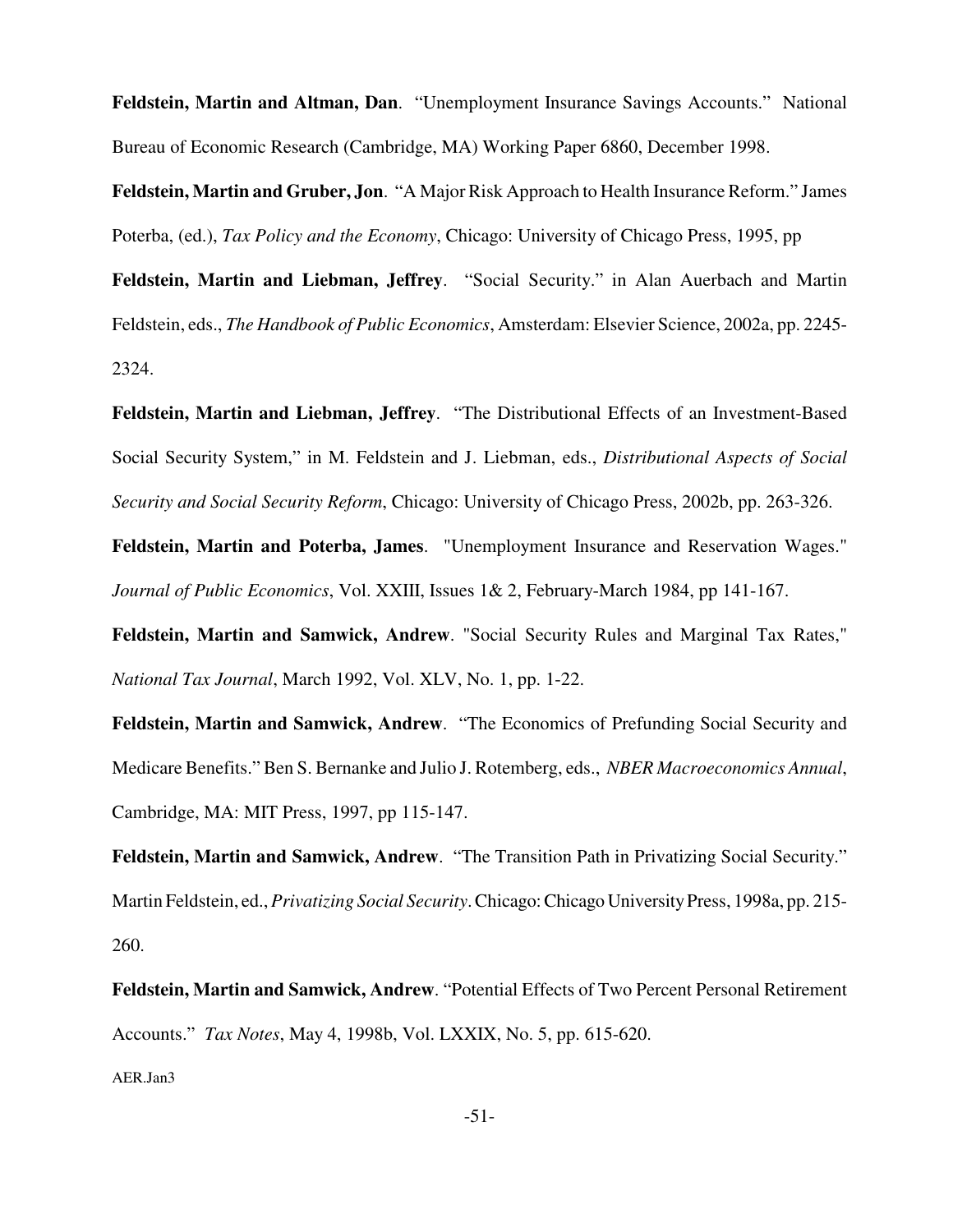**Feldstein, Martin and Altman, Dan**. "Unemployment Insurance Savings Accounts." National Bureau of Economic Research (Cambridge, MA) Working Paper 6860, December 1998.

**Feldstein, Martin and Gruber, Jon**. "A Major Risk Approach to Health Insurance Reform." James Poterba, (ed.), *Tax Policy and the Economy*, Chicago: University of Chicago Press, 1995, pp

**Feldstein, Martin and Liebman, Jeffrey**. "Social Security." in Alan Auerbach and Martin Feldstein, eds., *The Handbook of Public Economics*, Amsterdam: Elsevier Science, 2002a, pp. 2245-2324.

**Feldstein, Martin and Liebman, Jeffrey**. "The Distributional Effects of an Investment-Based Social Security System," in M. Feldstein and J. Liebman, eds., *Distributional Aspects of Social Security and Social Security Reform*, Chicago: University of Chicago Press, 2002b, pp. 263-326.

**Feldstein, Martin and Poterba, James**. "Unemployment Insurance and Reservation Wages." *Journal of Public Economics*, Vol. XXIII, Issues 1& 2, February-March 1984, pp 141-167.

**Feldstein, Martin and Samwick, Andrew**. "Social Security Rules and Marginal Tax Rates," *National Tax Journal*, March 1992, Vol. XLV, No. 1, pp. 1-22.

**Feldstein, Martin and Samwick, Andrew**. "The Economics of Prefunding Social Security and Medicare Benefits." Ben S. Bernanke and Julio J. Rotemberg, eds., *NBER Macroeconomics Annual*, Cambridge, MA: MIT Press, 1997, pp 115-147.

**Feldstein, Martin and Samwick, Andrew**. "The Transition Path in Privatizing Social Security." Martin Feldstein, ed., *Privatizing Social Security*. Chicago: Chicago University Press, 1998a, pp. 215-260.

**Feldstein, Martin and Samwick, Andrew**. "Potential Effects of Two Percent Personal Retirement Accounts." *Tax Notes*, May 4, 1998b, Vol. LXXIX, No. 5, pp. 615-620.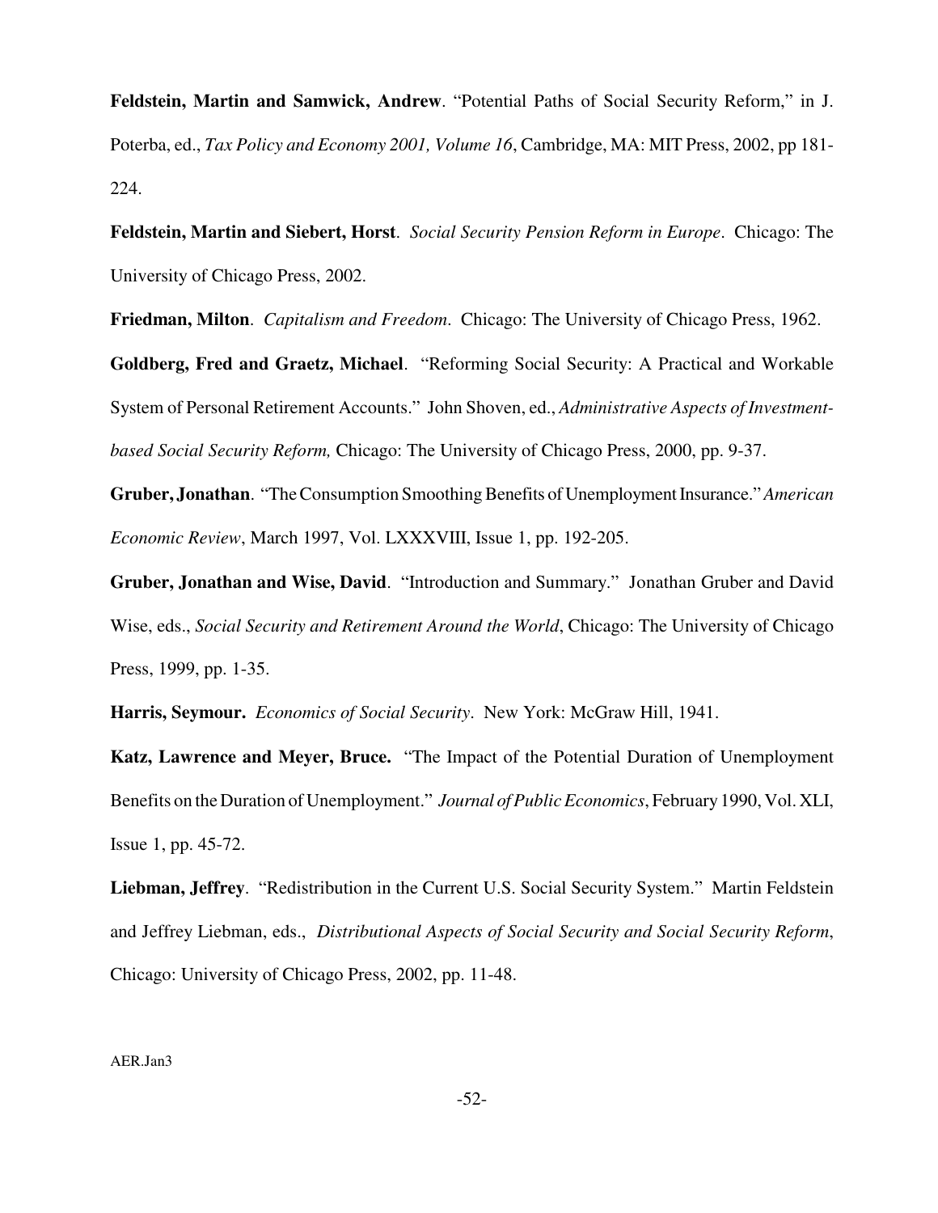**Feldstein, Martin and Samwick, Andrew**. "Potential Paths of Social Security Reform," in J. Poterba, ed., *Tax Policy and Economy 2001, Volume 16*, Cambridge, MA: MIT Press, 2002, pp 181-224.

**Feldstein, Martin and Siebert, Horst**. *Social Security Pension Reform in Europe*. Chicago: The University of Chicago Press, 2002.

**Friedman, Milton**. *Capitalism and Freedom*. Chicago: The University of Chicago Press, 1962.

**Goldberg, Fred and Graetz, Michael**. "Reforming Social Security: A Practical and Workable System of Personal Retirement Accounts." John Shoven, ed., *Administrative Aspects of Investment-based Social Security Reform,* Chicago: The University of Chicago Press, 2000, pp. 9-37.

**Gruber, Jonathan**. "The Consumption Smoothing Benefits of Unemployment Insurance." *American Economic Review*, March 1997, Vol. LXXXVIII, Issue 1, pp. 192-205.

**Gruber, Jonathan and Wise, David**. "Introduction and Summary." Jonathan Gruber and David Wise, eds., *Social Security and Retirement Around the World*, Chicago: The University of Chicago Press, 1999, pp. 1-35.

**Harris, Seymour.** *Economics of Social Security*. New York: McGraw Hill, 1941.

**Katz, Lawrence and Meyer, Bruce.** "The Impact of the Potential Duration of Unemployment Benefits on the Duration of Unemployment." *Journal of Public Economics*, February 1990, Vol. XLI, Issue 1, pp. 45-72.

**Liebman, Jeffrey**. "Redistribution in the Current U.S. Social Security System." Martin Feldstein and Jeffrey Liebman, eds., *Distributional Aspects of Social Security and Social Security Reform*, Chicago: University of Chicago Press, 2002, pp. 11-48.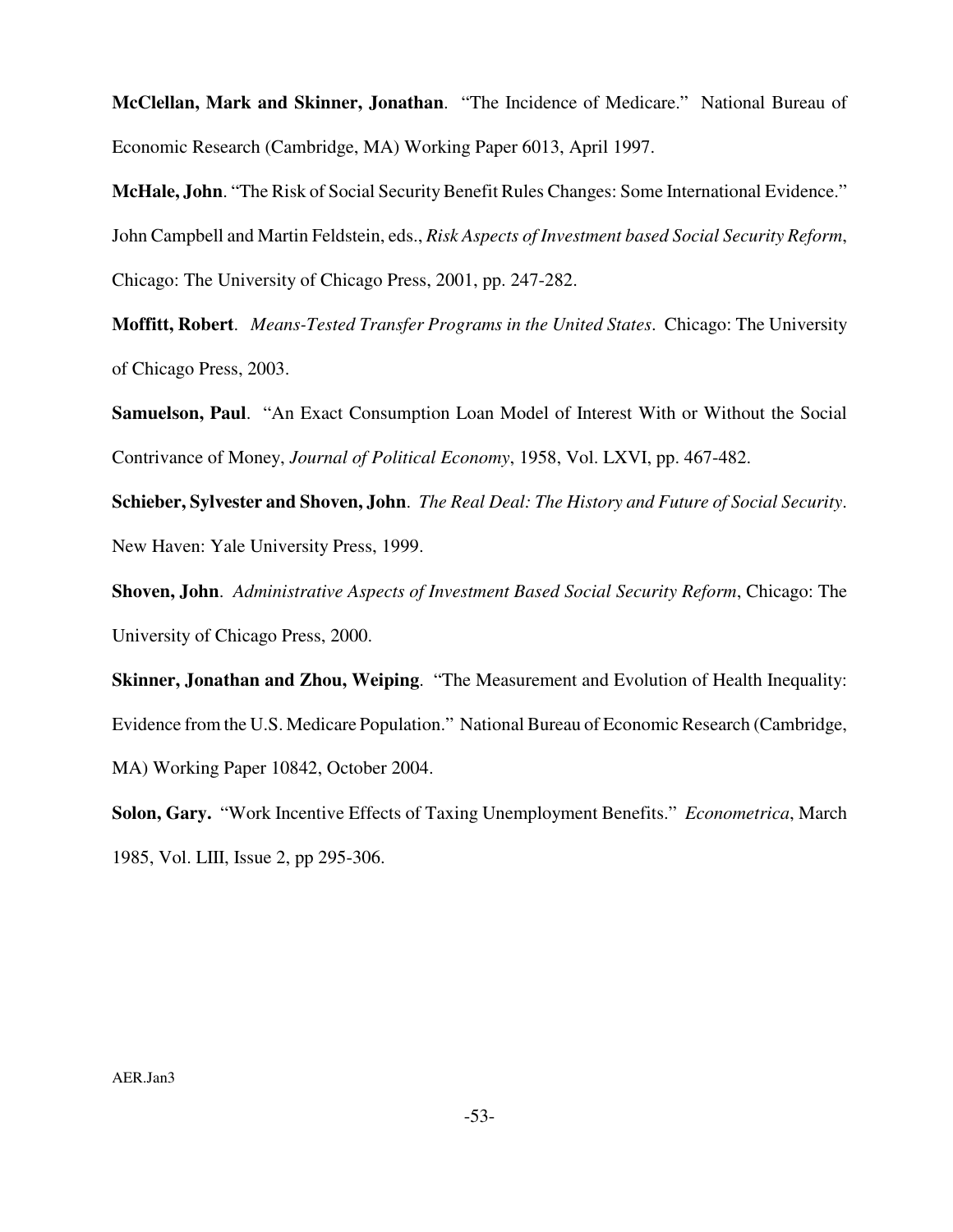**McClellan, Mark and Skinner, Jonathan**. "The Incidence of Medicare." National Bureau of Economic Research (Cambridge, MA) Working Paper 6013, April 1997.

**McHale, John**. "The Risk of Social Security Benefit Rules Changes: Some International Evidence." John Campbell and Martin Feldstein, eds., *Risk Aspects of Investment based Social Security Reform*, Chicago: The University of Chicago Press, 2001, pp. 247-282.

**Moffitt, Robert**. *Means-Tested Transfer Programs in the United States*. Chicago: The University of Chicago Press, 2003.

**Samuelson, Paul**. "An Exact Consumption Loan Model of Interest With or Without the Social Contrivance of Money, *Journal of Political Economy*, 1958, Vol. LXVI, pp. 467-482.

**Schieber, Sylvester and Shoven, John**. *The Real Deal: The History and Future of Social Security*. New Haven: Yale University Press, 1999.

**Shoven, John**. *Administrative Aspects of Investment Based Social Security Reform*, Chicago: The University of Chicago Press, 2000.

**Skinner, Jonathan and Zhou, Weiping**. "The Measurement and Evolution of Health Inequality: Evidence from the U.S. Medicare Population." National Bureau of Economic Research (Cambridge, MA) Working Paper 10842, October 2004.

**Solon, Gary.** "Work Incentive Effects of Taxing Unemployment Benefits." *Econometrica*, March 1985, Vol. LIII, Issue 2, pp 295-306.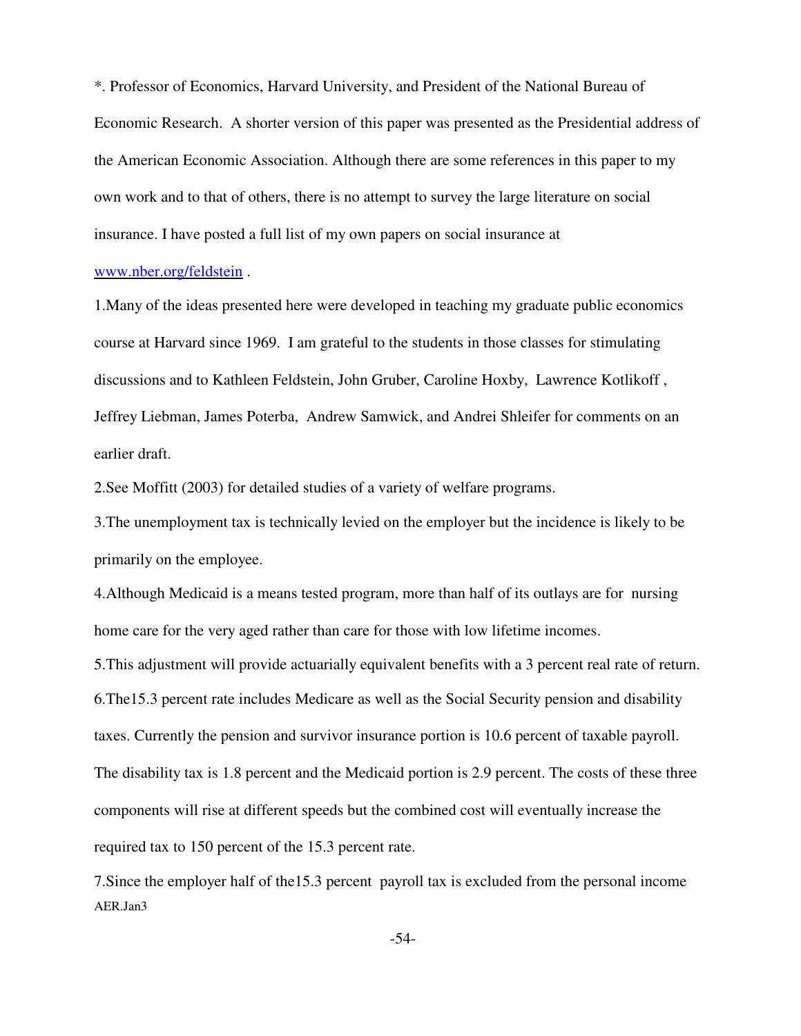*. Professor of Economics, Harvard University, and President of the National Bureau of Economic Research. A shorter version of this paper was presented as the Presidential address of the American Economic Association. Although there are some references in this paper to my own work and to that of others, there is no attempt to survey the large literature on social insurance. I have posted a full list of my own papers on social insurance at www.nber.org/feldstein .

1.Many of the ideas presented here were developed in teaching my graduate public economics course at Harvard since 1969. I am grateful to the students in those classes for stimulating discussions and to Kathleen Feldstein, John Gruber, Caroline Hoxby, Lawrence Kotlikoff , Jeffrey Liebman, James Poterba, Andrew Samwick, and Andrei Shleifer for comments on an earlier draft.

2.See Moffitt (2003) for detailed studies of a variety of welfare programs.

3.The unemployment tax is technically levied on the employer but the incidence is likely to be primarily on the employee.

4.Although Medicaid is a means tested program, more than half of its outlays are for nursing home care for the very aged rather than care for those with low lifetime incomes.

5.This adjustment will provide actuarially equivalent benefits with a 3 percent real rate of return.

6.The15.3 percent rate includes Medicare as well as the Social Security pension and disability taxes. Currently the pension and survivor insurance portion is 10.6 percent of taxable payroll. The disability tax is 1.8 percent and the Medicaid portion is 2.9 percent. The costs of these three components will rise at different speeds but the combined cost will eventually increase the required tax to 150 percent of the 15.3 percent rate.

7.Since the employer half of the15.3 percent payroll tax is excluded from the personal income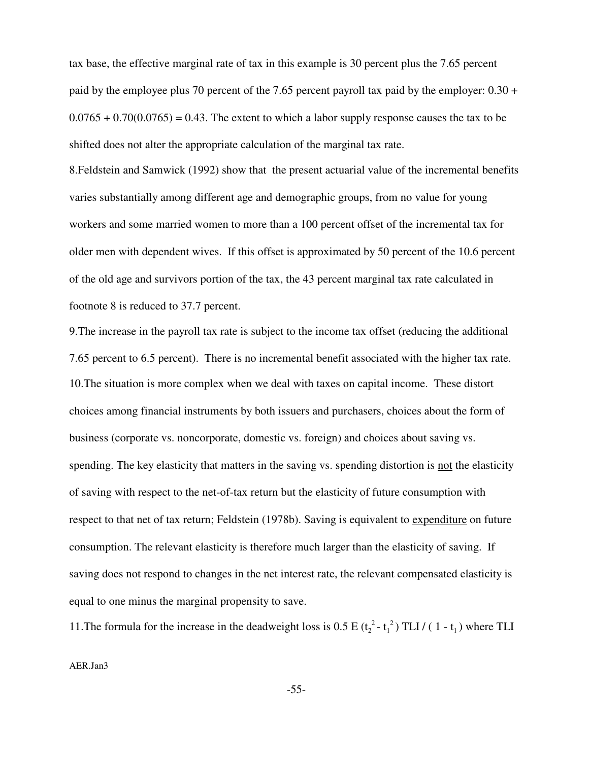tax base, the effective marginal rate of tax in this example is 30 percent plus the 7.65 percent paid by the employee plus 70 percent of the 7.65 percent payroll tax paid by the employer: $0.30 + 0.0765 + 0.70(0.0765) = 0.43$. The extent to which a labor supply response causes the tax to be shifted does not alter the appropriate calculation of the marginal tax rate.

8.Feldstein and Samwick (1992) show that the present actuarial value of the incremental benefits varies substantially among different age and demographic groups, from no value for young workers and some married women to more than a 100 percent offset of the incremental tax for older men with dependent wives. If this offset is approximated by 50 percent of the 10.6 percent of the old age and survivors portion of the tax, the 43 percent marginal tax rate calculated in footnote 8 is reduced to 37.7 percent.

9.The increase in the payroll tax rate is subject to the income tax offset (reducing the additional 7.65 percent to 6.5 percent). There is no incremental benefit associated with the higher tax rate.

10.The situation is more complex when we deal with taxes on capital income. These distort choices among financial instruments by both issuers and purchasers, choices about the form of business (corporate vs. noncorporate, domestic vs. foreign) and choices about saving vs. spending. The key elasticity that matters in the saving vs. spending distortion is <u>not</u> the elasticity of saving with respect to the net-of-tax return but the elasticity of future consumption with respect to that net of tax return; Feldstein (1978b). Saving is equivalent to <u>expenditure</u> on future consumption. The relevant elasticity is therefore much larger than the elasticity of saving. If saving does not respond to changes in the net interest rate, the relevant compensated elasticity is equal to one minus the marginal propensity to save.

11.The formula for the increase in the deadweight loss is $0.5\ E\ (t_2^2 - t_1^2)\ TLI / (1 - t_1)$ where TLI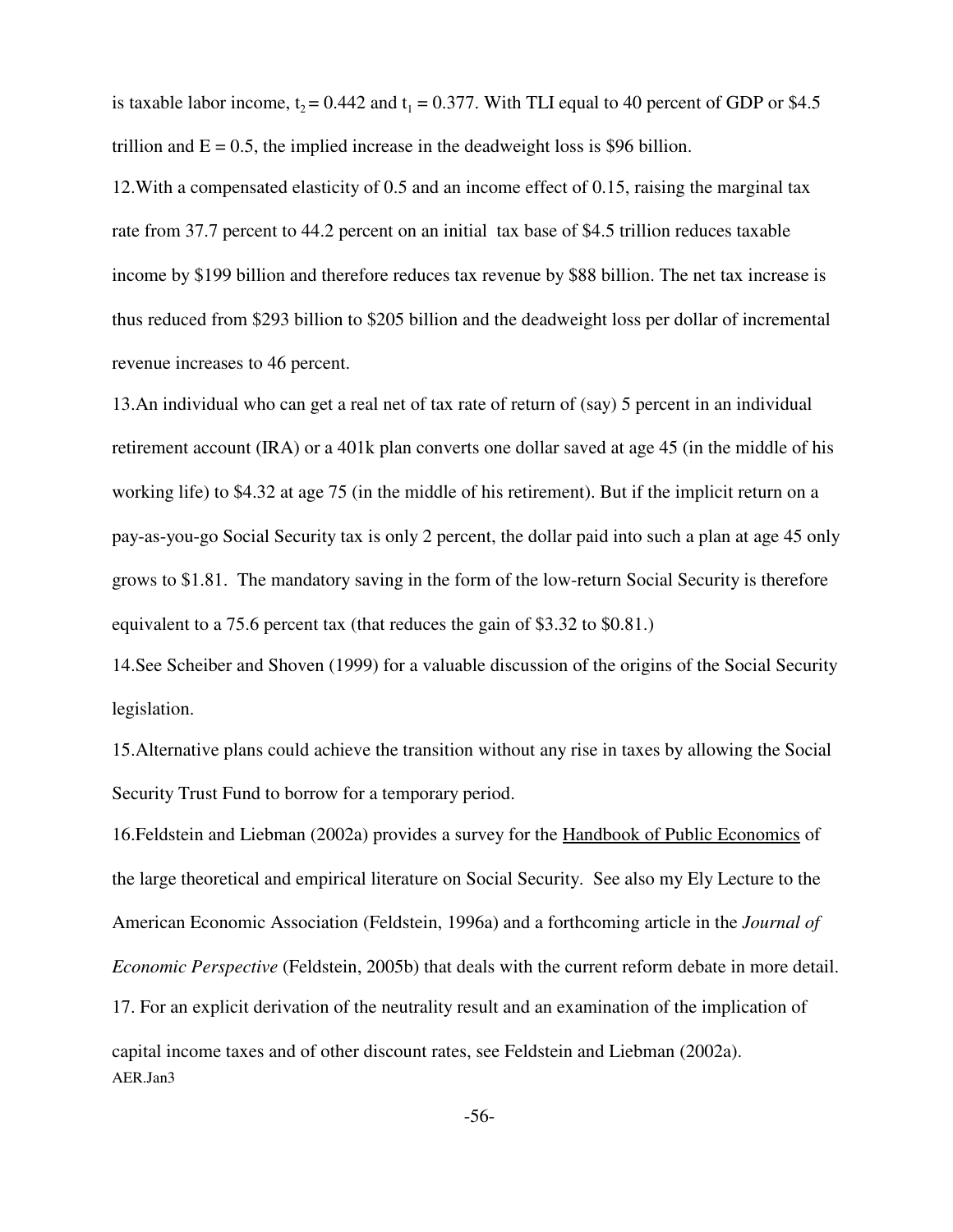is taxable labor income, $t_2 = 0.442$ and $t_1 = 0.377$. With TLI equal to 40 percent of GDP or \$4.5 trillion and $E = 0.5$, the implied increase in the deadweight loss is \$96 billion.

12. With a compensated elasticity of 0.5 and an income effect of 0.15, raising the marginal tax rate from 37.7 percent to 44.2 percent on an initial tax base of \$4.5 trillion reduces taxable income by \$199 billion and therefore reduces tax revenue by \$88 billion. The net tax increase is thus reduced from \$293 billion to \$205 billion and the deadweight loss per dollar of incremental revenue increases to 46 percent.

13. An individual who can get a real net of tax rate of return of (say) 5 percent in an individual retirement account (IRA) or a 401k plan converts one dollar saved at age 45 (in the middle of his working life) to \$4.32 at age 75 (in the middle of his retirement). But if the implicit return on a pay-as-you-go Social Security tax is only 2 percent, the dollar paid into such a plan at age 45 only grows to \$1.81. The mandatory saving in the form of the low-return Social Security is therefore equivalent to a 75.6 percent tax (that reduces the gain of \$3.32 to \$0.81.)

14. See Scheiber and Shoven (1999) for a valuable discussion of the origins of the Social Security legislation.

15. Alternative plans could achieve the transition without any rise in taxes by allowing the Social Security Trust Fund to borrow for a temporary period.

16. Feldstein and Liebman (2002a) provides a survey for the <u>Handbook of Public Economics</u> of the large theoretical and empirical literature on Social Security. See also my Ely Lecture to the American Economic Association (Feldstein, 1996a) and a forthcoming article in the *Journal of Economic Perspective* (Feldstein, 2005b) that deals with the current reform debate in more detail.

17. For an explicit derivation of the neutrality result and an examination of the implication of capital income taxes and of other discount rates, see Feldstein and Liebman (2002a).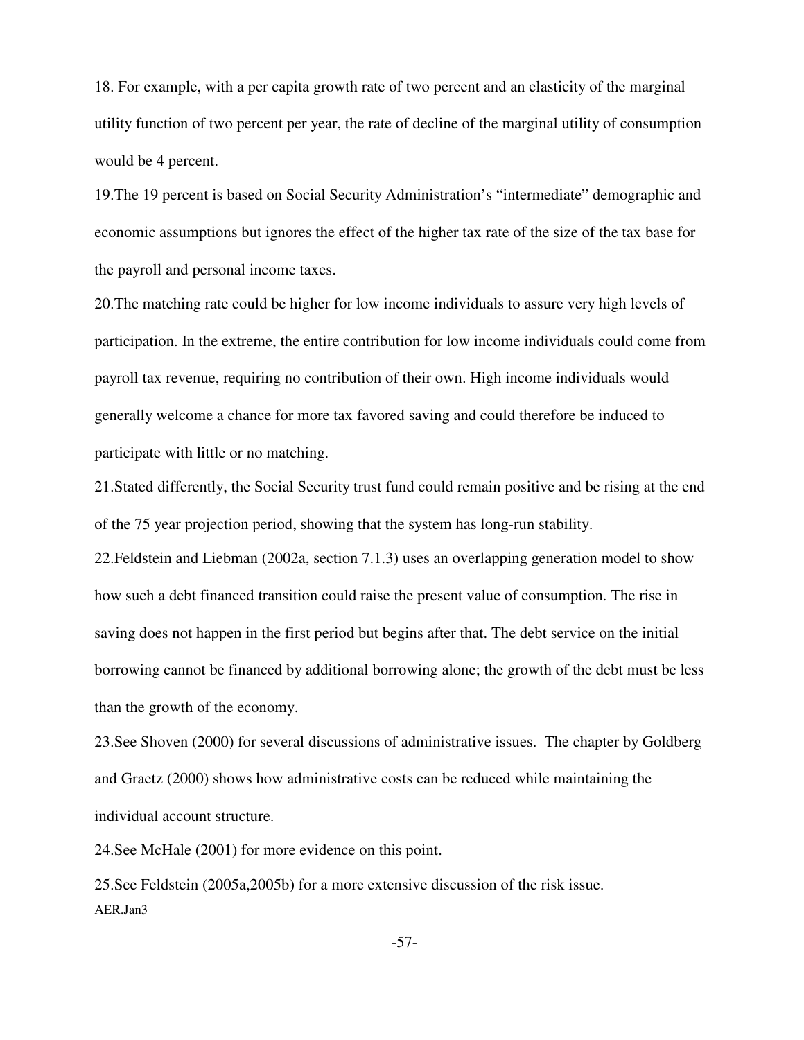18. For example, with a per capita growth rate of two percent and an elasticity of the marginal utility function of two percent per year, the rate of decline of the marginal utility of consumption would be 4 percent.

19.The 19 percent is based on Social Security Administration's "intermediate" demographic and economic assumptions but ignores the effect of the higher tax rate of the size of the tax base for the payroll and personal income taxes.

20.The matching rate could be higher for low income individuals to assure very high levels of participation. In the extreme, the entire contribution for low income individuals could come from payroll tax revenue, requiring no contribution of their own. High income individuals would generally welcome a chance for more tax favored saving and could therefore be induced to participate with little or no matching.

21.Stated differently, the Social Security trust fund could remain positive and be rising at the end of the 75 year projection period, showing that the system has long-run stability.

22.Feldstein and Liebman (2002a, section 7.1.3) uses an overlapping generation model to show how such a debt financed transition could raise the present value of consumption. The rise in saving does not happen in the first period but begins after that. The debt service on the initial borrowing cannot be financed by additional borrowing alone; the growth of the debt must be less than the growth of the economy.

23.See Shoven (2000) for several discussions of administrative issues. The chapter by Goldberg and Graetz (2000) shows how administrative costs can be reduced while maintaining the individual account structure.

24.See McHale (2001) for more evidence on this point.

25.See Feldstein (2005a,2005b) for a more extensive discussion of the risk issue.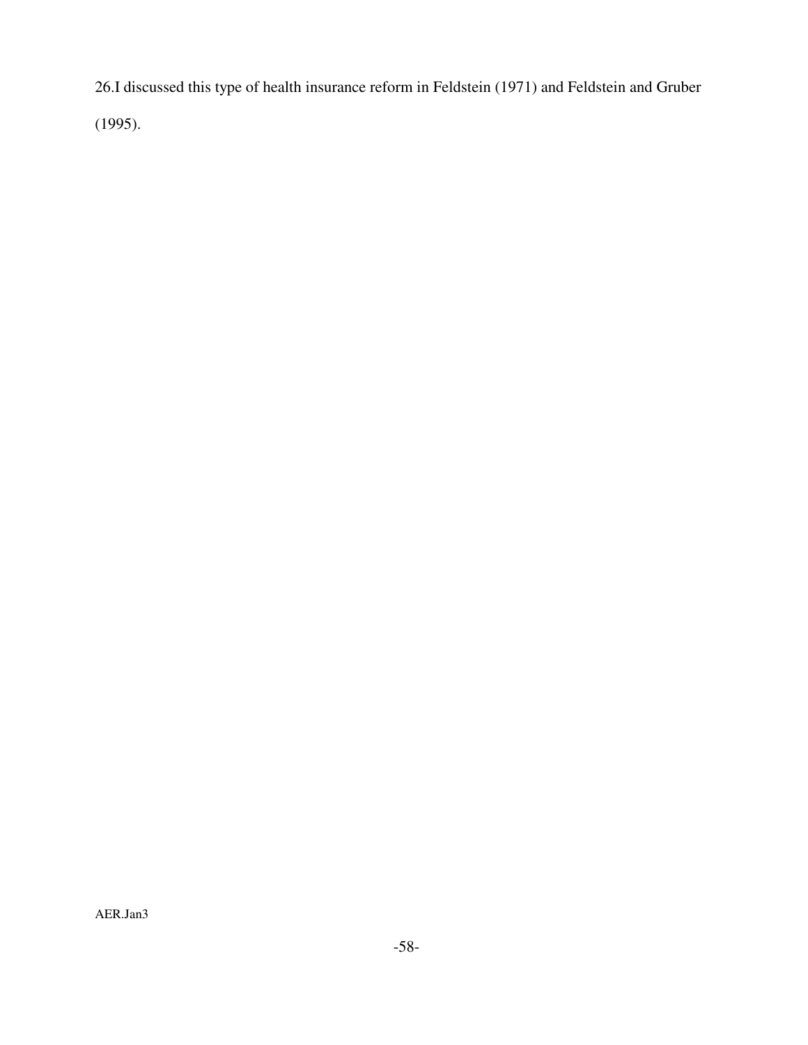26.I discussed this type of health insurance reform in Feldstein (1971) and Feldstein and Gruber (1995).